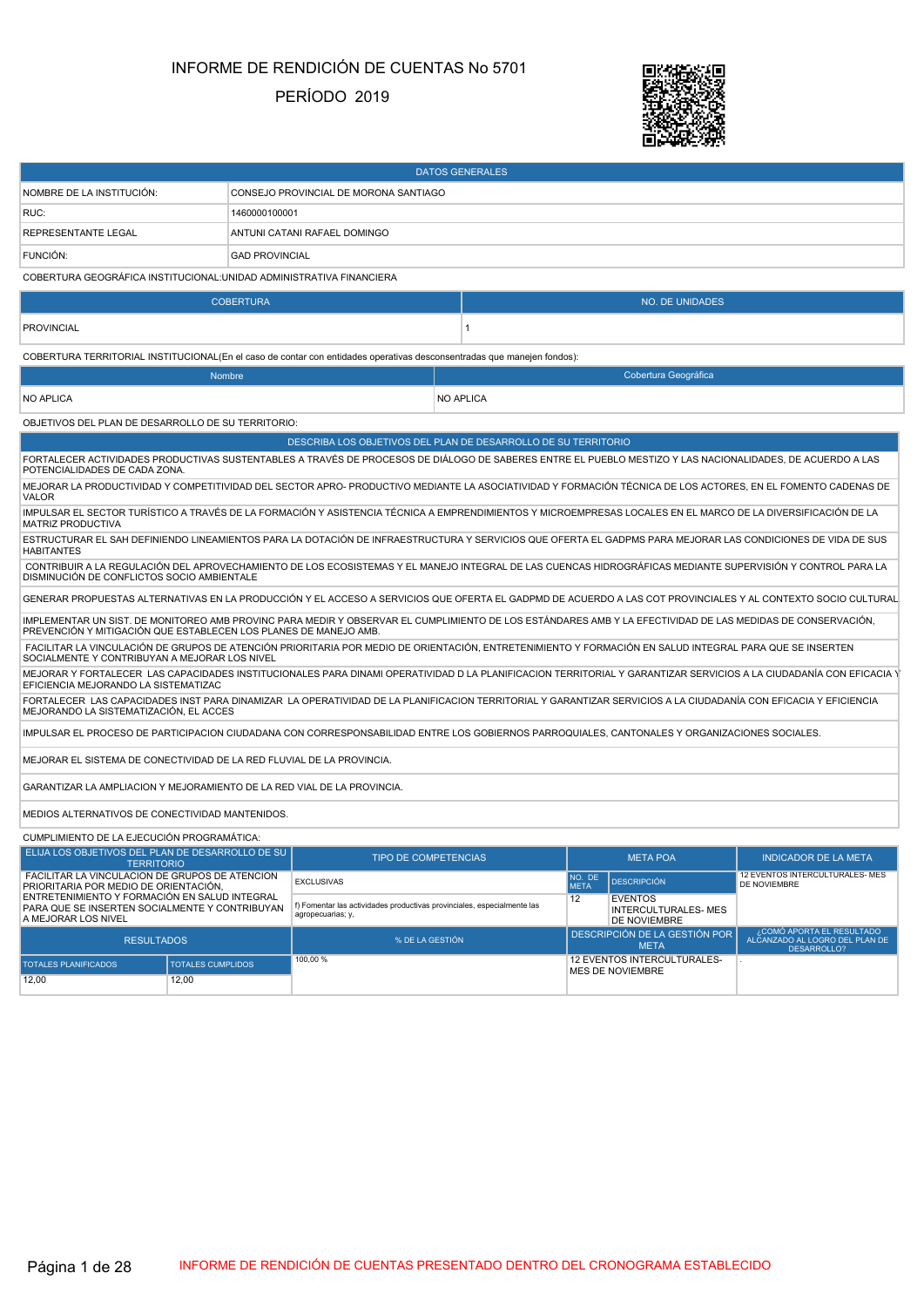# INFORME DE RENDICIÓN DE CUENTAS No 5701

## PERÍODO 2019

| DATOS GENERALES | |
|---|---|
| NOMBRE DE LA INSTITUCIÓN: | CONSEJO PROVINCIAL DE MORONA SANTIAGO |
| RUC: | 1460000100001 |
| REPRESENTANTE LEGAL | ANTUNI CATANI RAFAEL DOMINGO |
| FUNCIÓN: | GAD PROVINCIAL |

COBERTURA GEOGRÁFICA INSTITUCIONAL:UNIDAD ADMINISTRATIVA FINANCIERA

| COBERTURA | NO. DE UNIDADES |
|---|---|
| PROVINCIAL | 1 |

COBERTURA TERRITORIAL INSTITUCIONAL(En el caso de contar con entidades operativas desconsentradas que manejen fondos):

| Nombre | Cobertura Geográfica |
|---|---|
| NO APLICA | NO APLICA |

OBJETIVOS DEL PLAN DE DESARROLLO DE SU TERRITORIO:

| DESCRIBA LOS OBJETIVOS DEL PLAN DE DESARROLLO DE SU TERRITORIO |
|---|
| FORTALECER ACTIVIDADES PRODUCTIVAS SUSTENTABLES A TRAVÉS DE PROCESOS DE DIÁLOGO DE SABERES ENTRE EL PUEBLO MESTIZO Y LAS NACIONALIDADES, DE ACUERDO A LAS POTENCIALIDADES DE CADA ZONA. |
| MEJORAR LA PRODUCTIVIDAD Y COMPETITIVIDAD DEL SECTOR APRO- PRODUCTIVO MEDIANTE LA ASOCIATIVIDAD Y FORMACIÓN TÉCNICA DE LOS ACTORES, EN EL FOMENTO CADENAS DE VALOR |
| IMPULSAR EL SECTOR TURÍSTICO A TRAVÉS DE LA FORMACIÓN Y ASISTENCIA TÉCNICA A EMPRENDIMIENTOS Y MICROEMPRESAS LOCALES EN EL MARCO DE LA DIVERSIFICACIÓN DE LA MATRIZ PRODUCTIVA |
| ESTRUCTURAR EL SAH DEFINIENDO LINEAMIENTOS PARA LA DOTACIÓN DE INFRAESTRUCTURA Y SERVICIOS QUE OFERTA EL GADPMS PARA MEJORAR LAS CONDICIONES DE VIDA DE SUS HABITANTES |
| CONTRIBUIR A LA REGULACIÓN DEL APROVECHAMIENTO DE LOS ECOSISTEMAS Y EL MANEJO INTEGRAL DE LAS CUENCAS HIDROGRÁFICAS MEDIANTE SUPERVISIÓN Y CONTROL PARA LA DISMINUCIÓN DE CONFLICTOS SOCIO AMBIENTALE |
| GENERAR PROPUESTAS ALTERNATIVAS EN LA PRODUCCIÓN Y EL ACCESO A SERVICIOS QUE OFERTA EL GADPMD DE ACUERDO A LAS COT PROVINCIALES Y AL CONTEXTO SOCIO CULTURAL |
| IMPLEMENTAR UN SIST. DE MONITOREO AMB PROVINC PARA MEDIR Y OBSERVAR EL CUMPLIMIENTO DE LOS ESTÁNDARES AMB Y LA EFECTIVIDAD DE LAS MEDIDAS DE CONSERVACIÓN, PREVENCIÓN Y MITIGACIÓN QUE ESTABLECEN LOS PLANES DE MANEJO AMB. |
| FACILITAR LA VINCULACIÓN DE GRUPOS DE ATENCIÓN PRIORITARIA POR MEDIO DE ORIENTACIÓN, ENTRETENIMIENTO Y FORMACIÓN EN SALUD INTEGRAL PARA QUE SE INSERTEN SOCIALMENTE Y CONTRIBUYAN A MEJORAR LOS NIVEL |
| MEJORAR Y FORTALECER LAS CAPACIDADES INSTITUCIONALES PARA DINAMI OPERATIVIDAD D LA PLANIFICACION TERRITORIAL Y GARANTIZAR SERVICIOS A LA CIUDADANÍA CON EFICACIA Y EFICIENCIA MEJORANDO LA SISTEMATIZAC |
| FORTALECER LAS CAPACIDADES INST PARA DINAMIZAR LA OPERATIVIDAD DE LA PLANIFICACION TERRITORIAL Y GARANTIZAR SERVICIOS A LA CIUDADANÍA CON EFICACIA Y EFICIENCIA MEJORANDO LA SISTEMATIZACIÓN, EL ACCES |
| IMPULSAR EL PROCESO DE PARTICIPACION CIUDADANA CON CORRESPONSABILIDAD ENTRE LOS GOBIERNOS PARROQUIALES, CANTONALES Y ORGANIZACIONES SOCIALES. |
| MEJORAR EL SISTEMA DE CONECTIVIDAD DE LA RED FLUVIAL DE LA PROVINCIA. |
| GARANTIZAR LA AMPLIACION Y MEJORAMIENTO DE LA RED VIAL DE LA PROVINCIA. |
| MEDIOS ALTERNATIVOS DE CONECTIVIDAD MANTENIDOS. |

CUMPLIMIENTO DE LA EJECUCIÓN PROGRAMÁTICA:

| ELIJA LOS OBJETIVOS DEL PLAN DE DESARROLLO DE SU TERRITORIO | | TIPO DE COMPETENCIAS | META POA | | INDICADOR DE LA META |
|---|---|---|---|---|---|
| FACILITAR LA VINCULACION DE GRUPOS DE ATENCION PRIORITARIA POR MEDIO DE ORIENTACIÓN, ENTRETENIMIENTO Y FORMACIÓN EN SALUD INTEGRAL PARA QUE SE INSERTEN SOCIALMENTE Y CONTRIBUYAN A MEJORAR LOS NIVEL | | EXCLUSIVAS | NO. DE META | DESCRIPCIÓN | 12 EVENTOS INTERCULTURALES- MES DE NOVIEMBRE |
| | | f) Fomentar las actividades productivas provinciales, especialmente las agropecuarias; y, | 12 | EVENTOS INTERCULTURALES- MES DE NOVIEMBRE | |
| RESULTADOS | | % DE LA GESTIÓN | DESCRIPCIÓN DE LA GESTIÓN POR META | | ¿CÓMO APORTA EL RESULTADO ALCANZADO AL LOGRO DEL PLAN DE DESARROLLO? |
| TOTALES PLANIFICADOS | TOTALES CUMPLIDOS | 100,00 % | 12 EVENTOS INTERCULTURALES- MES DE NOVIEMBRE | | . |
| 12,00 | 12,00 | | | | |

INFORME DE RENDICIÓN DE CUENTAS PRESENTADO DENTRO DEL CRONOGRAMA ESTABLECIDO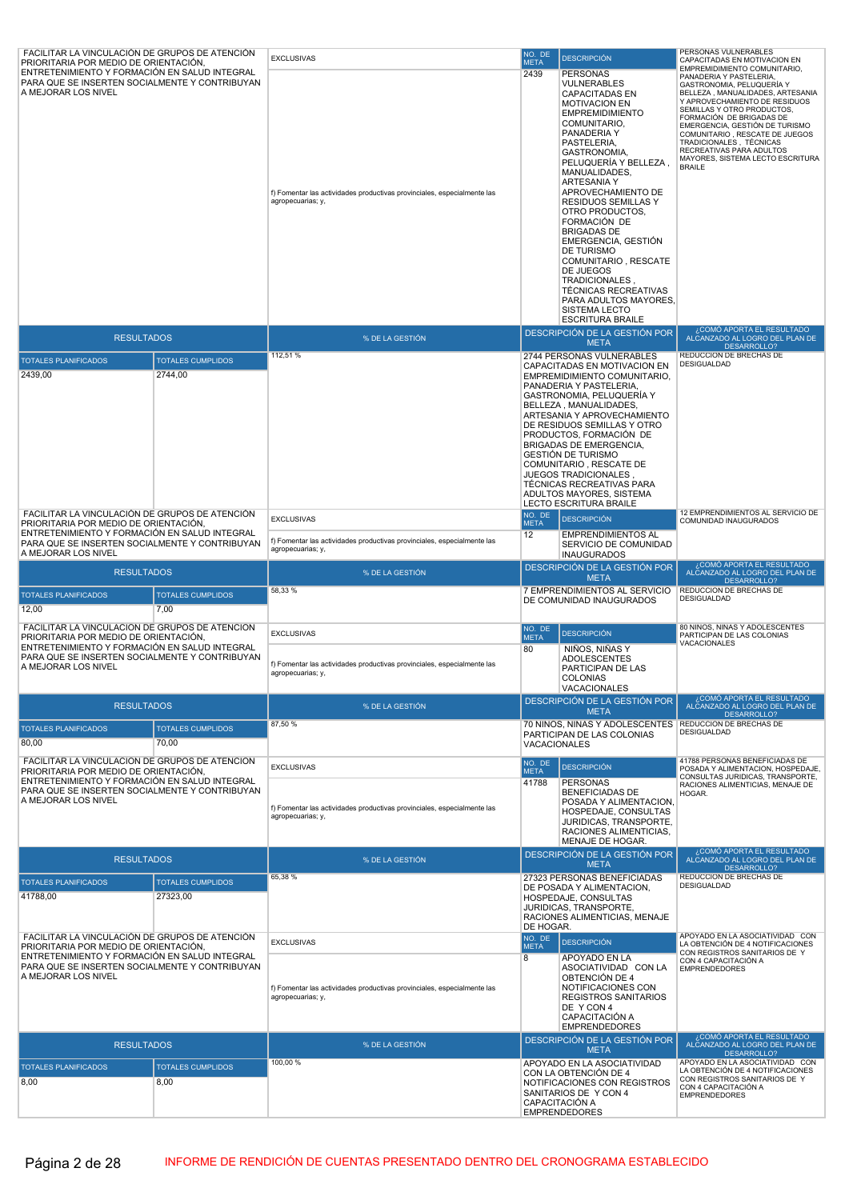| FACILITAR LA VINCULACIÓN DE GRUPOS DE ATENCIÓN PRIORITARIA POR MEDIO DE ORIENTACIÓN, ENTRETENIMIENTO Y FORMACIÓN EN SALUD INTEGRAL PARA QUE SE INSERTEN SOCIALMENTE Y CONTRIBUYAN A MEJORAR LOS NIVEL | EXCLUSIVAS | NO. DE META | DESCRIPCIÓN | PERSONAS VULNERABLES CAPACITADAS EN MOTIVACION EN EMPREMIDIMIENTO COMUNITARIO, PANADERIA Y PASTELERIA, GASTRONOMIA, PELUQUERÍA Y BELLEZA , MANUALIDADES, ARTESANIA Y APROVECHAMIENTO DE RESIDUOS SEMILLAS Y OTRO PRODUCTOS, FORMACIÓN DE BRIGADAS DE EMERGENCIA, GESTIÓN DE TURISMO COMUNITARIO , RESCATE DE JUEGOS TRADICIONALES , TÉCNICAS RECREATIVAS PARA ADULTOS MAYORES, SISTEMA LECTO ESCRITURA BRAILE |
|---|---|---|---|---|
| | f) Fomentar las actividades productivas provinciales, especialmente las agropecuarias; y, | 2439 | PERSONAS VULNERABLES CAPACITADAS EN MOTIVACION EN EMPREMIDIMIENTO COMUNITARIO, PANADERIA Y PASTELERIA, GASTRONOMIA, PELUQUERÍA Y BELLEZA , MANUALIDADES, ARTESANIA Y APROVECHAMIENTO DE RESIDUOS SEMILLAS Y OTRO PRODUCTOS, FORMACIÓN DE BRIGADAS DE EMERGENCIA, GESTIÓN DE TURISMO COMUNITARIO , RESCATE DE JUEGOS TRADICIONALES , TÉCNICAS RECREATIVAS PARA ADULTOS MAYORES, SISTEMA LECTO ESCRITURA BRAILE | |

| RESULTADOS | | % DE LA GESTIÓN | DESCRIPCIÓN DE LA GESTIÓN POR META | ¿CÓMO APORTA EL RESULTADO ALCANZADO AL LOGRO DEL PLAN DE DESARROLLO? |
|---|---|---|---|---|
| TOTALES PLANIFICADOS | TOTALES CUMPLIDOS | 112,51 % | 2744 PERSONAS VULNERABLES CAPACITADAS EN MOTIVACION EN EMPREMIDIMIENTO COMUNITARIO, PANADERIA Y PASTELERIA, GASTRONOMIA, PELUQUERÍA Y BELLEZA , MANUALIDADES, ARTESANIA Y APROVECHAMIENTO DE RESIDUOS SEMILLAS Y OTRO PRODUCTOS, FORMACIÓN DE BRIGADAS DE EMERGENCIA, GESTIÓN DE TURISMO COMUNITARIO , RESCATE DE JUEGOS TRADICIONALES , TÉCNICAS RECREATIVAS PARA ADULTOS MAYORES, SISTEMA LECTO ESCRITURA BRAILE | REDUCCION DE BRECHAS DE DESIGUALDAD |
| 2439,00 | 2744,00 | | | |

| FACILITAR LA VINCULACIÓN DE GRUPOS DE ATENCIÓN PRIORITARIA POR MEDIO DE ORIENTACIÓN, ENTRETENIMIENTO Y FORMACIÓN EN SALUD INTEGRAL PARA QUE SE INSERTEN SOCIALMENTE Y CONTRIBUYAN A MEJORAR LOS NIVEL | EXCLUSIVAS | NO. DE META | DESCRIPCIÓN | 12 EMPRENDIMIENTOS AL SERVICIO DE COMUNIDAD INAUGURADOS |
|---|---|---|---|---|
| | f) Fomentar las actividades productivas provinciales, especialmente las agropecuarias; y, | 12 | EMPRENDIMIENTOS AL SERVICIO DE COMUNIDAD INAUGURADOS | |

| RESULTADOS | | % DE LA GESTIÓN | DESCRIPCIÓN DE LA GESTIÓN POR META | ¿CÓMO APORTA EL RESULTADO ALCANZADO AL LOGRO DEL PLAN DE DESARROLLO? |
|---|---|---|---|---|
| TOTALES PLANIFICADOS | TOTALES CUMPLIDOS | 58,33 % | 7 EMPRENDIMIENTOS AL SERVICIO DE COMUNIDAD INAUGURADOS | REDUCCION DE BRECHAS DE DESIGUALDAD |
| 12,00 | 7,00 | | | |

| FACILITAR LA VINCULACION DE GRUPOS DE ATENCION PRIORITARIA POR MEDIO DE ORIENTACIÓN, ENTRETENIMIENTO Y FORMACIÓN EN SALUD INTEGRAL PARA QUE SE INSERTEN SOCIALMENTE Y CONTRIBUYAN A MEJORAR LOS NIVEL | EXCLUSIVAS | NO. DE META | DESCRIPCIÓN | 80 NIÑOS, NIÑAS Y ADOLESCENTES PARTICIPAN DE LAS COLONIAS VACACIONALES |
|---|---|---|---|---|
| | f) Fomentar las actividades productivas provinciales, especialmente las agropecuarias; y, | 80 | NIÑOS, NIÑAS Y ADOLESCENTES PARTICIPAN DE LAS COLONIAS VACACIONALES | |

| RESULTADOS | | % DE LA GESTIÓN | DESCRIPCIÓN DE LA GESTIÓN POR META | ¿CÓMO APORTA EL RESULTADO ALCANZADO AL LOGRO DEL PLAN DE DESARROLLO? |
|---|---|---|---|---|
| TOTALES PLANIFICADOS | TOTALES CUMPLIDOS | 87,50 % | 70 NINOS, NINAS Y ADOLESCENTES PARTICIPAN DE LAS COLONIAS VACACIONALES | REDUCCION DE BRECHAS DE DESIGUALDAD |
| 80,00 | 70,00 | | | |

| FACILITAR LA VINCULACION DE GRUPOS DE ATENCION PRIORITARIA POR MEDIO DE ORIENTACIÓN, ENTRETENIMIENTO Y FORMACIÓN EN SALUD INTEGRAL PARA QUE SE INSERTEN SOCIALMENTE Y CONTRIBUYAN A MEJORAR LOS NIVEL | EXCLUSIVAS | NO. DE META | DESCRIPCIÓN | 41788 PERSONAS BENEFICIADAS DE POSADA Y ALIMENTACION, HOSPEDAJE, CONSULTAS JURIDICAS, TRANSPORTE, RACIONES ALIMENTICIAS, MENAJE DE HOGAR. |
|---|---|---|---|---|
| | f) Fomentar las actividades productivas provinciales, especialmente las agropecuarias; y, | 41788 | PERSONAS BENEFICIADAS DE POSADA Y ALIMENTACION, HOSPEDAJE, CONSULTAS JURIDICAS, TRANSPORTE, RACIONES ALIMENTICIAS, MENAJE DE HOGAR. | |

| RESULTADOS | | % DE LA GESTIÓN | DESCRIPCIÓN DE LA GESTIÓN POR META | ¿CÓMO APORTA EL RESULTADO ALCANZADO AL LOGRO DEL PLAN DE DESARROLLO? |
|---|---|---|---|---|
| TOTALES PLANIFICADOS | TOTALES CUMPLIDOS | 65,38 % | 27323 PERSONAS BENEFICIADAS DE POSADA Y ALIMENTACION, HOSPEDAJE, CONSULTAS JURIDICAS, TRANSPORTE, RACIONES ALIMENTICIAS, MENAJE DE HOGAR. | REDUCCION DE BRECHAS DE DESIGUALDAD |
| 41788,00 | 27323,00 | | | |

| FACILITAR LA VINCULACIÓN DE GRUPOS DE ATENCIÓN PRIORITARIA POR MEDIO DE ORIENTACIÓN, ENTRETENIMIENTO Y FORMACIÓN EN SALUD INTEGRAL PARA QUE SE INSERTEN SOCIALMENTE Y CONTRIBUYAN A MEJORAR LOS NIVEL | EXCLUSIVAS | NO. DE META | DESCRIPCIÓN | APOYADO EN LA ASOCIATIVIDAD CON LA OBTENCIÓN DE 4 NOTIFICACIONES CON REGISTROS SANITARIOS DE Y CON 4 CAPACITACIÓN A EMPRENDEDORES |
|---|---|---|---|---|
| | f) Fomentar las actividades productivas provinciales, especialmente las agropecuarias; y, | 8 | APOYADO EN LA ASOCIATIVIDAD CON LA OBTENCIÓN DE 4 NOTIFICACIONES CON REGISTROS SANITARIOS DE Y CON 4 CAPACITACIÓN A EMPRENDEDORES | |

| RESULTADOS | | % DE LA GESTIÓN | DESCRIPCIÓN DE LA GESTIÓN POR META | ¿CÓMO APORTA EL RESULTADO ALCANZADO AL LOGRO DEL PLAN DE DESARROLLO? |
|---|---|---|---|---|
| TOTALES PLANIFICADOS | TOTALES CUMPLIDOS | 100,00 % | APOYADO EN LA ASOCIATIVIDAD CON LA OBTENCIÓN DE 4 NOTIFICACIONES CON REGISTROS SANITARIOS DE Y CON 4 CAPACITACIÓN A EMPRENDEDORES | APOYADO EN LA ASOCIATIVIDAD CON LA OBTENCIÓN DE 4 NOTIFICACIONES CON REGISTROS SANITARIOS DE Y CON 4 CAPACITACIÓN A EMPRENDEDORES |
| 8,00 | 8,00 | | | |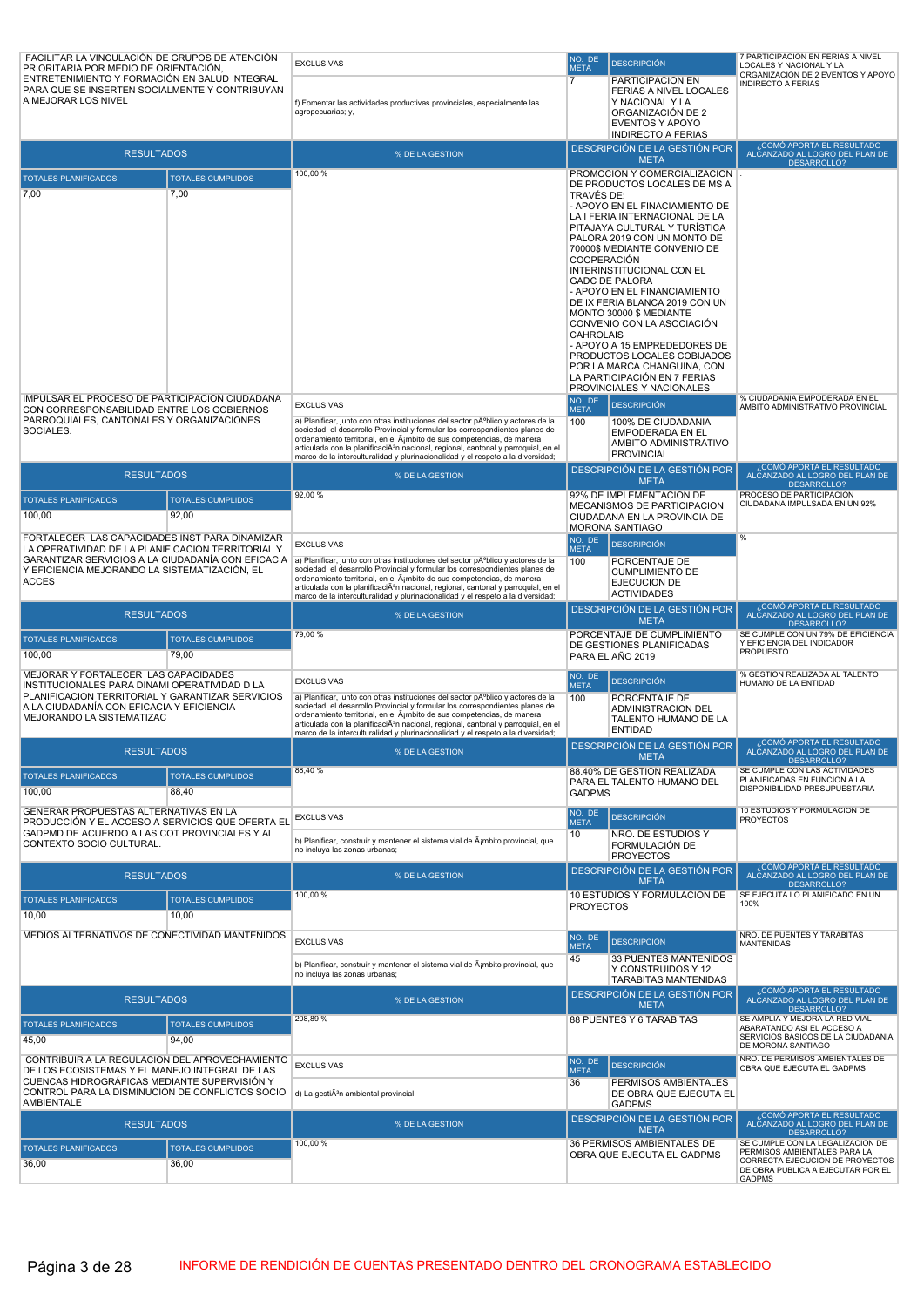| FACILITAR LA VINCULACIÓN DE GRUPOS DE ATENCIÓN PRIORITARIA POR MEDIO DE ORIENTACIÓN, ENTRETENIMIENTO Y FORMACIÓN EN SALUD INTEGRAL PARA QUE SE INSERTEN SOCIALMENTE Y CONTRIBUYAN A MEJORAR LOS NIVEL | | EXCLUSIVAS | NO. DE META | DESCRIPCIÓN | 7 PARTICIPACIÓN EN FERIAS A NIVEL LOCALES Y NACIONAL Y LA ORGANIZACIÓN DE 2 EVENTOS Y APOYO INDIRECTO A FERIAS |
|---|---|---|---|---|---|
| | | f) Fomentar las actividades productivas provinciales, especialmente las agropecuarias; y, | 7 | PARTICIPACION EN FERIAS A NIVEL LOCALES Y NACIONAL Y LA ORGANIZACIÓN DE 2 EVENTOS Y APOYO INDIRECTO A FERIAS | |
| RESULTADOS | | % DE LA GESTIÓN | DESCRIPCIÓN DE LA GESTIÓN POR META | | ¿CÓMO APORTA EL RESULTADO ALCANZADO AL LOGRO DEL PLAN DE DESARROLLO? |
| TOTALES PLANIFICADOS | TOTALES CUMPLIDOS | 100,00 % | PROMOCION Y COMERCIALIZACION DE PRODUCTOS LOCALES DE MS A TRAVÉS DE: - APOYO EN EL FIANCIAMIENTO DE LA I FERIA INTERNACIONAL DE LA PITAJAYA CULTURAL Y TURÍSTICA PALORA 2019 CON UN MONTO DE 70000$ MEDIANTE CONVENIO DE COOPERACIÓN INTERINSTITUCIONAL CON EL GADC DE PALORA - APOYO EN EL FINANCIAMIENTO DE IX FERIA BLANCA 2019 CON UN MONTO 30000 $ MEDIANTE CONVENIO CON LA ASOCIACIÓN CAHROLAIS - APOYO A 15 EMPREDEDORES DE PRODUCTOS LOCALES COBIJADOS POR LA MARCA CHANGUINA, CON LA PARTICIPACIÓN EN 7 FERIAS PROVINCIALES Y NACIONALES | | . |
| 7,00 | 7,00 | | | | |
| IMPULSAR EL PROCESO DE PARTICIPACION CIUDADANA CON CORRESPONSABILIDAD ENTRE LOS GOBIERNOS PARROQUIALES, CANTONALES Y ORGANIZACIONES SOCIALES. | | EXCLUSIVAS | NO. DE META | DESCRIPCIÓN | % CIUDADANIA EMPODERADA EN EL AMBITO ADMINISTRATIVO PROVINCIAL |
| | | a) Planificar, junto con otras instituciones del sector pÃºblico y actores de la sociedad, el desarrollo Provincial y formular los correspondientes planes de ordenamiento territorial, en el Ã¡mbito de sus competencias, de manera articulada con la planificaciÃ³n nacional, regional, cantonal y parroquial, en el marco de la interculturalidad y plurinacionalidad y el respeto a la diversidad; | 100 | 100% DE CIUDADANIA EMPODERADA EN EL AMBITO ADMINISTRATIVO PROVINCIAL | |
| RESULTADOS | | % DE LA GESTIÓN | DESCRIPCIÓN DE LA GESTIÓN POR META | | ¿CÓMO APORTA EL RESULTADO ALCANZADO AL LOGRO DEL PLAN DE DESARROLLO? |
| TOTALES PLANIFICADOS | TOTALES CUMPLIDOS | 92,00 % | 92% DE IMPLEMENTACION DE MECANISMOS DE PARTICIPACION CIUDADANA EN LA PROVINCIA DE MORONA SANTIAGO | | PROCESO DE PARTICIPACION CIUDADANA IMPULSADA EN UN 92% |
| 100,00 | 92,00 | | | | |
| FORTALECER LAS CAPACIDADES INST PARA DINAMIZAR LA OPERATIVIDAD DE LA PLANIFICACION TERRITORIAL Y GARANTIZAR SERVICIOS A LA CIUDADANÍA CON EFICACIA Y EFICIENCIA MEJORANDO LA SISTEMATIZACIÓN, EL ACCES | | EXCLUSIVAS | NO. DE META | DESCRIPCIÓN | % |
| | | a) Planificar, junto con otras instituciones del sector pÃºblico y actores de la sociedad, el desarrollo Provincial y formular los correspondientes planes de ordenamiento territorial, en el Ã¡mbito de sus competencias, de manera articulada con la planificaciÃ³n nacional, regional, cantonal y parroquial, en el marco de la interculturalidad y plurinacionalidad y el respeto a la diversidad; | 100 | PORCENTAJE DE CUMPLIMIENTO DE EJECUCION DE ACTIVIDADES | |
| RESULTADOS | | % DE LA GESTIÓN | DESCRIPCIÓN DE LA GESTIÓN POR META | | ¿CÓMO APORTA EL RESULTADO ALCANZADO AL LOGRO DEL PLAN DE DESARROLLO? |
| TOTALES PLANIFICADOS | TOTALES CUMPLIDOS | 79,00 % | PORCENTAJE DE CUMPLIMIENTO DE GESTIONES PLANIFICADAS PARA EL AÑO 2019 | | SE CUMPLE CON UN 79% DE EFICIENCIA Y EFICIENCIA DEL INDICADOR PROPUESTO. |
| 100,00 | 79,00 | | | | |
| MEJORAR Y FORTALECER LAS CAPACIDADES INSTITUCIONALES PARA DINAMI OPERATIVIDAD D LA PLANIFICACION TERRITORIAL Y GARANTIZAR SERVICIOS A LA CIUDADANÍA CON EFICACIA Y EFICIENCIA MEJORANDO LA SISTEMATIZAC | | EXCLUSIVAS | NO. DE META | DESCRIPCIÓN | % GESTION REALIZADA AL TALENTO HUMANO DE LA ENTIDAD |
| | | a) Planificar, junto con otras instituciones del sector pÃºblico y actores de la sociedad, el desarrollo Provincial y formular los correspondientes planes de ordenamiento territorial, en el Ã¡mbito de sus competencias, de manera articulada con la planificaciÃ³n nacional, regional, cantonal y parroquial, en el marco de la interculturalidad y plurinacionalidad y el respeto a la diversidad; | 100 | PORCENTAJE DE ADMINISTRACION DEL TALENTO HUMANO DE LA ENTIDAD | |
| RESULTADOS | | % DE LA GESTIÓN | DESCRIPCIÓN DE LA GESTIÓN POR META | | ¿CÓMO APORTA EL RESULTADO ALCANZADO AL LOGRO DEL PLAN DE DESARROLLO? |
| TOTALES PLANIFICADOS | TOTALES CUMPLIDOS | 88,40 % | 88.40% DE GESTION REALIZADA PARA EL TALENTO HUMANO DEL GADPMS | | SE CUMPLE CON LAS ACTIVIDADES PLANIFICADAS EN FUNCION A LA DISPONIBILIDAD PRESUPUESTARIA |
| 100,00 | 88,40 | | | | |
| GENERAR PROPUESTAS ALTERNATIVAS EN LA PRODUCCIÓN Y EL ACCESO A SERVICIOS QUE OFERTA EL GADPMD DE ACUERDO A LAS COT PROVINCIALES Y AL CONTEXTO SOCIO CULTURAL. | | EXCLUSIVAS | NO. DE META | DESCRIPCIÓN | 10 ESTUDIOS Y FORMULACION DE PROYECTOS |
| | | b) Planificar, construir y mantener el sistema vial de Ã¡mbito provincial, que no incluya las zonas urbanas; | 10 | NRO. DE ESTUDIOS Y FORMULACIÓN DE PROYECTOS | |
| RESULTADOS | | % DE LA GESTIÓN | DESCRIPCIÓN DE LA GESTIÓN POR META | | ¿CÓMO APORTA EL RESULTADO ALCANZADO AL LOGRO DEL PLAN DE DESARROLLO? |
| TOTALES PLANIFICADOS | TOTALES CUMPLIDOS | 100,00 % | 10 ESTUDIOS Y FORMULACION DE PROYECTOS | | SE EJECUTA LO PLANIFICADO EN UN 100% |
| 10,00 | 10,00 | | | | |
| MEDIOS ALTERNATIVOS DE CONECTIVIDAD MANTENIDOS. | | EXCLUSIVAS | NO. DE META | DESCRIPCIÓN | NRO. DE PUENTES Y TARABITAS MANTENIDAS |
| | | b) Planificar, construir y mantener el sistema vial de Ã¡mbito provincial, que no incluya las zonas urbanas; | 45 | 33 PUENTES MANTENIDOS Y CONSTRUIDOS Y 12 TARABITAS MANTENIDAS | |
| RESULTADOS | | % DE LA GESTIÓN | DESCRIPCIÓN DE LA GESTIÓN POR META | | ¿CÓMO APORTA EL RESULTADO ALCANZADO AL LOGRO DEL PLAN DE DESARROLLO? |
| TOTALES PLANIFICADOS | TOTALES CUMPLIDOS | 208,89 % | 88 PUENTES Y 6 TARABITAS | | SE AMPLIA Y MEJORA LA RED VIAL ABARATANDO ASI EL ACCESO A SERVICIOS BASICOS DE LA CIUDADANIA DE MORONA SANTIAGO |
| 45,00 | 94,00 | | | | |
| CONTRIBUIR A LA REGULACION DEL APROVECHAMIENTO DE LOS ECOSISTEMAS Y EL MANEJO INTEGRAL DE LAS CUENCAS HIDROGRÁFICAS MEDIANTE SUPERVISIÓN Y CONTROL PARA LA DISMINUCIÓN DE CONFLICTOS SOCIO AMBIENTALE | | EXCLUSIVAS | NO. DE META | DESCRIPCIÓN | NRO. DE PERMISOS AMBIENTALES DE OBRA QUE EJECUTA EL GADPMS |
| | | d) La gestiÃ³n ambiental provincial; | 36 | PERMISOS AMBIENTALES DE OBRA QUE EJECUTA EL GADPMS | |
| RESULTADOS | | % DE LA GESTIÓN | DESCRIPCIÓN DE LA GESTIÓN POR META | | ¿CÓMO APORTA EL RESULTADO ALCANZADO AL LOGRO DEL PLAN DE DESARROLLO? |
| TOTALES PLANIFICADOS | TOTALES CUMPLIDOS | 100,00 % | 36 PERMISOS AMBIENTALES DE OBRA QUE EJECUTA EL GADPMS | | SE CUMPLE CON LA LEGALIZACION DE PERMISOS AMBIENTALES PARA LA CORRECTA EJECUCION DE PROYECTOS DE OBRA PUBLICA A EJECUTAR POR EL GADPMS |
| 36,00 | 36,00 | | | | |

INFORME DE RENDICIÓN DE CUENTAS PRESENTADO DENTRO DEL CRONOGRAMA ESTABLECIDO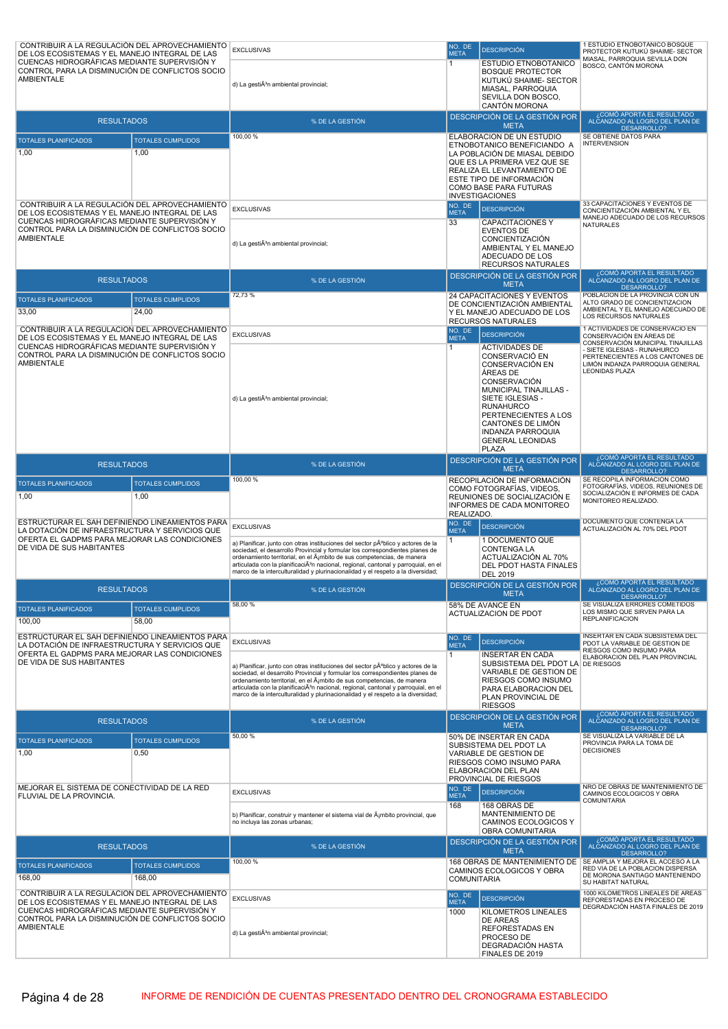| | | | |
|---|---|---|---|
| CONTRIBUIR A LA REGULACIÓN DEL APROVECHAMIENTO DE LOS ECOSISTEMAS Y EL MANEJO INTEGRAL DE LAS CUENCAS HIDROGRÁFICAS MEDIANTE SUPERVISIÓN Y CONTROL PARA LA DISMINUCIÓN DE CONFLICTOS SOCIO AMBIENTALE | EXCLUSIVAS<br><br>d) La gestiÃ³n ambiental provincial; | NO. DE META: 1<br>DESCRIPCIÓN: ESTUDIO ETNOBOTANICO BOSQUE PROTECTOR KUTUKÚ SHAIME- SECTOR MIASAL, PARROQUIA SEVILLA DON BOSCO, CANTÓN MORONA | 1 ESTUDIO ETNOBOTANICO BOSQUE PROTECTOR KUTUKÚ SHAIME- SECTOR MIASAL, PARROQUIA SEVILLA DON BOSCO, CANTÓN MORONA |
| RESULTADOS | % DE LA GESTIÓN | DESCRIPCIÓN DE LA GESTIÓN POR META | ¿CÓMO APORTA EL RESULTADO ALCANZADO AL LOGRO DEL PLAN DE DESARROLLO? |
| TOTALES PLANIFICADOS: 1,00 / TOTALES CUMPLIDOS: 1,00 | 100,00 % | ELABORACION DE UN ESTUDIO ETNOBOTANICO BENEFICIANDO A LA POBLACIÓN DE MIASAL DEBIDO QUE ES LA PRIMERA VEZ QUE SE REALIZA EL LEVANTAMIENTO DE ESTE TIPO DE INFORMACIÓN COMO BASE PARA FUTURAS INVESTIGACIONES | SE OBTIENE DATOS PARA INTERVENSION |
| CONTRIBUIR A LA REGULACIÓN DEL APROVECHAMIENTO DE LOS ECOSISTEMAS Y EL MANEJO INTEGRAL DE LAS CUENCAS HIDROGRÁFICAS MEDIANTE SUPERVISIÓN Y CONTROL PARA LA DISMINUCIÓN DE CONFLICTOS SOCIO AMBIENTALE | EXCLUSIVAS<br><br>d) La gestiÃ³n ambiental provincial; | NO. DE META: 33<br>DESCRIPCIÓN: CAPACITACIONES Y EVENTOS DE CONCIENTIZACIÓN AMBIENTAL Y EL MANEJO ADECUADO DE LOS RECURSOS NATURALES | 33 CAPACITACIONES Y EVENTOS DE CONCIENTIZACIÓN AMBIENTAL Y EL MANEJO ADECUADO DE LOS RECURSOS NATURALES |
| RESULTADOS | % DE LA GESTIÓN | DESCRIPCIÓN DE LA GESTIÓN POR META | ¿CÓMO APORTA EL RESULTADO ALCANZADO AL LOGRO DEL PLAN DE DESARROLLO? |
| TOTALES PLANIFICADOS: 33,00 / TOTALES CUMPLIDOS: 24,00 | 72,73 % | 24 CAPACITACIONES Y EVENTOS DE CONCIENTIZACIÓN AMBIENTAL Y EL MANEJO ADECUADO DE LOS RECURSOS NATURALES | POBLACION DE LA PROVINCIA CON UN ALTO GRADO DE CONCIENTIZACION AMBIENTAL Y EL MANEJO ADECUADO DE LOS RECURSOS NATURALES |
| CONTRIBUIR A LA REGULACIÓN DEL APROVECHAMIENTO DE LOS ECOSISTEMAS Y EL MANEJO INTEGRAL DE LAS CUENCAS HIDROGRÁFICAS MEDIANTE SUPERVISIÓN Y CONTROL PARA LA DISMINUCIÓN DE CONFLICTOS SOCIO AMBIENTALE | EXCLUSIVAS<br><br>d) La gestiÃ³n ambiental provincial; | NO. DE META: 1<br>DESCRIPCIÓN: ACTIVIDADES DE CONSERVACIÓ EN CONSERVACIÓN EN ÁREAS DE CONSERVACIÓN MUNICIPAL TINAJILLAS - SIETE IGLESIAS - RUNAHURCO PERTENECIENTES A LOS CANTONES DE LIMÓN INDANZA PARROQUIA GENERAL LEONIDAS PLAZA | 1 ACTIVIDADES DE CONSERVACIÓ EN CONSERVACIÓN EN ÁREAS DE CONSERVACIÓN MUNICIPAL TINAJILLAS - SIETE IGLESIAS - RUNAHURCO PERTENECIENTES A LOS CANTONES DE LIMÓN INDANZA PARROQUIA GENERAL LEONIDAS PLAZA |
| RESULTADOS | % DE LA GESTIÓN | DESCRIPCIÓN DE LA GESTIÓN POR META | ¿CÓMO APORTA EL RESULTADO ALCANZADO AL LOGRO DEL PLAN DE DESARROLLO? |
| TOTALES PLANIFICADOS: 1,00 / TOTALES CUMPLIDOS: 1,00 | 100,00 % | RECOPILACIÓN DE INFORMACIÓN COMO FOTOGRAFÍAS, VIDEOS, REUNIONES DE SOCIALIZACIÓN E INFORMES DE CADA MONITOREO REALIZADO. | SE RECOPILA INFORMACIÓN COMO FOTOGRAFÍAS, VIDEOS, REUNIONES DE SOCIALIZACIÓN E INFORMES DE CADA MONITOREO REALIZADO. |
| ESTRUCTURAR EL SAH DEFINIENDO LINEAMIENTOS PARA LA DOTACIÓN DE INFRAESTRUCTURA Y SERVICIOS QUE OFERTA EL GADPMS PARA MEJORAR LAS CONDICIONES DE VIDA DE SUS HABITANTES | EXCLUSIVAS<br><br>a) Planificar, junto con otras instituciones del sector pÃºblico y actores de la sociedad, el desarrollo Provincial y formular los correspondientes planes de ordenamiento territorial, en el Ã¡mbito de sus competencias, de manera articulada con la planificaciÃ³n nacional, regional, cantonal y parroquial, en el marco de la interculturalidad y plurinacionalidad y el respeto a la diversidad; | NO. DE META: 1<br>DESCRIPCIÓN: 1 DOCUMENTO QUE CONTENGA LA ACTUALIZACIÓN AL 70% DEL PDOT HASTA FINALES DEL 2019 | DOCUMENTO QUE CONTENGA LA ACTUALIZACIÓN AL 70% DEL PDOT |
| RESULTADOS | % DE LA GESTIÓN | DESCRIPCIÓN DE LA GESTIÓN POR META | ¿CÓMO APORTA EL RESULTADO ALCANZADO AL LOGRO DEL PLAN DE DESARROLLO? |
| TOTALES PLANIFICADOS: 100,00 / TOTALES CUMPLIDOS: 58,00 | 58,00 % | 58% DE AVANCE EN ACTUALIZACION DE PDOT | SE VISUALIZA ERRORES COMETIDOS LOS MISMO QUE SIRVEN PARA LA REPLANIFICACION |
| ESTRUCTURAR EL SAH DEFINIENDO LINEAMIENTOS PARA LA DOTACIÓN DE INFRAESTRUCTURA Y SERVICIOS QUE OFERTA EL GADPMS PARA MEJORAR LAS CONDICIONES DE VIDA DE SUS HABITANTES | EXCLUSIVAS<br><br>a) Planificar, junto con otras instituciones del sector pÃºblico y actores de la sociedad, el desarrollo Provincial y formular los correspondientes planes de ordenamiento territorial, en el Ã¡mbito de sus competencias, de manera articulada con la planificaciÃ³n nacional, regional, cantonal y parroquial, en el marco de la interculturalidad y plurinacionalidad y el respeto a la diversidad; | NO. DE META: 1<br>DESCRIPCIÓN: INSERTAR EN CADA SUBSISTEMA DEL PDOT LA VARIABLE DE GESTION DE RIESGOS COMO INSUMO PARA ELABORACION DEL PLAN PROVINCIAL DE RIESGOS | INSERTAR EN CADA SUBSISTEMA DEL PDOT LA VARIABLE DE GESTION DE RIESGOS COMO INSUMO PARA ELABORACION DEL PLAN PROVINCIAL DE RIESGOS |
| RESULTADOS | % DE LA GESTIÓN | DESCRIPCIÓN DE LA GESTIÓN POR META | ¿CÓMO APORTA EL RESULTADO ALCANZADO AL LOGRO DEL PLAN DE DESARROLLO? |
| TOTALES PLANIFICADOS: 1,00 / TOTALES CUMPLIDOS: 0,50 | 50,00 % | 50% DE INSERTAR EN CADA SUBSISTEMA DEL PDOT LA VARIABLE DE GESTION DE RIESGOS COMO INSUMO PARA ELABORACION DEL PLAN PROVINCIAL DE RIESGOS | SE VISUALIZA LA VARIABLE DE LA PROVINCIA PARA LA TOMA DE DECISIONES |
| MEJORAR EL SISTEMA DE CONECTIVIDAD DE LA RED FLUVIAL DE LA PROVINCIA. | EXCLUSIVAS<br><br>b) Planificar, construir y mantener el sistema vial de Ã¡mbito provincial, que no incluya las zonas urbanas; | NO. DE META: 168<br>DESCRIPCIÓN: 168 OBRAS DE MANTENIMIENTO DE CAMINOS ECOLOGICOS Y OBRA COMUNITARIA | NRO DE OBRAS DE MANTENIMIENTO DE CAMINOS ECOLOGICOS Y OBRA COMUNITARIA |
| RESULTADOS | % DE LA GESTIÓN | DESCRIPCIÓN DE LA GESTIÓN POR META | ¿CÓMO APORTA EL RESULTADO ALCANZADO AL LOGRO DEL PLAN DE DESARROLLO? |
| TOTALES PLANIFICADOS: 168,00 / TOTALES CUMPLIDOS: 168,00 | 100,00 % | 168 OBRAS DE MANTENIMIENTO DE CAMINOS ECOLOGICOS Y OBRA COMUNITARIA | SE AMPLIA Y MEJORA EL ACCESO A LA RED VIA DE LA POBLACION DISPERSA DE MORONA SANTIAGO MANTENIENDO SU HABITAT NATURAL |
| CONTRIBUIR A LA REGULACIÓN DEL APROVECHAMIENTO DE LOS ECOSISTEMAS Y EL MANEJO INTEGRAL DE LAS CUENCAS HIDROGRÁFICAS MEDIANTE SUPERVISIÓN Y CONTROL PARA LA DISMINUCIÓN DE CONFLICTOS SOCIO AMBIENTALE | EXCLUSIVAS<br><br>d) La gestiÃ³n ambiental provincial; | NO. DE META: 1000<br>DESCRIPCIÓN: KILOMETROS LINEALES DE AREAS REFORESTADAS EN PROCESO DE DEGRADACIÓN HASTA FINALES DE 2019 | 1000 KILOMETROS LINEALES DE AREAS REFORESTADAS EN PROCESO DE DEGRADACIÓN HASTA FINALES DE 2019 |

INFORME DE RENDICIÓN DE CUENTAS PRESENTADO DENTRO DEL CRONOGRAMA ESTABLECIDO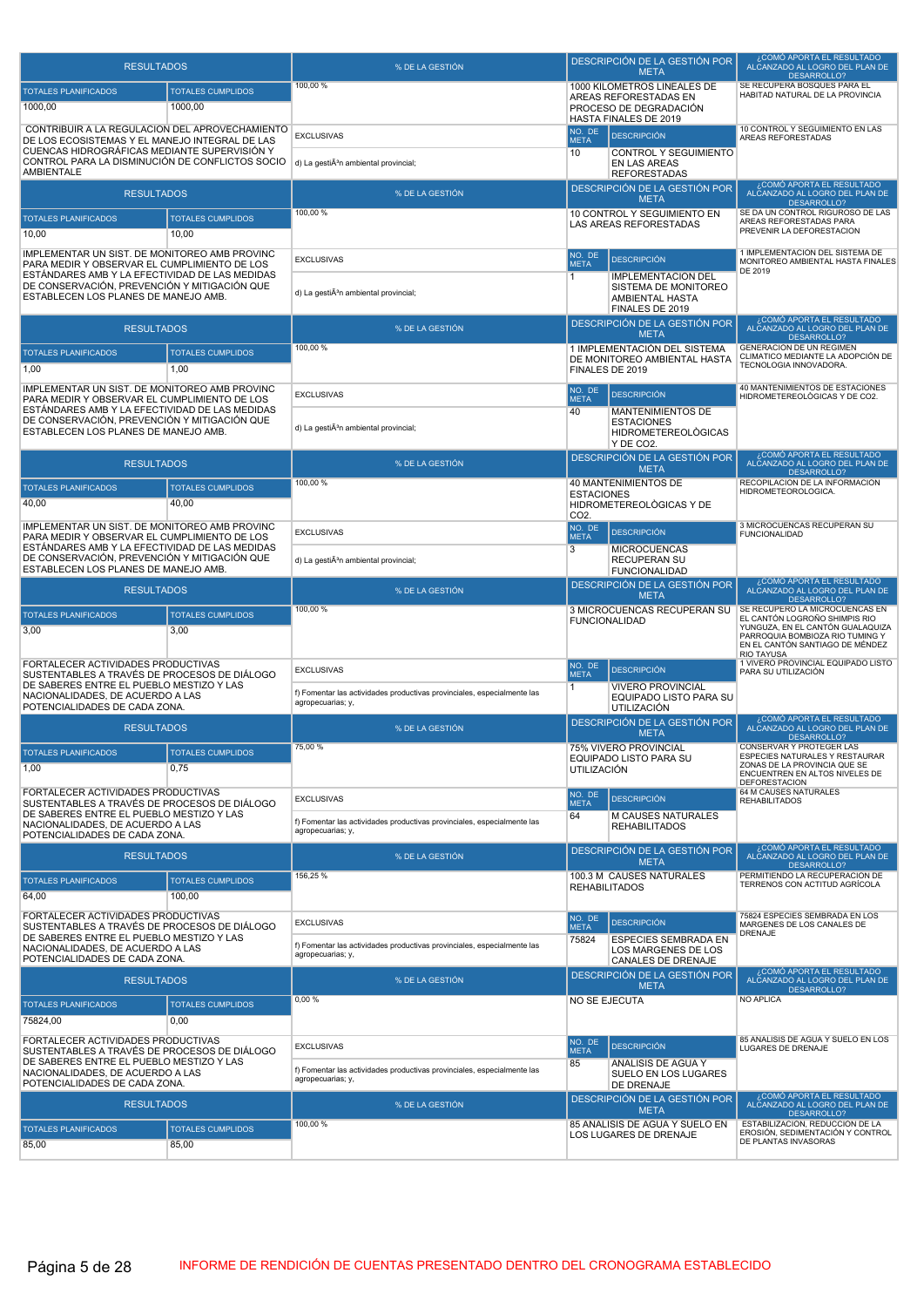| RESULTADOS | | % DE LA GESTIÓN | DESCRIPCIÓN DE LA GESTIÓN POR META | | ¿CÓMO APORTA EL RESULTADO ALCANZADO AL LOGRO DEL PLAN DE DESARROLLO? |
|---|---|---|---|---|---|
| TOTALES PLANIFICADOS | TOTALES CUMPLIDOS | 100,00 % | 1000 KILOMETROS LINEALES DE AREAS REFORESTADAS EN PROCESO DE DEGRADADCIÓN HASTA FINALES DE 2019 | | SE RECUPERA BOSQUES PARA EL HABITAT NATURAL DE LA PROVINCIA |
| 1000,00 | 1000,00 | | | | |
| CONTRIBUIR A LA REGULACION DEL APROVECHAMIENTO DE LOS ECOSISTEMAS Y EL MANEJO INTEGRAL DE LAS CUENCAS HIDROGRÁFICAS MEDIANTE SUPERVISIÓN Y CONTROL PARA LA DISMINUCIÓN DE CONFLICTOS SOCIO AMBIENTALE | | EXCLUSIVAS | NO. DE META | DESCRIPCIÓN | 10 CONTROL Y SEGUIMIENTO EN LAS AREAS REFORESTADAS |
| | | d) La gestiÃ³n ambiental provincial; | 10 | CONTROL Y SEGUIMIENTO EN LAS AREAS REFORESTADAS | |
| RESULTADOS | | % DE LA GESTIÓN | DESCRIPCIÓN DE LA GESTIÓN POR META | | ¿CÓMO APORTA EL RESULTADO ALCANZADO AL LOGRO DEL PLAN DE DESARROLLO? |
| TOTALES PLANIFICADOS | TOTALES CUMPLIDOS | 100,00 % | 10 CONTROL Y SEGUIMIENTO EN LAS AREAS REFORESTADAS | | SE DA UN CONTROL RIGUROSO DE LAS AREAS REFORESTADAS PARA PREVENIR LA DEFORESTACION |
| 10,00 | 10,00 | | | | |
| IMPLEMENTAR UN SIST. DE MONITOREO AMB PROVINC PARA MEDIR Y OBSERVAR EL CUMPLIMIENTO DE LOS ESTÁNDARES AMB Y LA EFECTIVIDAD DE LAS MEDIDAS DE CONSERVACIÓN, PREVENCIÓN Y MITIGACIÓN QUE ESTABLECEN LOS PLANES DE MANEJO AMB. | | EXCLUSIVAS | NO. DE META | DESCRIPCIÓN | 1 IMPLEMENTACION DEL SISTEMA DE MONITOREO AMBIENTAL HASTA FINALES DE 2019 |
| | | d) La gestiÃ³n ambiental provincial; | 1 | IMPLEMENTACION DEL SISTEMA DE MONITOREO AMBIENTAL HASTA FINALES DE 2019 | |
| RESULTADOS | | % DE LA GESTIÓN | DESCRIPCIÓN DE LA GESTIÓN POR META | | ¿CÓMO APORTA EL RESULTADO ALCANZADO AL LOGRO DEL PLAN DE DESARROLLO? |
| TOTALES PLANIFICADOS | TOTALES CUMPLIDOS | 100,00 % | 1 IMPLEMENTACIÓN DEL SISTEMA DE MONITOREO AMBIENTAL HASTA FINALES DE 2019 | | GENERACION DE UN REGIMEN CLIMATICO MEDIANTE LA ADOPCIÓN DE TECNOLOGIA INNOVADORA. |
| 1,00 | 1,00 | | | | |
| IMPLEMENTAR UN SIST. DE MONITOREO AMB PROVINC PARA MEDIR Y OBSERVAR EL CUMPLIMIENTO DE LOS ESTÁNDARES AMB Y LA EFECTIVIDAD DE LAS MEDIDAS DE CONSERVACIÓN, PREVENCIÓN Y MITIGACIÓN QUE ESTABLECEN LOS PLANES DE MANEJO AMB. | | EXCLUSIVAS | NO. DE META | DESCRIPCIÓN | 40 MANTENIMIENTOS DE ESTACIONES HIDROMETEREOLÓGICAS Y DE CO2. |
| | | d) La gestiÃ³n ambiental provincial; | 40 | MANTENIMIENTOS DE ESTACIONES HIDROMETEREOLÓGICAS Y DE CO2. | |
| RESULTADOS | | % DE LA GESTIÓN | DESCRIPCIÓN DE LA GESTIÓN POR META | | ¿CÓMO APORTA EL RESULTADO ALCANZADO AL LOGRO DEL PLAN DE DESARROLLO? |
| TOTALES PLANIFICADOS | TOTALES CUMPLIDOS | 100,00 % | 40 MANTENIMIENTOS DE ESTACIONES HIDROMETEREOLÓGICAS Y DE CO2. | | RECOPILACION DE LA INFORMACION HIDROMETEOROLOGICA. |
| 40,00 | 40,00 | | | | |
| IMPLEMENTAR UN SIST. DE MONITOREO AMB PROVINC PARA MEDIR Y OBSERVAR EL CUMPLIMIENTO DE LOS ESTÁNDARES AMB Y LA EFECTIVIDAD DE LAS MEDIDAS DE CONSERVACIÓN, PREVENCIÓN Y MITIGACIÓN QUE ESTABLECEN LOS PLANES DE MANEJO AMB. | | EXCLUSIVAS | NO. DE META | DESCRIPCIÓN | 3 MICROCUENCAS RECUPERAN SU FUNCIONALIDAD |
| | | d) La gestiÃ³n ambiental provincial; | 3 | MICROCUENCAS RECUPERAN SU FUNCIONALIDAD | |
| RESULTADOS | | % DE LA GESTIÓN | DESCRIPCIÓN DE LA GESTIÓN POR META | | ¿CÓMO APORTA EL RESULTADO ALCANZADO AL LOGRO DEL PLAN DE DESARROLLO? |
| TOTALES PLANIFICADOS | TOTALES CUMPLIDOS | 100,00 % | 3 MICROCUENCAS RECUPERAN SU FUNCIONALIDAD | | SE RECUPERO LA MICROCUENCAS EN EL CANTÓN LOGROÑO SHIMPIS RIO YUNGUZA, EN EL CANTÓN GUALAQUIZA PARROQUIA BOMBIOZA RIO TUMING Y EN EL CANTÓN SANTIAGO DE MÉNDEZ RIO TAYUSA |
| 3,00 | 3,00 | | | | |
| FORTALECER ACTIVIDADES PRODUCTIVAS SUSTENTABLES A TRAVÉS DE PROCESOS DE DIÁLOGO DE SABERES ENTRE EL PUEBLO MESTIZO Y LAS NACIONALIDADES, DE ACUERDO A LAS POTENCIALIDADES DE CADA ZONA. | | EXCLUSIVAS | NO. DE META | DESCRIPCIÓN | 1 VIVERO PROVINCIAL EQUIPADO LISTO PARA SU UTILIZACIÓN |
| | | f) Fomentar las actividades productivas provinciales, especialmente las agropecuarias; y, | 1 | VIVERO PROVINCIAL EQUIPADO LISTO PARA SU UTILIZACIÓN | |
| RESULTADOS | | % DE LA GESTIÓN | DESCRIPCIÓN DE LA GESTIÓN POR META | | ¿CÓMO APORTA EL RESULTADO ALCANZADO AL LOGRO DEL PLAN DE DESARROLLO? |
| TOTALES PLANIFICADOS | TOTALES CUMPLIDOS | 75,00 % | 75% VIVERO PROVINCIAL EQUIPADO LISTO PARA SU UTILIZACIÓN | | CONSERVAR Y PROTEGER LAS ESPECIES NATURALES Y RESTAURAR ZONAS DE LA PROVINCIA QUE SE ENCUENTREN EN ALTOS NIVELES DE DEFORESTACION |
| 1,00 | 0,75 | | | | |
| FORTALECER ACTIVIDADES PRODUCTIVAS SUSTENTABLES A TRAVÉS DE PROCESOS DE DIÁLOGO DE SABERES ENTRE EL PUEBLO MESTIZO Y LAS NACIONALIDADES, DE ACUERDO A LAS POTENCIALIDADES DE CADA ZONA. | | EXCLUSIVAS | NO. DE META | DESCRIPCIÓN | 64 M CAUSES NATURALES REHABILITADOS |
| | | f) Fomentar las actividades productivas provinciales, especialmente las agropecuarias; y, | 64 | M CAUSES NATURALES REHABILITADOS | |
| RESULTADOS | | % DE LA GESTIÓN | DESCRIPCIÓN DE LA GESTIÓN POR META | | ¿CÓMO APORTA EL RESULTADO ALCANZADO AL LOGRO DEL PLAN DE DESARROLLO? |
| TOTALES PLANIFICADOS | TOTALES CUMPLIDOS | 156,25 % | 100.3 M CAUSES NATURALES REHABILITADOS | | PERMITIENDO LA RECUPERACION DE TERRENOS CON ACTITUD AGRÍCOLA |
| 64,00 | 100,00 | | | | |
| FORTALECER ACTIVIDADES PRODUCTIVAS SUSTENTABLES A TRAVÉS DE PROCESOS DE DIÁLOGO DE SABERES ENTRE EL PUEBLO MESTIZO Y LAS NACIONALIDADES, DE ACUERDO A LAS POTENCIALIDADES DE CADA ZONA. | | EXCLUSIVAS | NO. DE META | DESCRIPCIÓN | 75824 ESPECIES SEMBRADA EN LOS MARGENES DE LOS CANALES DE DRENAJE |
| | | f) Fomentar las actividades productivas provinciales, especialmente las agropecuarias; y, | 75824 | ESPECIES SEMBRADA EN LOS MARGENES DE LOS CANALES DE DRENAJE | |
| RESULTADOS | | % DE LA GESTIÓN | DESCRIPCIÓN DE LA GESTIÓN POR META | | ¿CÓMO APORTA EL RESULTADO ALCANZADO AL LOGRO DEL PLAN DE DESARROLLO? |
| TOTALES PLANIFICADOS | TOTALES CUMPLIDOS | 0,00 % | NO SE EJECUTA | | NO APLICA |
| 75824,00 | 0,00 | | | | |
| FORTALECER ACTIVIDADES PRODUCTIVAS SUSTENTABLES A TRAVÉS DE PROCESOS DE DIÁLOGO DE SABERES ENTRE EL PUEBLO MESTIZO Y LAS NACIONALIDADES, DE ACUERDO A LAS POTENCIALIDADES DE CADA ZONA. | | EXCLUSIVAS | NO. DE META | DESCRIPCIÓN | 85 ANALISIS DE AGUA Y SUELO EN LOS LUGARES DE DRENAJE |
| | | f) Fomentar las actividades productivas provinciales, especialmente las agropecuarias; y, | 85 | ANALISIS DE AGUA Y SUELO EN LOS LUGARES DE DRENAJE | |
| RESULTADOS | | % DE LA GESTIÓN | DESCRIPCIÓN DE LA GESTIÓN POR META | | ¿CÓMO APORTA EL RESULTADO ALCANZADO AL LOGRO DEL PLAN DE DESARROLLO? |
| TOTALES PLANIFICADOS | TOTALES CUMPLIDOS | 100,00 % | 85 ANALISIS DE AGUA Y SUELO EN LOS LUGARES DE DRENAJE | | ESTABILIZACION, REDUCCION DE LA EROSIÓN, SEDIMENTACIÓN Y CONTROL DE PLANTAS INVASORAS |
| 85,00 | 85,00 | | | | |

INFORME DE RENDICIÓN DE CUENTAS PRESENTADO DENTRO DEL CRONOGRAMA ESTABLECIDO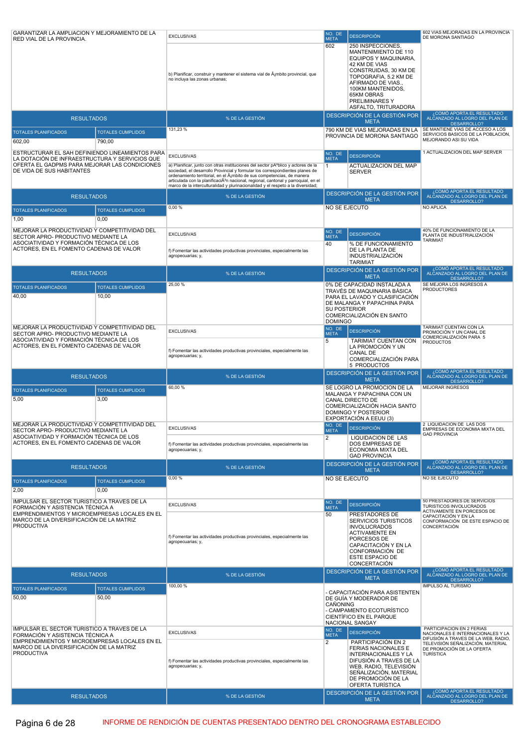| GARANTIZAR LA AMPLIACION Y MEJORAMIENTO DE LA RED VIAL DE LA PROVINCIA. | | EXCLUSIVAS | NO. DE META | DESCRIPCIÓN | 602 VIAS MEJORADAS EN LA PROVINCIA DE MORONA SANTIAGO |
|---|---|---|---|---|---|
| | | b) Planificar, construir y mantener el sistema vial de Ã¡mbito provincial, que no incluya las zonas urbanas; | 602 | 250 INSPECCIONES, MANTENIMIENTO DE 110 EQUIPOS Y MAQUINARIA, 42 KM DE VIAS CONSTRUIDAS, 30 KM DE TOPOGRAFIA, 5.2 KM DE AFIRMADO DE VIAS., 100KM MANTENIDOS, 65KM OBRAS PRELIMINARES Y ASFALTO, TRITURADORA | |
| RESULTADOS | | % DE LA GESTIÓN | DESCRIPCIÓN DE LA GESTIÓN POR META | | ¿CÓMO APORTA EL RESULTADO ALCANZADO AL LOGRO DEL PLAN DE DESARROLLO? |
| TOTALES PLANIFICADOS | TOTALES CUMPLIDOS | 131,23 % | 790 KM DE VIAS MEJORADAS EN LA PROVINCIA DE MORONA SANTIAGO | | SE MANTIENE VIAS DE ACCESO A LOS SERVICIOS BASICOS DE LA POBLACION, MEJORANDO ASI SU VIDA |
| 602,00 | 790,00 | | | | |
| ESTRUCTURAR EL SAH DEFINIENDO LINEAMIENTOS PARA LA DOTACIÓN DE INFRAESTRUCTURA Y SERVICIOS QUE OFERTA EL GADPMS PARA MEJORAR LAS CONDICIONES DE VIDA DE SUS HABITANTES | | EXCLUSIVAS | NO. DE META | DESCRIPCIÓN | 1 ACTUALIZACION DEL MAP SERVER |
| | | a) Planificar, junto con otras instituciones del sector pÃºblico y actores de la sociedad, el desarrollo Provincial y formular los correspondientes planes de ordenamiento territorial, en el Ã¡mbito de sus competencias, de manera articulada con la planificaciÃ³n nacional, regional, cantonal y parroquial, en el marco de la interculturalidad y plurinacionalidad y el respeto a la diversidad; | 1 | ACTUALIZACION DEL MAP SERVER | |
| RESULTADOS | | % DE LA GESTIÓN | DESCRIPCIÓN DE LA GESTIÓN POR META | | ¿CÓMO APORTA EL RESULTADO ALCANZADO AL LOGRO DEL PLAN DE DESARROLLO? |
| TOTALES PLANIFICADOS | TOTALES CUMPLIDOS | 0,00 % | NO SE EJECUTO | | NO APLICA |
| 1,00 | 0,00 | | | | |
| MEJORAR LA PRODUCTIVIDAD Y COMPETITIVIDAD DEL SECTOR APRO- PRODUCTIVO MEDIANTE LA ASOCIATIVIDAD Y FORMACIÓN TÉCNICA DE LOS ACTORES, EN EL FOMENTO CADENAS DE VALOR | | EXCLUSIVAS | NO. DE META | DESCRIPCIÓN | 40% DE FUNCIONAMIENTO DE LA PLANTA DE INDUSTRIALIZACIÓN TARIMIAT |
| | | f) Fomentar las actividades productivas provinciales, especialmente las agropecuarias; y, | 40 | % DE FUNCIONAMIENTO DE LA PLANTA DE INDUSTRIALIZACIÓN TARIMIAT | |
| RESULTADOS | | % DE LA GESTIÓN | DESCRIPCIÓN DE LA GESTIÓN POR META | | ¿CÓMO APORTA EL RESULTADO ALCANZADO AL LOGRO DEL PLAN DE DESARROLLO? |
| TOTALES PLANIFICADOS | TOTALES CUMPLIDOS | 25,00 % | 0% DE CAPACIDAD INSTALADA A TRAVÉS DE MAQUINARIA BÁSICA PARA EL LAVADO Y CLASIFICACIÓN DE MALANGA Y PAPACHINA PARA SU POSTERIOR COMERCIALIZACIÓN EN SANTO DOMINGO | | SE MEJORA LOS INGRESOS A PRODUCTORES |
| 40,00 | 10,00 | | | | |
| MEJORAR LA PRODUCTIVIDAD Y COMPETITIVIDAD DEL SECTOR APRO- PRODUCTIVO MEDIANTE LA ASOCIATIVIDAD Y FORMACIÓN TÉCNICA DE LOS ACTORES, EN EL FOMENTO CADENAS DE VALOR | | EXCLUSIVAS | NO. DE META | DESCRIPCIÓN | TARIMIAT CUENTAN CON LA PROMOCIÓN Y UN CANAL DE COMERCIALIZACIÓN PARA 5 PRODUCTOS |
| | | f) Fomentar las actividades productivas provinciales, especialmente las agropecuarias; y, | 5 | TARIMIAT CUENTAN CON LA PROMOCIÓN Y UN CANAL DE COMERCIALIZACIÓN PARA 5 PRODUCTOS | |
| RESULTADOS | | % DE LA GESTIÓN | DESCRIPCIÓN DE LA GESTIÓN POR META | | ¿CÓMO APORTA EL RESULTADO ALCANZADO AL LOGRO DEL PLAN DE DESARROLLO? |
| TOTALES PLANIFICADOS | TOTALES CUMPLIDOS | 60,00 % | SE LOGRO LA PROMOCION DE LA MALANGA Y PAPACHINA CON UN CANAL DIRECTO DE COMERCIALIZACIÓN HACIA SANTO DOMINGO Y POSTERIOR EXPORTACIÓN A EEUU (3) | | MEJORAR INGRESOS |
| 5,00 | 3,00 | | | | |
| MEJORAR LA PRODUCTIVIDAD Y COMPETITIVIDAD DEL SECTOR APRO- PRODUCTIVO MEDIANTE LA ASOCIATIVIDAD Y FORMACIÓN TÉCNICA DE LOS ACTORES, EN EL FOMENTO CADENAS DE VALOR | | EXCLUSIVAS | NO. DE META | DESCRIPCIÓN | 2 LIQUIDACION DE LAS DOS EMPRESAS DE ECONOMIA MIXTA DEL GAD PROVINCIA |
| | | f) Fomentar las actividades productivas provinciales, especialmente las agropecuarias; y, | 2 | LIQUIDACION DE LAS DOS EMPRESAS DE ECONOMIA MIXTA DEL GAD PROVINCIA | |
| RESULTADOS | | % DE LA GESTIÓN | DESCRIPCIÓN DE LA GESTIÓN POR META | | ¿CÓMO APORTA EL RESULTADO ALCANZADO AL LOGRO DEL PLAN DE DESARROLLO? |
| TOTALES PLANIFICADOS | TOTALES CUMPLIDOS | 0,00 % | NO SE EJECUTO | | NO SE EJECUTO |
| 2,00 | 0,00 | | | | |
| IMPULSAR EL SECTOR TURISTICO A TRAVES DE LA FORMACIÓN Y ASISTENCIA TÉCNICA A EMPRENDIMIENTOS Y MICROEMPRESAS LOCALES EN EL MARCO DE LA DIVERSIFICACIÓN DE LA MATRIZ PRODUCTIVA | | EXCLUSIVAS | NO. DE META | DESCRIPCIÓN | 50 PRESTADORES DE SERVICIOS TURISTICOS INVOLUCRADOS ACTIVAMENTE EN PORCESOS DE CAPACITACIÓN Y EN LA CONFORMACIÓN DE ESTE ESPACIO DE CONCERTACIÓN |
| | | f) Fomentar las actividades productivas provinciales, especialmente las agropecuarias; y, | 50 | PRESTADORES DE SERVICIOS TURISTICOS INVOLUCRADOS ACTIVAMENTE EN PORCESOS DE CAPACITACIÓN Y EN LA CONFORMACIÓN DE ESTE ESPACIO DE CONCERTACIÓN | |
| RESULTADOS | | % DE LA GESTIÓN | DESCRIPCIÓN DE LA GESTIÓN POR META | | ¿CÓMO APORTA EL RESULTADO ALCANZADO AL LOGRO DEL PLAN DE DESARROLLO? |
| TOTALES PLANIFICADOS | TOTALES CUMPLIDOS | 100,00 % | - CAPACITACIÓN PARA ASISTENTEN DE GUÍA Y MODERADOR DE CAÑONING<br>- CAMPAMENTO ECOTURÍSTICO CIENTÍFICO EN EL PARQUE NACIONAL SANGAY | | IMPULSO AL TURISMO |
| 50,00 | 50,00 | | | | |
| IMPULSAR EL SECTOR TURISTICO A TRAVES DE LA FORMACIÓN Y ASISTENCIA TÉCNICA A EMPRENDIMIENTOS Y MICROEMPRESAS LOCALES EN EL MARCO DE LA DIVERSIFICACIÓN DE LA MATRIZ PRODUCTIVA | | EXCLUSIVAS | NO. DE META | DESCRIPCIÓN | PARTICIPACION EN 2 FERIAS NACIONALES E INTERNACIONALES Y LA DIFUSIÓN A TRAVES DE LA WEB, RADIO, TELEVISIÓN SEÑALIZACIÓN, MATERIAL DE PROMOCIÓN DE LA OFERTA TURÍSTICA |
| | | f) Fomentar las actividades productivas provinciales, especialmente las agropecuarias; y, | 2 | PARTICIPACIÓN EN 2 FERIAS NACIONALES E INTERNACIONALES Y LA DIFUSIÓN A TRAVES DE LA WEB, RADIO, TELEVISIÓN SEÑALIZACIÓN, MATERIAL DE PROMOCIÓN DE LA OFERTA TURÍSTICA | |
| RESULTADOS | | % DE LA GESTIÓN | DESCRIPCIÓN DE LA GESTIÓN POR META | | ¿CÓMO APORTA EL RESULTADO ALCANZADO AL LOGRO DEL PLAN DE DESARROLLO? |

INFORME DE RENDICIÓN DE CUENTAS PRESENTADO DENTRO DEL CRONOGRAMA ESTABLECIDO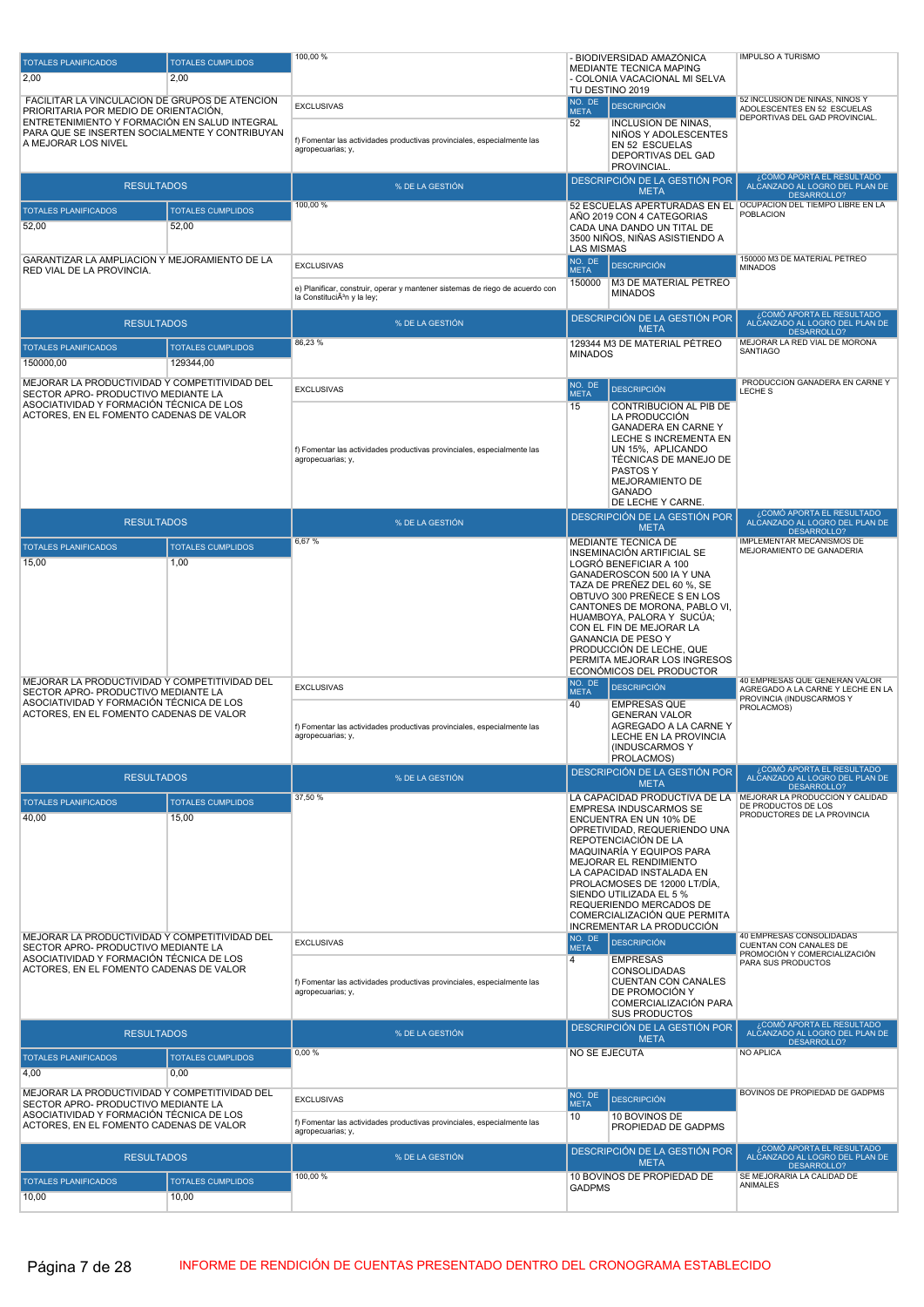| TOTALES PLANIFICADOS | TOTALES CUMPLIDOS | | | | |
|---|---|---|---|---|---|
| 2,00 | 2,00 | 100,00 % | - BIODIVERSIDAD AMAZÓNICA MEDIANTE TECNICA MAPING<br>- COLONIA VACACIONAL MI SELVA TU DESTINO 2019 | | IMPULSO A TURISMO |

| FACILITAR LA VINCULACION DE GRUPOS DE ATENCION PRIORITARIA POR MEDIO DE ORIENTACIÓN, ENTRETENIMIENTO Y FORMACIÓN EN SALUD INTEGRAL PARA QUE SE INSERTEN SOCIALMENTE Y CONTRIBUYAN A MEJORAR LOS NIVEL | | EXCLUSIVAS | NO. DE META | DESCRIPCIÓN | 52 INCLUSION DE NIñAS, NIñOS Y ADOLESCENTES EN 52 ESCUELAS DEPORTIVAS DEL GAD PROVINCIAL. |
|---|---|---|---|---|---|
| | | f) Fomentar las actividades productivas provinciales, especialmente las agropecuarias; y, | 52 | INCLUSION DE NIñAS, NIÑOS Y ADOLESCENTES EN 52 ESCUELAS DEPORTIVAS DEL GAD PROVINCIAL. | |
| RESULTADOS | | % DE LA GESTIÓN | DESCRIPCIÓN DE LA GESTIÓN POR META | | ¿CÓMO APORTA EL RESULTADO ALCANZADO AL LOGRO DEL PLAN DE DESARROLLO? |
| TOTALES PLANIFICADOS | TOTALES CUMPLIDOS | 100,00 % | 52 ESCUELAS APERTURADAS EN EL AÑO 2019 CON 4 CATEGORIAS CADA UNA DANDO UN TITAL DE 3500 NIÑOS, NIÑAS ASISTIENDO A LAS MISMAS | | OCUPACION DEL TIEMPO LIBRE EN LA POBLACION |
| 52,00 | 52,00 | | | | |

| GARANTIZAR LA AMPLIACION Y MEJORAMIENTO DE LA RED VIAL DE LA PROVINCIA. | | EXCLUSIVAS | NO. DE META | DESCRIPCIÓN | 150000 M3 DE MATERIAL PETREO MINADOS |
|---|---|---|---|---|---|
| | | e) Planificar, construir, operar y mantener sistemas de riego de acuerdo con la ConstituciÃ³n y la ley; | 150000 | M3 DE MATERIAL PETREO MINADOS | |
| RESULTADOS | | % DE LA GESTIÓN | DESCRIPCIÓN DE LA GESTIÓN POR META | | ¿CÓMO APORTA EL RESULTADO ALCANZADO AL LOGRO DEL PLAN DE DESARROLLO? |
| TOTALES PLANIFICADOS | TOTALES CUMPLIDOS | 86,23 % | 129344 M3 DE MATERIAL PÉTREO MINADOS | | MEJORAR LA RED VIAL DE MORONA SANTIAGO |
| 150000,00 | 129344,00 | | | | |

| MEJORAR LA PRODUCTIVIDAD Y COMPETITIVIDAD DEL SECTOR APRO- PRODUCTIVO MEDIANTE LA ASOCIATIVIDAD Y FORMACIÓN TÉCNICA DE LOS ACTORES, EN EL FOMENTO CADENAS DE VALOR | | EXCLUSIVAS | NO. DE META | DESCRIPCIÓN | PRODUCCION GANADERA EN CARNE Y LECHE S |
|---|---|---|---|---|---|
| | | f) Fomentar las actividades productivas provinciales, especialmente las agropecuarias; y, | 15 | CONTRIBUCION AL PIB DE LA PRODUCCIÓN GANADERA EN CARNE Y LECHE S INCREMENTA EN UN 15%, APLICANDO TÉCNICAS DE MANEJO DE PASTOS Y MEJORAMIENTO DE GANADO DE LECHE Y CARNE. | |
| RESULTADOS | | % DE LA GESTIÓN | DESCRIPCIÓN DE LA GESTIÓN POR META | | ¿CÓMO APORTA EL RESULTADO ALCANZADO AL LOGRO DEL PLAN DE DESARROLLO? |
| TOTALES PLANIFICADOS | TOTALES CUMPLIDOS | 6,67 % | MEDIANTE TECNICA DE INSEMINACIÓN ARTIFICIAL SE LOGRÓ BENEFICIAR A 100 GANADEROSCON 500 IA Y UNA TAZA DE PREÑEZ DEL 60 %, SE OBTUVO 300 PREÑECE S EN LOS CANTONES DE MORONA, PABLO VI, HUAMBOYA, PALORA Y SUCÚA; CON EL FIN DE MEJORAR LA GANANCIA DE PESO Y PRODUCCIÓN DE LECHE, QUE PERMITA MEJORAR LOS INGRESOS ECONÓMICOS DEL PRODUCTOR | | IMPLEMENTAR MECANISMOS DE MEJORAMIENTO DE GANADERIA |
| 15,00 | 1,00 | | | | |

| MEJORAR LA PRODUCTIVIDAD Y COMPETITIVIDAD DEL SECTOR APRO- PRODUCTIVO MEDIANTE LA ASOCIATIVIDAD Y FORMACIÓN TÉCNICA DE LOS ACTORES, EN EL FOMENTO CADENAS DE VALOR | | EXCLUSIVAS | NO. DE META | DESCRIPCIÓN | 40 EMPRESAS QUE GENERAN VALOR AGREGADO A LA CARNE Y LECHE EN LA PROVINCIA (INDUSCARMOS Y PROLACMOS) |
|---|---|---|---|---|---|
| | | f) Fomentar las actividades productivas provinciales, especialmente las agropecuarias; y, | 40 | EMPRESAS QUE GENERAN VALOR AGREGADO A LA CARNE Y LECHE EN LA PROVINCIA (INDUSCARMOS Y PROLACMOS) | |
| RESULTADOS | | % DE LA GESTIÓN | DESCRIPCIÓN DE LA GESTIÓN POR META | | ¿CÓMO APORTA EL RESULTADO ALCANZADO AL LOGRO DEL PLAN DE DESARROLLO? |
| TOTALES PLANIFICADOS | TOTALES CUMPLIDOS | 37,50 % | LA CAPACIDAD PRODUCTIVA DE LA EMPRESA INDUSCARMOS SE ENCUENTRA EN UN 10% DE OPRETIVIDAD, REQUERIENDO UNA REPOTENCIACIÓN DE LA MAQUINARÍA Y EQUIPOS PARA MEJORAR EL RENDIMIENTO LA CAPACIDAD INSTALADA EN PROLACMOSES DE 12000 LT/DÍA, SIENDO UTILIZADA EL 5 % REQUERIENDO MERCADOS DE COMERCIALIZACIÓN QUE PERMITA INCREMENTAR LA PRODUCCIÓN | | MEJORAR LA PRODUCCION Y CALIDAD DE PRODUCTOS DE LOS PRODUCTORES DE LA PROVINCIA |
| 40,00 | 15,00 | | | | |

| MEJORAR LA PRODUCTIVIDAD Y COMPETITIVIDAD DEL SECTOR APRO- PRODUCTIVO MEDIANTE LA ASOCIATIVIDAD Y FORMACIÓN TÉCNICA DE LOS ACTORES, EN EL FOMENTO CADENAS DE VALOR | | EXCLUSIVAS | NO. DE META | DESCRIPCIÓN | 40 EMPRESAS CONSOLIDADAS CUENTAN CON CANALES DE PROMOCIÓN Y COMERCIALIZACIÓN PARA SUS PRODUCTOS |
|---|---|---|---|---|---|
| | | f) Fomentar las actividades productivas provinciales, especialmente las agropecuarias; y, | 4 | EMPRESAS CONSOLIDADAS CUENTAN CON CANALES DE PROMOCIÓN Y COMERCIALIZACIÓN PARA SUS PRODUCTOS | |
| RESULTADOS | | % DE LA GESTIÓN | DESCRIPCIÓN DE LA GESTIÓN POR META | | ¿CÓMO APORTA EL RESULTADO ALCANZADO AL LOGRO DEL PLAN DE DESARROLLO? |
| TOTALES PLANIFICADOS | TOTALES CUMPLIDOS | 0,00 % | NO SE EJECUTA | | NO APLICA |
| 4,00 | 0,00 | | | | |

| MEJORAR LA PRODUCTIVIDAD Y COMPETITIVIDAD DEL SECTOR APRO- PRODUCTIVO MEDIANTE LA ASOCIATIVIDAD Y FORMACIÓN TÉCNICA DE LOS ACTORES, EN EL FOMENTO CADENAS DE VALOR | | EXCLUSIVAS | NO. DE META | DESCRIPCIÓN | BOVINOS DE PROPIEDAD DE GADPMS |
|---|---|---|---|---|---|
| | | f) Fomentar las actividades productivas provinciales, especialmente las agropecuarias; y, | 10 | 10 BOVINOS DE PROPIEDAD DE GADPMS | |
| RESULTADOS | | % DE LA GESTIÓN | DESCRIPCIÓN DE LA GESTIÓN POR META | | ¿CÓMO APORTA EL RESULTADO ALCANZADO AL LOGRO DEL PLAN DE DESARROLLO? |
| TOTALES PLANIFICADOS | TOTALES CUMPLIDOS | 100,00 % | 10 BOVINOS DE PROPIEDAD DE GADPMS | | SE MEJORARIA LA CALIDAD DE ANIMALES |
| 10,00 | 10,00 | | | | |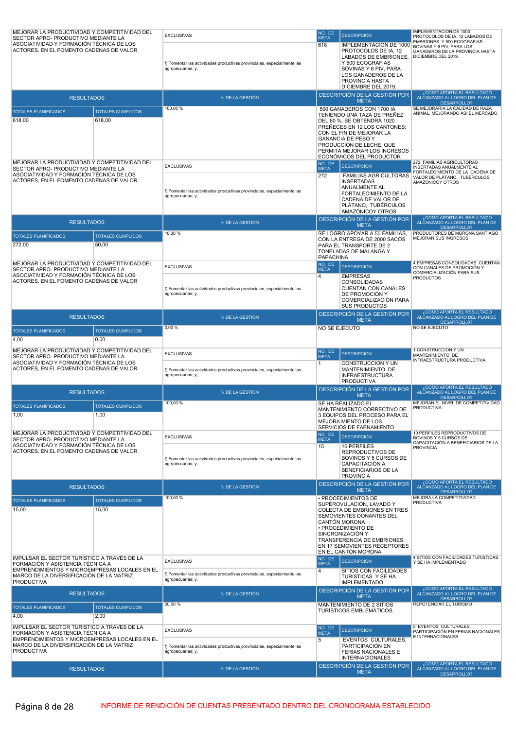| MEJORAR LA PRODUCTIVIDAD Y COMPETITIVIDAD DEL SECTOR APRO- PRODUCTIVO MEDIANTE LA ASOCIATIVIDAD Y FORMACIÓN TÉCNICA DE LOS ACTORES, EN EL FOMENTO CADENAS DE VALOR | | EXCLUSIVAS | NO. DE META | DESCRIPCIÓN | IMPLEMENTACION DE 1000 PROTOCOLOS DE IA, 12 LABADOS DE EMBRIONES, Y 500 ECOGRAFIAS BOVINAS Y 6 PIV, PARA LOS GANADEROS DE LA PROVINCIA HASTA DICIEMBRE DEL 2019. |
|---|---|---|---|---|---|
| | | f) Fomentar las actividades productivas provinciales, especialmente las agropecuarias; y, | 618 | IMPLEMENTACION DE 1000 PROTOCOLOS DE IA, 12 LABADOS DE EMBRIONES, Y 500 ECOGRAFIAS BOVINAS Y 6 PIV, PARA LOS GANADEROS DE LA PROVINCIA HASTA DICIEMBRE DEL 2019. | |
| RESULTADOS | | % DE LA GESTIÓN | DESCRIPCIÓN DE LA GESTIÓN POR META | | ¿CÓMO APORTA EL RESULTADO ALCANZADO AL LOGRO DEL PLAN DE DESARROLLO? |
| TOTALES PLANIFICADOS | TOTALES CUMPLIDOS | 100,00 % | 500 GANADEROS CON 1700 IA TENIENDO UNA TAZA DE PREÑEZ DEL 60 %, SE OBTENDRÁ 1020 PREÑECES EN 12 LOS CANTONES; CON EL FIN DE MEJORAR LA GANANCIA DE PESO Y PRODUCCIÓN DE LECHE, QUE PERMITA MEJORAR LOS INGRESOS ECONÓMICOS DEL PRODUCTOR | | SE MEJORARIA LA CALIDAD DE RAZA ANIMAL, MEJORANDO ASI EL MERCADO |
| 618,00 | 618,00 | | | | |
| MEJORAR LA PRODUCTIVIDAD Y COMPETITIVIDAD DEL SECTOR APRO- PRODUCTIVO MEDIANTE LA ASOCIATIVIDAD Y FORMACIÓN TÉCNICA DE LOS ACTORES, EN EL FOMENTO CADENAS DE VALOR | | EXCLUSIVAS | NO. DE META | DESCRIPCIÓN | 272 FAMILIAS AGRICULTORAS INSERTADAS ANUALMENTE AL FORTALECIMIENTO DE LA CADENA DE VALOR DE PLÁTANO, TUBÉRCULOS AMAZÓNICOY OTROS |
| | | f) Fomentar las actividades productivas provinciales, especialmente las agropecuarias; y, | 272 | FAMILIAS AGRICULTORAS INSERTADAS ANUALMENTE AL FORTALECIMIENTO DE LA CADENA DE VALOR DE PLÁTANO, TUBÉRCULOS AMAZÓNICOY OTROS | |
| RESULTADOS | | % DE LA GESTIÓN | DESCRIPCIÓN DE LA GESTIÓN POR META | | ¿CÓMO APORTA EL RESULTADO ALCANZADO AL LOGRO DEL PLAN DE DESARROLLO? |
| TOTALES PLANIFICADOS | TOTALES CUMPLIDOS | 18,38 % | SE LOGRO APOYAR A 50 FAMILIAS, CON LA ENTREGA DE 2000 SACOS PARA EL TRANSPORTE DE 2 TONELADAS DE MALANGA Y PAPACHINA | | PRODUCTORES DE MORONA SANTIAGO MEJORAN SUS INGRESOS |
| 272,00 | 50,00 | | | | |
| MEJORAR LA PRODUCTIVIDAD Y COMPETITIVIDAD DEL SECTOR APRO- PRODUCTIVO MEDIANTE LA ASOCIATIVIDAD Y FORMACIÓN TÉCNICA DE LOS ACTORES, EN EL FOMENTO CADENAS DE VALOR | | EXCLUSIVAS | NO. DE META | DESCRIPCIÓN | 4 EMPRESAS CONSOLIDADAS CUENTAN CON CANALES DE PROMOCIÓN Y COMERCIALIZACIÓN PARA SUS PRODUCTOS |
| | | f) Fomentar las actividades productivas provinciales, especialmente las agropecuarias; y, | 4 | EMPRESAS CONSOLIDADAS CUENTAN CON CANALES DE PROMOCIÓN Y COMERCIALIZACIÓN PARA SUS PRODUCTOS | |
| RESULTADOS | | % DE LA GESTIÓN | DESCRIPCIÓN DE LA GESTIÓN POR META | | ¿CÓMO APORTA EL RESULTADO ALCANZADO AL LOGRO DEL PLAN DE DESARROLLO? |
| TOTALES PLANIFICADOS | TOTALES CUMPLIDOS | 0,00 % | NO SE EJECUTO | | NO SE EJECUTO |
| 4,00 | 0,00 | | | | |
| MEJORAR LA PRODUCTIVIDAD Y COMPETITIVIDAD DEL SECTOR APRO- PRODUCTIVO MEDIANTE LA ASOCIATIVIDAD Y FORMACIÓN TÉCNICA DE LOS ACTORES, EN EL FOMENTO CADENAS DE VALOR | | EXCLUSIVAS | NO. DE META | DESCRIPCIÓN | 1 CONSTRUCCION Y UN MANTENIMIENTO DE INFRAESTRUCTURA PRODUCTIVA |
| | | f) Fomentar las actividades productivas provinciales, especialmente las agropecuarias; y, | 1 | CONSTRUCCION Y UN MANTENIMIENTO DE INFRAESTRUCTURA PRODUCTIVA | |
| RESULTADOS | | % DE LA GESTIÓN | DESCRIPCIÓN DE LA GESTIÓN POR META | | ¿CÓMO APORTA EL RESULTADO ALCANZADO AL LOGRO DEL PLAN DE DESARROLLO? |
| TOTALES PLANIFICADOS | TOTALES CUMPLIDOS | 100,00 % | SE HA REALIZADO EL MANTENIMIENTO CORRECTIVO DE 3 EQUIPOS DEL PROCESO PARA EL MEJORA MIENTO DE LOS SERVICIOS DE FAENAMIENTO | | MEJORAN EL NIVEL DE COMPETITIVIDAD PRODUCTIVA |
| 1,00 | 1,00 | | | | |
| MEJORAR LA PRODUCTIVIDAD Y COMPETITIVIDAD DEL SECTOR APRO- PRODUCTIVO MEDIANTE LA ASOCIATIVIDAD Y FORMACIÓN TÉCNICA DE LOS ACTORES, EN EL FOMENTO CADENAS DE VALOR | | EXCLUSIVAS | NO. DE META | DESCRIPCIÓN | 10 PERFILES REPRODUCTIVOS DE BOVINOS Y 5 CURSOS DE CAPACITACIÓN A BENEFICIARIOS DE LA PROVINCIA |
| | | f) Fomentar las actividades productivas provinciales, especialmente las agropecuarias; y, | 15 | 10 PERFILES REPRODUCTIVOS DE BOVINOS Y 5 CURSOS DE CAPACITACIÓN A BENEFICIARIOS DE LA PROVINCIA | |
| RESULTADOS | | % DE LA GESTIÓN | DESCRIPCIÓN DE LA GESTIÓN POR META | | ¿CÓMO APORTA EL RESULTADO ALCANZADO AL LOGRO DEL PLAN DE DESARROLLO? |
| TOTALES PLANIFICADOS | TOTALES CUMPLIDOS | 100,00 % | • PROCEDIMIENTOS DE SUPÉROVULACIÓN, LAVADO Y COLECTA DE EMBRIONES EN TRES SEMOVIENTES DONANTES DEL CANTÓN MORONA<br>• PROCEDIMIENTO DE SINCRONIZACIÓN Y TRANSFERENCIA DE EMBRIONES EN 17 SEMOVIENTES RECEPTORES EN EL CANTÓN MORONA | | MEJORA LA COMPETITIVIDAD PRODUCTIVA |
| 15,00 | 15,00 | | | | |
| IMPULSAR EL SECTOR TURÍSTICO A TRAVÉS DE LA FORMACIÓN Y ASISTENCIA TÉCNICA A EMPRENDIMIENTOS Y MICROEMPRESAS LOCALES EN EL MARCO DE LA DIVERSIFICACIÓN DE LA MATRIZ PRODUCTIVA | | EXCLUSIVAS | NO. DE META | DESCRIPCIÓN | 4 SITIOS CON FACILIDADES TURISTICAS Y SE HA IMPLEMENTADO |
| | | f) Fomentar las actividades productivas provinciales, especialmente las agropecuarias; y, | 4 | SITIOS CON FACILIDADES TURISTICAS Y SE HA IMPLEMENTADO | |
| RESULTADOS | | % DE LA GESTIÓN | DESCRIPCIÓN DE LA GESTIÓN POR META | | ¿CÓMO APORTA EL RESULTADO ALCANZADO AL LOGRO DEL PLAN DE DESARROLLO? |
| TOTALES PLANIFICADOS | TOTALES CUMPLIDOS | 50,00 % | MANTENIMIENTO DE 2 SITIOS TURÍSTICOS EMBLEMÁTICOS, | | REPOTENCIAR EL TURISMO |
| 4,00 | 2,00 | | | | |
| IMPULSAR EL SECTOR TURÍSTICO A TRAVÉS DE LA FORMACIÓN Y ASISTENCIA TÉCNICA A EMPRENDIMIENTOS Y MICROEMPRESAS LOCALES EN EL MARCO DE LA DIVERSIFICACIÓN DE LA MATRIZ PRODUCTIVA | | EXCLUSIVAS | NO. DE META | DESCRIPCIÓN | 5 EVENTOS CULTURALES, PARTICIPACIÓN EN FERIAS NACIONALES E INTERNACIONALES |
| | | f) Fomentar las actividades productivas provinciales, especialmente las agropecuarias; y, | 5 | EVENTOS CULTURALES, PARTICIPACIÓN EN FERIAS NACIONALES E INTERNACIONALES | |
| RESULTADOS | | % DE LA GESTIÓN | DESCRIPCIÓN DE LA GESTIÓN POR META | | ¿CÓMO APORTA EL RESULTADO ALCANZADO AL LOGRO DEL PLAN DE DESARROLLO? |

INFORME DE RENDICIÓN DE CUENTAS PRESENTADO DENTRO DEL CRONOGRAMA ESTABLECIDO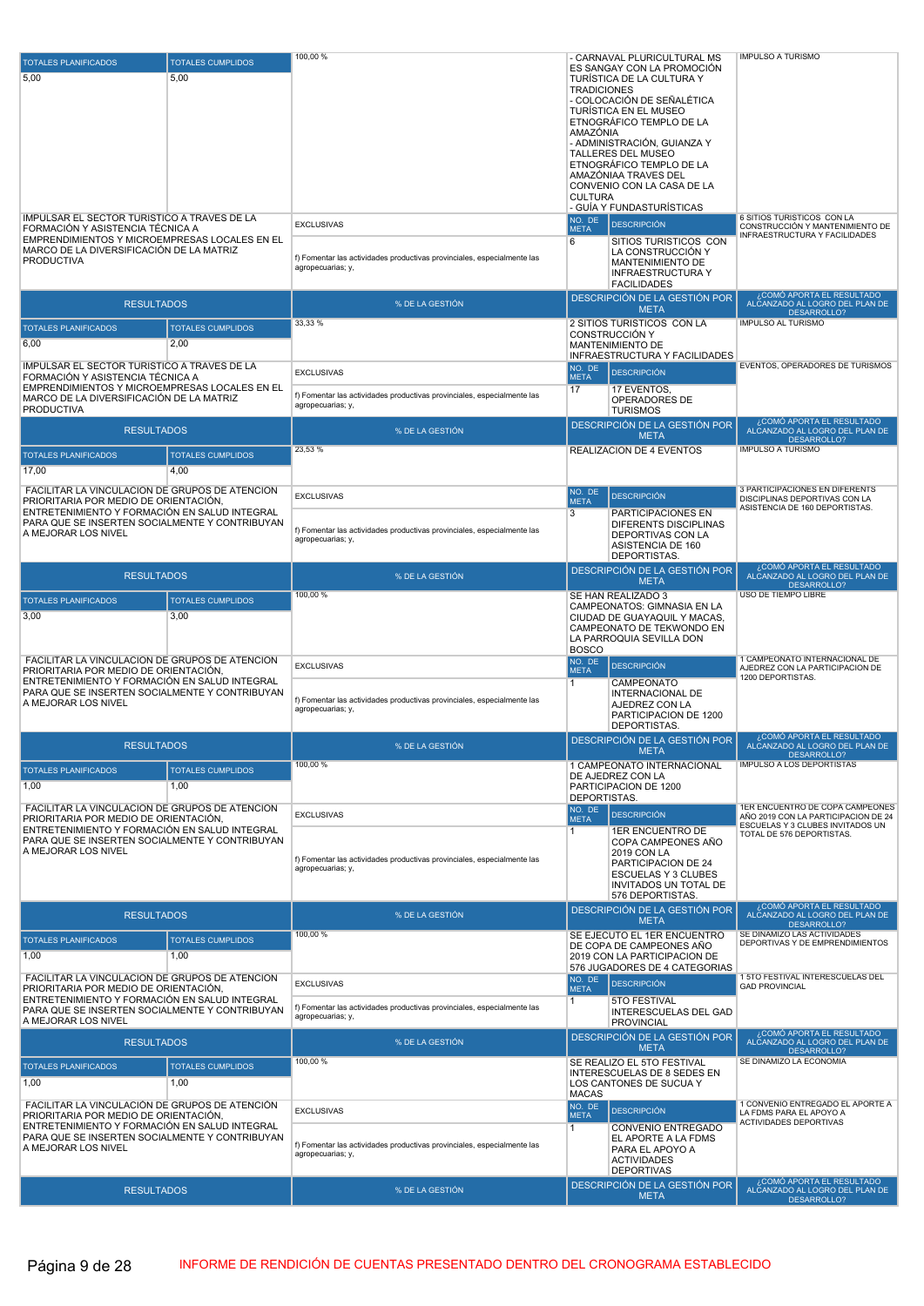| TOTALES PLANIFICADOS | TOTALES CUMPLIDOS | | | | |
|---|---|---|---|---|---|
| 5,00 | 5,00 | 100,00 % | - CARNAVAL PLURICULTURAL MS ES SANGAY CON LA PROMOCIÓN TURÍSTICA DE LA CULTURA Y TRADICIONES<br>- COLOCACIÓN DE SEÑALÉTICA TURÍSTICA EN EL MUSEO ETNOGRÁFICO TEMPLO DE LA AMAZÓNIA<br>- ADMINISTRACIÓN, GUIANZA Y TALLERES DEL MUSEO ETNOGRÁFICO TEMPLO DE LA AMAZÓNIAA TRAVES DEL CONVENIO CON LA CASA DE LA CULTURA<br>- GUÍA Y FUNDASTURÍSTICAS | | IMPULSO A TURISMO |

| | | | | |
|---|---|---|---|---|
| IMPULSAR EL SECTOR TURISTICO A TRAVES DE LA FORMACIÓN Y ASISTENCIA TÉCNICA A EMPRENDIMIENTOS Y MICROEMPRESAS LOCALES EN EL MARCO DE LA DIVERSIFICACIÓN DE LA MATRIZ PRODUCTIVA | EXCLUSIVAS<br>f) Fomentar las actividades productivas provinciales, especialmente las agropecuarias; y, | NO. DE META: 6 | DESCRIPCIÓN: SITIOS TURISTICOS CON LA CONSTRUCCIÓN Y MANTENIMIENTO DE INFRAESTRUCTURA Y FACILIDADES | 6 SITIOS TURISTICOS CON LA CONSTRUCCIÓN Y MANTENIMIENTO DE INFRAESTRUCTURA Y FACILIDADES |

| RESULTADOS | | % DE LA GESTIÓN | DESCRIPCIÓN DE LA GESTIÓN POR META | ¿CÓMO APORTA EL RESULTADO ALCANZADO AL LOGRO DEL PLAN DE DESARROLLO? |
|---|---|---|---|---|
| TOTALES PLANIFICADOS | TOTALES CUMPLIDOS | | | |
| 6,00 | 2,00 | 33,33 % | 2 SITIOS TURISTICOS CON LA CONSTRUCCIÓN Y MANTENIMIENTO DE INFRAESTRUCTURA Y FACILIDADES | IMPULSO AL TURISMO |

| | | | | |
|---|---|---|---|---|
| IMPULSAR EL SECTOR TURISTICO A TRAVES DE LA FORMACIÓN Y ASISTENCIA TÉCNICA A EMPRENDIMIENTOS Y MICROEMPRESAS LOCALES EN EL MARCO DE LA DIVERSIFICACIÓN DE LA MATRIZ PRODUCTIVA | EXCLUSIVAS<br>f) Fomentar las actividades productivas provinciales, especialmente las agropecuarias; y, | NO. DE META: 17 | DESCRIPCIÓN: EVENTOS, OPERADORES DE TURISMOS | EVENTOS, OPERADORES DE TURISMOS |

| RESULTADOS | | % DE LA GESTIÓN | DESCRIPCIÓN DE LA GESTIÓN POR META | ¿CÓMO APORTA EL RESULTADO ALCANZADO AL LOGRO DEL PLAN DE DESARROLLO? |
|---|---|---|---|---|
| TOTALES PLANIFICADOS | TOTALES CUMPLIDOS | | | |
| 17,00 | 4,00 | 23,53 % | REALIZACION DE 4 EVENTOS | IMPULSO A TURISMO |

| | | | | |
|---|---|---|---|---|
| FACILITAR LA VINCULACION DE GRUPOS DE ATENCION PRIORITARIA POR MEDIO DE ORIENTACIÓN, ENTRETENIMIENTO Y FORMACIÓN EN SALUD INTEGRAL PARA QUE SE INSERTEN SOCIALMENTE Y CONTRIBUYAN A MEJORAR LOS NIVEL | EXCLUSIVAS<br>f) Fomentar las actividades productivas provinciales, especialmente las agropecuarias; y, | NO. DE META: 3 | DESCRIPCIÓN: PARTICIPACIONES EN DIFERENTS DISCIPLINAS DEPORTIVAS CON LA ASISTENCIA DE 160 DEPORTISTAS. | 3 PARTICIPACIONES EN DIFERENTS DISCIPLINAS DEPORTIVAS CON LA ASISTENCIA DE 160 DEPORTISTAS. |

| RESULTADOS | | % DE LA GESTIÓN | DESCRIPCIÓN DE LA GESTIÓN POR META | ¿CÓMO APORTA EL RESULTADO ALCANZADO AL LOGRO DEL PLAN DE DESARROLLO? |
|---|---|---|---|---|
| TOTALES PLANIFICADOS | TOTALES CUMPLIDOS | | | |
| 3,00 | 3,00 | 100,00 % | SE HAN REALIZADO 3 CAMPEONATOS: GIMNASIA EN LA CIUDAD DE GUAYAQUIL Y MACAS, CAMPEONATO DE TEKWONDO EN LA PARROQUIA SEVILLA DON BOSCO | USO DE TIEMPO LIBRE |

| | | | | |
|---|---|---|---|---|
| FACILITAR LA VINCULACION DE GRUPOS DE ATENCION PRIORITARIA POR MEDIO DE ORIENTACIÓN, ENTRETENIMIENTO Y FORMACIÓN EN SALUD INTEGRAL PARA QUE SE INSERTEN SOCIALMENTE Y CONTRIBUYAN A MEJORAR LOS NIVEL | EXCLUSIVAS<br>f) Fomentar las actividades productivas provinciales, especialmente las agropecuarias; y, | NO. DE META: 1 | DESCRIPCIÓN: CAMPEONATO INTERNACIONAL DE AJEDREZ CON LA PARTICIPACION DE 1200 DEPORTISTAS. | 1 CAMPEONATO INTERNACIONAL DE AJEDREZ CON LA PARTICIPACION DE 1200 DEPORTISTAS. |

| RESULTADOS | | % DE LA GESTIÓN | DESCRIPCIÓN DE LA GESTIÓN POR META | ¿CÓMO APORTA EL RESULTADO ALCANZADO AL LOGRO DEL PLAN DE DESARROLLO? |
|---|---|---|---|---|
| TOTALES PLANIFICADOS | TOTALES CUMPLIDOS | | | |
| 1,00 | 1,00 | 100,00 % | 1 CAMPEONATO INTERNACIONAL DE AJEDREZ CON LA PARTICIPACION DE 1200 DEPORTISTAS. | IMPULSO A LOS DEPORTISTAS |

| | | | | |
|---|---|---|---|---|
| FACILITAR LA VINCULACION DE GRUPOS DE ATENCION PRIORITARIA POR MEDIO DE ORIENTACIÓN, ENTRETENIMIENTO Y FORMACIÓN EN SALUD INTEGRAL PARA QUE SE INSERTEN SOCIALMENTE Y CONTRIBUYAN A MEJORAR LOS NIVEL | EXCLUSIVAS<br>f) Fomentar las actividades productivas provinciales, especialmente las agropecuarias; y, | NO. DE META: 1 | DESCRIPCIÓN: 1ER ENCUENTRO DE COPA CAMPEONES AÑO 2019 CON LA PARTICIPACION DE 24 ESCUELAS Y 3 CLUBES INVITADOS UN TOTAL DE 576 DEPORTISTAS. | 1ER ENCUENTRO DE COPA CAMPEONES AÑO 2019 CON LA PARTICIPACION DE 24 ESCUELAS Y 3 CLUBES INVITADOS UN TOTAL DE 576 DEPORTISTAS. |

| RESULTADOS | | % DE LA GESTIÓN | DESCRIPCIÓN DE LA GESTIÓN POR META | ¿CÓMO APORTA EL RESULTADO ALCANZADO AL LOGRO DEL PLAN DE DESARROLLO? |
|---|---|---|---|---|
| TOTALES PLANIFICADOS | TOTALES CUMPLIDOS | | | |
| 1,00 | 1,00 | 100,00 % | SE EJECUTO EL 1ER ENCUENTRO DE COPA DE CAMPEONES AÑO 2019 CON LA PARTICIPACION DE 576 JUGADORES DE 4 CATEGORIAS | SE DINAMIZO LAS ACTIVIDADES DEPORTIVAS Y DE EMPRENDIMIENTOS |

| | | | | |
|---|---|---|---|---|
| FACILITAR LA VINCULACION DE GRUPOS DE ATENCION PRIORITARIA POR MEDIO DE ORIENTACIÓN, ENTRETENIMIENTO Y FORMACIÓN EN SALUD INTEGRAL PARA QUE SE INSERTEN SOCIALMENTE Y CONTRIBUYAN A MEJORAR LOS NIVEL | EXCLUSIVAS<br>f) Fomentar las actividades productivas provinciales, especialmente las agropecuarias; y, | NO. DE META: 1 | DESCRIPCIÓN: 5TO FESTIVAL INTERESCUELAS DEL GAD PROVINCIAL | 1 5TO FESTIVAL INTERESCUELAS DEL GAD PROVINCIAL |

| RESULTADOS | | % DE LA GESTIÓN | DESCRIPCIÓN DE LA GESTIÓN POR META | ¿CÓMO APORTA EL RESULTADO ALCANZADO AL LOGRO DEL PLAN DE DESARROLLO? |
|---|---|---|---|---|
| TOTALES PLANIFICADOS | TOTALES CUMPLIDOS | | | |
| 1,00 | 1,00 | 100,00 % | SE REALIZO EL 5TO FESTIVAL INTERESCUELAS DE 8 SEDES EN LOS CANTONES DE SUCUA Y MACAS | SE DINAMIZO LA ECONOMIA |

| | | | | |
|---|---|---|---|---|
| FACILITAR LA VINCULACIÓN DE GRUPOS DE ATENCIÓN PRIORITARIA POR MEDIO DE ORIENTACIÓN, ENTRETENIMIENTO Y FORMACIÓN EN SALUD INTEGRAL PARA QUE SE INSERTEN SOCIALMENTE Y CONTRIBUYAN A MEJORAR LOS NIVEL | EXCLUSIVAS<br>f) Fomentar las actividades productivas provinciales, especialmente las agropecuarias; y, | NO. DE META: 1 | DESCRIPCIÓN: CONVENIO ENTREGADO EL APORTE A LA FDMS PARA EL APOYO A ACTIVIDADES DEPORTIVAS | 1 CONVENIO ENTREGADO EL APORTE A LA FDMS PARA EL APOYO A ACTIVIDADES DEPORTIVAS |

| RESULTADOS | % DE LA GESTIÓN | DESCRIPCIÓN DE LA GESTIÓN POR META | ¿CÓMO APORTA EL RESULTADO ALCANZADO AL LOGRO DEL PLAN DE DESARROLLO? |
|---|---|---|---|

INFORME DE RENDICIÓN DE CUENTAS PRESENTADO DENTRO DEL CRONOGRAMA ESTABLECIDO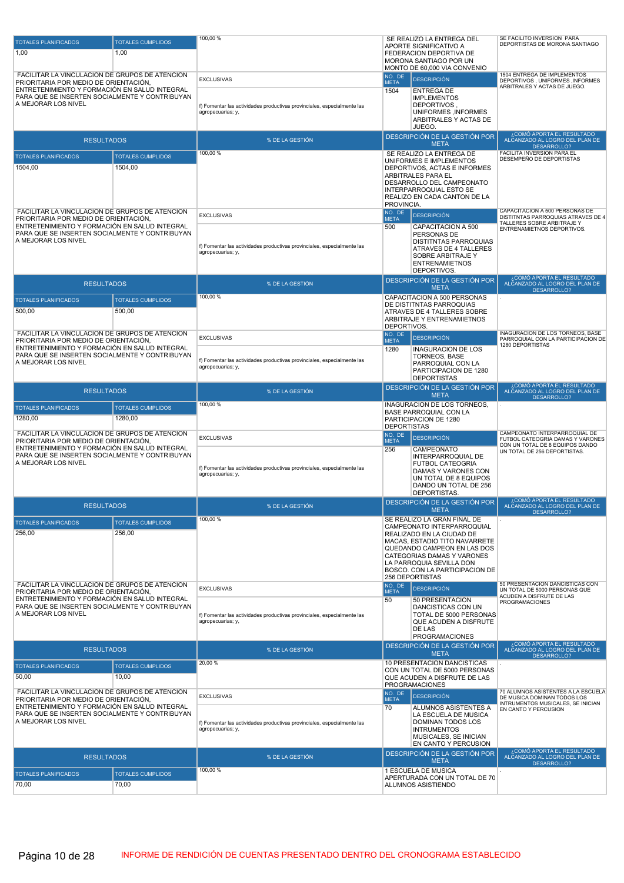| TOTALES PLANIFICADOS | TOTALES CUMPLIDOS | % DE LA GESTIÓN | DESCRIPCIÓN DE LA GESTIÓN POR META | ¿CÓMO APORTA EL RESULTADO ALCANZADO AL LOGRO DEL PLAN DE DESARROLLO? |
|---|---|---|---|---|
| 1,00 | 1,00 | 100,00 % | SE REALIZO LA ENTREGA DEL APORTE SIGNIFICATIVO A FEDERACION DEPORTIVA DE MORONA SANTIAGO POR UN MONTO DE 60,000 VIA CONVENIO | SE FACILITO INVERSION PARA DEPORTISTAS DE MORONA SANTIAGO |

| OBJETIVO | COMPETENCIA | NO. DE META | DESCRIPCIÓN | |
|---|---|---|---|---|
| FACILITAR LA VINCULACION DE GRUPOS DE ATENCION PRIORITARIA POR MEDIO DE ORIENTACIÓN, ENTRETENIMIENTO Y FORMACIÓN EN SALUD INTEGRAL PARA QUE SE INSERTEN SOCIALMENTE Y CONTRIBUYAN A MEJORAR LOS NIVEL | EXCLUSIVAS<br>f) Fomentar las actividades productivas provinciales, especialmente las agropecuarias; y, | 1504 | ENTREGA DE IMPLEMENTOS DEPORTIVOS , UNIFORMES ,INFORMES ARBITRALES Y ACTAS DE JUEGO. | 1504 ENTREGA DE IMPLEMENTOS DEPORTIVOS , UNIFORMES ,INFORMES ARBITRALES Y ACTAS DE JUEGO. |

| RESULTADOS | | % DE LA GESTIÓN | DESCRIPCIÓN DE LA GESTIÓN POR META | ¿CÓMO APORTA EL RESULTADO ALCANZADO AL LOGRO DEL PLAN DE DESARROLLO? |
|---|---|---|---|---|
| TOTALES PLANIFICADOS | TOTALES CUMPLIDOS | | | |
| 1504,00 | 1504,00 | 100,00 % | SE REALIZO LA ENTREGA DE UNIFORMES E IMPLEMENTOS DEPORTIVOS, ACTAS E INFORMES ARBITRALES PARA EL DESARROLLO DEL CAMPEONATO INTERPARROQUIAL ESTO SE REALIZO EN CADA CANTON DE LA PROVINCIA. | FACILITA INVERSION PARA EL DESEMPEÑO DE DEPORTISTAS |

| OBJETIVO | COMPETENCIA | NO. DE META | DESCRIPCIÓN | |
|---|---|---|---|---|
| FACILITAR LA VINCULACION DE GRUPOS DE ATENCION PRIORITARIA POR MEDIO DE ORIENTACIÓN, ENTRETENIMIENTO Y FORMACIÓN EN SALUD INTEGRAL PARA QUE SE INSERTEN SOCIALMENTE Y CONTRIBUYAN A MEJORAR LOS NIVEL | EXCLUSIVAS<br>f) Fomentar las actividades productivas provinciales, especialmente las agropecuarias; y, | 500 | CAPACITACION A 500 PERSONAS DE DISTITNTAS PARROQUIAS ATRAVES DE 4 TALLERES SOBRE ARBITRAJE Y ENTRENAMIETNOS DEPORTIVOS. | CAPACITACION A 500 PERSONAS DE DISTITNTAS PARROQUIAS ATRAVES DE 4 TALLERES SOBRE ARBITRAJE Y ENTRENAMIETNOS DEPORTIVOS. |

| RESULTADOS | | % DE LA GESTIÓN | DESCRIPCIÓN DE LA GESTIÓN POR META | ¿CÓMO APORTA EL RESULTADO ALCANZADO AL LOGRO DEL PLAN DE DESARROLLO? |
|---|---|---|---|---|
| TOTALES PLANIFICADOS | TOTALES CUMPLIDOS | | | |
| 500,00 | 500,00 | 100,00 % | CAPACITACION A 500 PERSONAS DE DISTITNTAS PARROQUIAS ATRAVES DE 4 TALLERES SOBRE ARBITRAJE Y ENTRENAMIETNOS DEPORTIVOS. | . |

| OBJETIVO | COMPETENCIA | NO. DE META | DESCRIPCIÓN | |
|---|---|---|---|---|
| FACILITAR LA VINCULACION DE GRUPOS DE ATENCION PRIORITARIA POR MEDIO DE ORIENTACIÓN, ENTRETENIMIENTO Y FORMACIÓN EN SALUD INTEGRAL PARA QUE SE INSERTEN SOCIALMENTE Y CONTRIBUYAN A MEJORAR LOS NIVEL | EXCLUSIVAS<br>f) Fomentar las actividades productivas provinciales, especialmente las agropecuarias; y, | 1280 | INAGURACION DE LOS TORNEOS, BASE PARROQUIAL CON LA PARTICIPACION DE 1280 DEPORTISTAS | INAGURACION DE LOS TORNEOS, BASE PARROQUIAL CON LA PARTICIPACION DE 1280 DEPORTISTAS |

| RESULTADOS | | % DE LA GESTIÓN | DESCRIPCIÓN DE LA GESTIÓN POR META | ¿CÓMO APORTA EL RESULTADO ALCANZADO AL LOGRO DEL PLAN DE DESARROLLO? |
|---|---|---|---|---|
| TOTALES PLANIFICADOS | TOTALES CUMPLIDOS | | | |
| 1280,00 | 1280,00 | 100,00 % | INAGURACION DE LOS TORNEOS, BASE PARROQUIAL CON LA PARTICIPACION DE 1280 DEPORTISTAS | . |

| OBJETIVO | COMPETENCIA | NO. DE META | DESCRIPCIÓN | |
|---|---|---|---|---|
| FACILITAR LA VINCULACION DE GRUPOS DE ATENCION PRIORITARIA POR MEDIO DE ORIENTACIÓN, ENTRETENIMIENTO Y FORMACIÓN EN SALUD INTEGRAL PARA QUE SE INSERTEN SOCIALMENTE Y CONTRIBUYAN A MEJORAR LOS NIVEL | EXCLUSIVAS<br>f) Fomentar las actividades productivas provinciales, especialmente las agropecuarias; y, | 256 | CAMPEONATO INTERPARROQUIAL DE FUTBOL CATEOGRIA DAMAS Y VARONES CON UN TOTAL DE 8 EQUIPOS DANDO UN TOTAL DE 256 DEPORTISTAS. | CAMPEONATO INTERPARROQUIAL DE FUTBOL CATEOGRIA DAMAS Y VARONES CON UN TOTAL DE 8 EQUIPOS DANDO UN TOTAL DE 256 DEPORTISTAS. |

| RESULTADOS | | % DE LA GESTIÓN | DESCRIPCIÓN DE LA GESTIÓN POR META | ¿CÓMO APORTA EL RESULTADO ALCANZADO AL LOGRO DEL PLAN DE DESARROLLO? |
|---|---|---|---|---|
| TOTALES PLANIFICADOS | TOTALES CUMPLIDOS | | | |
| 256,00 | 256,00 | 100,00 % | SE REALIZO LA GRAN FINAL DE CAMPEONATO INTERPARROQUIAL REALIZADO EN LA CIUDAD DE MACAS, ESTADIO TITO NAVARRETE QUEDANDO CAMPEON EN LAS DOS CATEGORIAS DAMAS Y VARONES LA PARROQUIA SEVILLA DON BOSCO. CON LA PARTICIPACION DE 256 DEPORTISTAS | . |

| OBJETIVO | COMPETENCIA | NO. DE META | DESCRIPCIÓN | |
|---|---|---|---|---|
| FACILITAR LA VINCULACION DE GRUPOS DE ATENCION PRIORITARIA POR MEDIO DE ORIENTACIÓN, ENTRETENIMIENTO Y FORMACIÓN EN SALUD INTEGRAL PARA QUE SE INSERTEN SOCIALMENTE Y CONTRIBUYAN A MEJORAR LOS NIVEL | EXCLUSIVAS<br>f) Fomentar las actividades productivas provinciales, especialmente las agropecuarias; y, | 50 | 50 PRESENTACION DANCISTICAS CON UN TOTAL DE 5000 PERSONAS QUE ACUDEN A DISFRUTE DE LAS PROGRAMACIONES | 50 PRESENTACION DANCISTICAS CON UN TOTAL DE 5000 PERSONAS QUE ACUDEN A DISFRUTE DE LAS PROGRAMACIONES |

| RESULTADOS | | % DE LA GESTIÓN | DESCRIPCIÓN DE LA GESTIÓN POR META | ¿CÓMO APORTA EL RESULTADO ALCANZADO AL LOGRO DEL PLAN DE DESARROLLO? |
|---|---|---|---|---|
| TOTALES PLANIFICADOS | TOTALES CUMPLIDOS | | | |
| 50,00 | 10,00 | 20,00 % | 10 PRESENTACION DANCISTICAS CON UN TOTAL DE 5000 PERSONAS QUE ACUDEN A DISFRUTE DE LAS PROGRAMACIONES | . |

| OBJETIVO | COMPETENCIA | NO. DE META | DESCRIPCIÓN | |
|---|---|---|---|---|
| FACILITAR LA VINCULACION DE GRUPOS DE ATENCION PRIORITARIA POR MEDIO DE ORIENTACIÓN, ENTRETENIMIENTO Y FORMACIÓN EN SALUD INTEGRAL PARA QUE SE INSERTEN SOCIALMENTE Y CONTRIBUYAN A MEJORAR LOS NIVEL | EXCLUSIVAS<br>f) Fomentar las actividades productivas provinciales, especialmente las agropecuarias; y, | 70 | ALUMNOS ASISTENTES A LA ESCUELA DE MUSICA DOMINAN TODOS LOS INTRUMENTOS MUSICALES, SE INICIAN EN CANTO Y PERCUSION | 70 ALUMNOS ASISTENTES A LA ESCUELA DE MUSICA DOMINAN TODOS LOS INTRUMENTOS MUSICALES, SE INICIAN EN CANTO Y PERCUSION |

| RESULTADOS | | % DE LA GESTIÓN | DESCRIPCIÓN DE LA GESTIÓN POR META | ¿CÓMO APORTA EL RESULTADO ALCANZADO AL LOGRO DEL PLAN DE DESARROLLO? |
|---|---|---|---|---|
| TOTALES PLANIFICADOS | TOTALES CUMPLIDOS | | | |
| 70,00 | 70,00 | 100,00 % | 1 ESCUELA DE MUSICA APERTURADA CON UN TOTAL DE 70 ALUMNOS ASISTIENDO | . |

INFORME DE RENDICIÓN DE CUENTAS PRESENTADO DENTRO DEL CRONOGRAMA ESTABLECIDO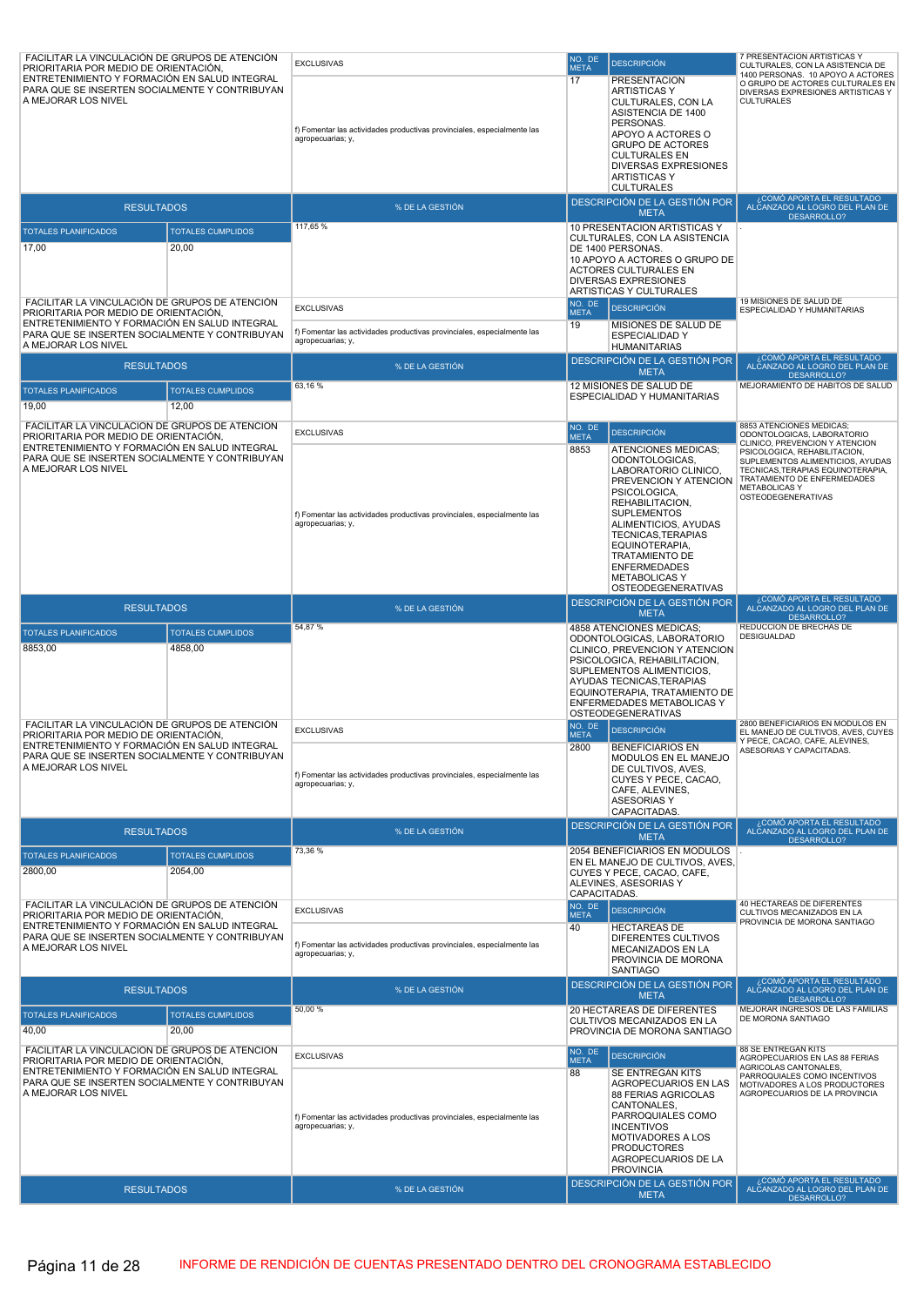| FACILITAR LA VINCULACIÓN DE GRUPOS DE ATENCIÓN PRIORITARIA POR MEDIO DE ORIENTACIÓN, ENTRETENIMIENTO Y FORMACIÓN EN SALUD INTEGRAL PARA QUE SE INSERTEN SOCIALMENTE Y CONTRIBUYAN A MEJORAR LOS NIVEL | | EXCLUSIVAS | NO. DE META | DESCRIPCIÓN | 7 PRESENTACION ARTISTICAS Y CULTURALES, CON LA ASISTENCIA DE 1400 PERSONAS. 10 APOYO A ACTORES O GRUPO DE ACTORES CULTURALES EN DIVERSAS EXPRESIONES ARTISTICAS Y CULTURALES |
|---|---|---|---|---|---|
| | | f) Fomentar las actividades productivas provinciales, especialmente las agropecuarias; y, | 17 | PRESENTACION ARTISTICAS Y CULTURALES, CON LA ASISTENCIA DE 1400 PERSONAS. APOYO A ACTORES O GRUPO DE ACTORES CULTURALES EN DIVERSAS EXPRESIONES ARTISTICAS Y CULTURALES | |
| RESULTADOS | | % DE LA GESTIÓN | DESCRIPCIÓN DE LA GESTIÓN POR META | | ¿CÓMO APORTA EL RESULTADO ALCANZADO AL LOGRO DEL PLAN DE DESARROLLO? |
| TOTALES PLANIFICADOS | TOTALES CUMPLIDOS | 117,65 % | 10 PRESENTACION ARTISTICAS Y CULTURALES, CON LA ASISTENCIA DE 1400 PERSONAS. 10 APOYO A ACTORES O GRUPO DE ACTORES CULTURALES EN DIVERSAS EXPRESIONES ARTISTICAS Y CULTURALES | | . |
| 17,00 | 20,00 | | | | |
| FACILITAR LA VINCULACIÓN DE GRUPOS DE ATENCIÓN PRIORITARIA POR MEDIO DE ORIENTACIÓN, ENTRETENIMIENTO Y FORMACIÓN EN SALUD INTEGRAL PARA QUE SE INSERTEN SOCIALMENTE Y CONTRIBUYAN A MEJORAR LOS NIVEL | | EXCLUSIVAS | NO. DE META | DESCRIPCIÓN | 19 MISIONES DE SALUD DE ESPECIALIDAD Y HUMANITARIAS |
| | | f) Fomentar las actividades productivas provinciales, especialmente las agropecuarias; y, | 19 | MISIONES DE SALUD DE ESPECIALIDAD Y HUMANITARIAS | |
| RESULTADOS | | % DE LA GESTIÓN | DESCRIPCIÓN DE LA GESTIÓN POR META | | ¿CÓMO APORTA EL RESULTADO ALCANZADO AL LOGRO DEL PLAN DE DESARROLLO? |
| TOTALES PLANIFICADOS | TOTALES CUMPLIDOS | 63,16 % | 12 MISIONES DE SALUD DE ESPECIALIDAD Y HUMANITARIAS | | MEJORAMIENTO DE HABITOS DE SALUD |
| 19,00 | 12,00 | | | | |
| FACILITAR LA VINCULACIÓN DE GRUPOS DE ATENCIÓN PRIORITARIA POR MEDIO DE ORIENTACIÓN, ENTRETENIMIENTO Y FORMACIÓN EN SALUD INTEGRAL PARA QUE SE INSERTEN SOCIALMENTE Y CONTRIBUYAN A MEJORAR LOS NIVEL | | EXCLUSIVAS | NO. DE META | DESCRIPCIÓN | 8853 ATENCIONES MEDICAS; ODONTOLOGICAS, LABORATORIO CLINICO, PREVENCION Y ATENCION PSICOLOGICA, REHABILITACION, SUPLEMENTOS ALIMENTICIOS, AYUDAS TECNICAS,TERAPIAS EQUINOTERAPIA, TRATAMIENTO DE ENFERMEDADES METABOLICAS Y OSTEODEGENERATIVAS |
| | | f) Fomentar las actividades productivas provinciales, especialmente las agropecuarias; y, | 8853 | ATENCIONES MEDICAS; ODONTOLOGICAS, LABORATORIO CLINICO, PREVENCION Y ATENCION PSICOLOGICA, REHABILITACION, SUPLEMENTOS ALIMENTICIOS, AYUDAS TECNICAS,TERAPIAS EQUINOTERAPIA, TRATAMIENTO DE ENFERMEDADES METABOLICAS Y OSTEODEGENERATIVAS | |
| RESULTADOS | | % DE LA GESTIÓN | DESCRIPCIÓN DE LA GESTIÓN POR META | | ¿CÓMO APORTA EL RESULTADO ALCANZADO AL LOGRO DEL PLAN DE DESARROLLO? |
| TOTALES PLANIFICADOS | TOTALES CUMPLIDOS | 54,87 % | 4858 ATENCIONES MEDICAS; ODONTOLOGICAS, LABORATORIO CLINICO, PREVENCION Y ATENCION PSICOLOGICA, REHABILITACION, SUPLEMENTOS ALIMENTICIOS, AYUDAS TECNICAS,TERAPIAS EQUINOTERAPIA, TRATAMIENTO DE ENFERMEDADES METABOLICAS Y OSTEODEGENERATIVAS | | REDUCCION DE BRECHAS DE DESIGUALDAD |
| 8853,00 | 4858,00 | | | | |
| FACILITAR LA VINCULACIÓN DE GRUPOS DE ATENCIÓN PRIORITARIA POR MEDIO DE ORIENTACIÓN, ENTRETENIMIENTO Y FORMACIÓN EN SALUD INTEGRAL PARA QUE SE INSERTEN SOCIALMENTE Y CONTRIBUYAN A MEJORAR LOS NIVEL | | EXCLUSIVAS | NO. DE META | DESCRIPCIÓN | 2800 BENEFICIARIOS EN MODULOS EN EL MANEJO DE CULTIVOS, AVES, CUYES Y PECE, CACAO, CAFE, ALEVINES, ASESORIAS Y CAPACITADAS. |
| | | f) Fomentar las actividades productivas provinciales, especialmente las agropecuarias; y, | 2800 | BENEFICIARIOS EN MODULOS EN EL MANEJO DE CULTIVOS, AVES, CUYES Y PECE, CACAO, CAFE, ALEVINES, ASESORIAS Y CAPACITADAS. | |
| RESULTADOS | | % DE LA GESTIÓN | DESCRIPCIÓN DE LA GESTIÓN POR META | | ¿CÓMO APORTA EL RESULTADO ALCANZADO AL LOGRO DEL PLAN DE DESARROLLO? |
| TOTALES PLANIFICADOS | TOTALES CUMPLIDOS | 73,36 % | 2054 BENEFICIARIOS EN MODULOS EN EL MANEJO DE CULTIVOS, AVES, CUYES Y PECE, CACAO, CAFE, ALEVINES, ASESORIAS Y CAPACITADAS. | | . |
| 2800,00 | 2054,00 | | | | |
| FACILITAR LA VINCULACIÓN DE GRUPOS DE ATENCIÓN PRIORITARIA POR MEDIO DE ORIENTACIÓN, ENTRETENIMIENTO Y FORMACIÓN EN SALUD INTEGRAL PARA QUE SE INSERTEN SOCIALMENTE Y CONTRIBUYAN A MEJORAR LOS NIVEL | | EXCLUSIVAS | NO. DE META | DESCRIPCIÓN | 40 HECTAREAS DE DIFERENTES CULTIVOS MECANIZADOS EN LA PROVINCIA DE MORONA SANTIAGO |
| | | f) Fomentar las actividades productivas provinciales, especialmente las agropecuarias; y, | 40 | HECTAREAS DE DIFERENTES CULTIVOS MECANIZADOS EN LA PROVINCIA DE MORONA SANTIAGO | |
| RESULTADOS | | % DE LA GESTIÓN | DESCRIPCIÓN DE LA GESTIÓN POR META | | ¿CÓMO APORTA EL RESULTADO ALCANZADO AL LOGRO DEL PLAN DE DESARROLLO? |
| TOTALES PLANIFICADOS | TOTALES CUMPLIDOS | 50,00 % | 20 HECTAREAS DE DIFERENTES CULTIVOS MECANIZADOS EN LA PROVINCIA DE MORONA SANTIAGO | | MEJORAR INGRESOS DE LAS FAMILIAS DE MORONA SANTIAGO |
| 40,00 | 20,00 | | | | |
| FACILITAR LA VINCULACIÓN DE GRUPOS DE ATENCIÓN PRIORITARIA POR MEDIO DE ORIENTACIÓN, ENTRETENIMIENTO Y FORMACIÓN EN SALUD INTEGRAL PARA QUE SE INSERTEN SOCIALMENTE Y CONTRIBUYAN A MEJORAR LOS NIVEL | | EXCLUSIVAS | NO. DE META | DESCRIPCIÓN | 88 SE ENTREGAN KITS AGROPECUARIOS EN LAS 88 FERIAS AGRICOLAS CANTONALES, PARROQUIALES COMO INCENTIVOS MOTIVADORES A LOS PRODUCTORES AGROPECUARIOS DE LA PROVINCIA |
| | | f) Fomentar las actividades productivas provinciales, especialmente las agropecuarias; y, | 88 | SE ENTREGAN KITS AGROPECUARIOS EN LAS 88 FERIAS AGRICOLAS CANTONALES, PARROQUIALES COMO INCENTIVOS MOTIVADORES A LOS PRODUCTORES AGROPECUARIOS DE LA PROVINCIA | |
| RESULTADOS | | % DE LA GESTIÓN | DESCRIPCIÓN DE LA GESTIÓN POR META | | ¿CÓMO APORTA EL RESULTADO ALCANZADO AL LOGRO DEL PLAN DE DESARROLLO? |

INFORME DE RENDICIÓN DE CUENTAS PRESENTADO DENTRO DEL CRONOGRAMA ESTABLECIDO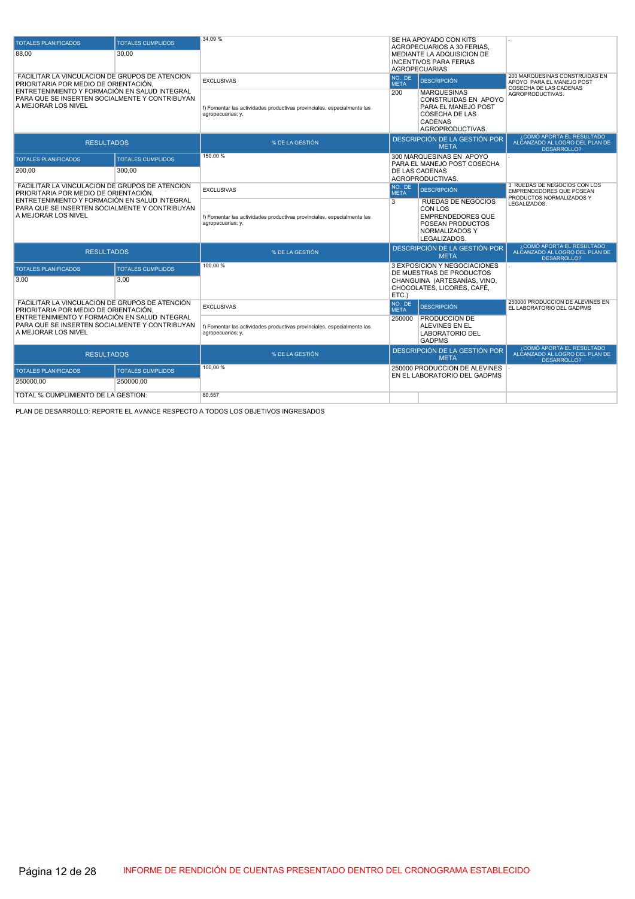| TOTALES PLANIFICADOS | TOTALES CUMPLIDOS | 34,09 % | SE HA APOYADO CON KITS AGROPECUARIOS A 30 FERIAS, MEDIANTE LA ADQUISICION DE INCENTIVOS PARA FERIAS AGROPECUARIAS | | . |
|---|---|---|---|---|---|
| 88,00 | 30,00 | | | | |
| FACILITAR LA VINCULACION DE GRUPOS DE ATENCION PRIORITARIA POR MEDIO DE ORIENTACIÓN, ENTRETENIMIENTO Y FORMACIÓN EN SALUD INTEGRAL PARA QUE SE INSERTEN SOCIALMENTE Y CONTRIBUYAN A MEJORAR LOS NIVEL | | EXCLUSIVAS | NO. DE META | DESCRIPCIÓN | 200 MARQUESINAS CONSTRUIDAS EN APOYO PARA EL MANEJO POST COSECHA DE LAS CADENAS AGROPRODUCTIVAS. |
| | | f) Fomentar las actividades productivas provinciales, especialmente las agropecuarias; y, | 200 | MARQUESINAS CONSTRUIDAS EN APOYO PARA EL MANEJO POST COSECHA DE LAS CADENAS AGROPRODUCTIVAS. | |
| RESULTADOS | | % DE LA GESTIÓN | DESCRIPCIÓN DE LA GESTIÓN POR META | | ¿CÓMO APORTA EL RESULTADO ALCANZADO AL LOGRO DEL PLAN DE DESARROLLO? |
| TOTALES PLANIFICADOS | TOTALES CUMPLIDOS | 150,00 % | 300 MARQUESINAS EN APOYO PARA EL MANEJO POST COSECHA DE LAS CADENAS AGROPRODUCTIVAS. | | . |
| 200,00 | 300,00 | | | | |
| FACILITAR LA VINCULACION DE GRUPOS DE ATENCION PRIORITARIA POR MEDIO DE ORIENTACIÓN, ENTRETENIMIENTO Y FORMACIÓN EN SALUD INTEGRAL PARA QUE SE INSERTEN SOCIALMENTE Y CONTRIBUYAN A MEJORAR LOS NIVEL | | EXCLUSIVAS | NO. DE META | DESCRIPCIÓN | 3 RUEDAS DE NEGOCIOS CON LOS EMPRENDEDORES QUE POSEAN PRODUCTOS NORMALIZADOS Y LEGALIZADOS. |
| | | f) Fomentar las actividades productivas provinciales, especialmente las agropecuarias; y, | 3 | RUEDAS DE NEGOCIOS CON LOS EMPRENDEDORES QUE POSEAN PRODUCTOS NORMALIZADOS Y LEGALIZADOS. | |
| RESULTADOS | | % DE LA GESTIÓN | DESCRIPCIÓN DE LA GESTIÓN POR META | | ¿CÓMO APORTA EL RESULTADO ALCANZADO AL LOGRO DEL PLAN DE DESARROLLO? |
| TOTALES PLANIFICADOS | TOTALES CUMPLIDOS | 100,00 % | 3 EXPOSICION Y NEGOCIACIONES DE MUESTRAS DE PRODUCTOS CHANGUINA (ARTESANÍAS, VINO, CHOCOLATES, LICORES, CAFÉ, ETC.) | | . |
| 3,00 | 3,00 | | | | |
| FACILITAR LA VINCULACIÓN DE GRUPOS DE ATENCIÓN PRIORITARIA POR MEDIO DE ORIENTACIÓN, ENTRETENIMIENTO Y FORMACIÓN EN SALUD INTEGRAL PARA QUE SE INSERTEN SOCIALMENTE Y CONTRIBUYAN A MEJORAR LOS NIVEL | | EXCLUSIVAS | NO. DE META | DESCRIPCIÓN | 250000 PRODUCCION DE ALEVINES EN EL LABORATORIO DEL GADPMS |
| | | f) Fomentar las actividades productivas provinciales, especialmente las agropecuarias; y, | 250000 | PRODUCCION DE ALEVINES EN EL LABORATORIO DEL GADPMS | |
| RESULTADOS | | % DE LA GESTIÓN | DESCRIPCIÓN DE LA GESTIÓN POR META | | ¿CÓMO APORTA EL RESULTADO ALCANZADO AL LOGRO DEL PLAN DE DESARROLLO? |
| TOTALES PLANIFICADOS | TOTALES CUMPLIDOS | 100,00 % | 250000 PRODUCCION DE ALEVINES EN EL LABORATORIO DEL GADPMS | | . |
| 250000,00 | 250000,00 | | | | |
| TOTAL % CUMPLIMIENTO DE LA GESTION: | | 80,557 | | | |

PLAN DE DESARROLLO: REPORTE EL AVANCE RESPECTO A TODOS LOS OBJETIVOS INGRESADOS

INFORME DE RENDICIÓN DE CUENTAS PRESENTADO DENTRO DEL CRONOGRAMA ESTABLECIDO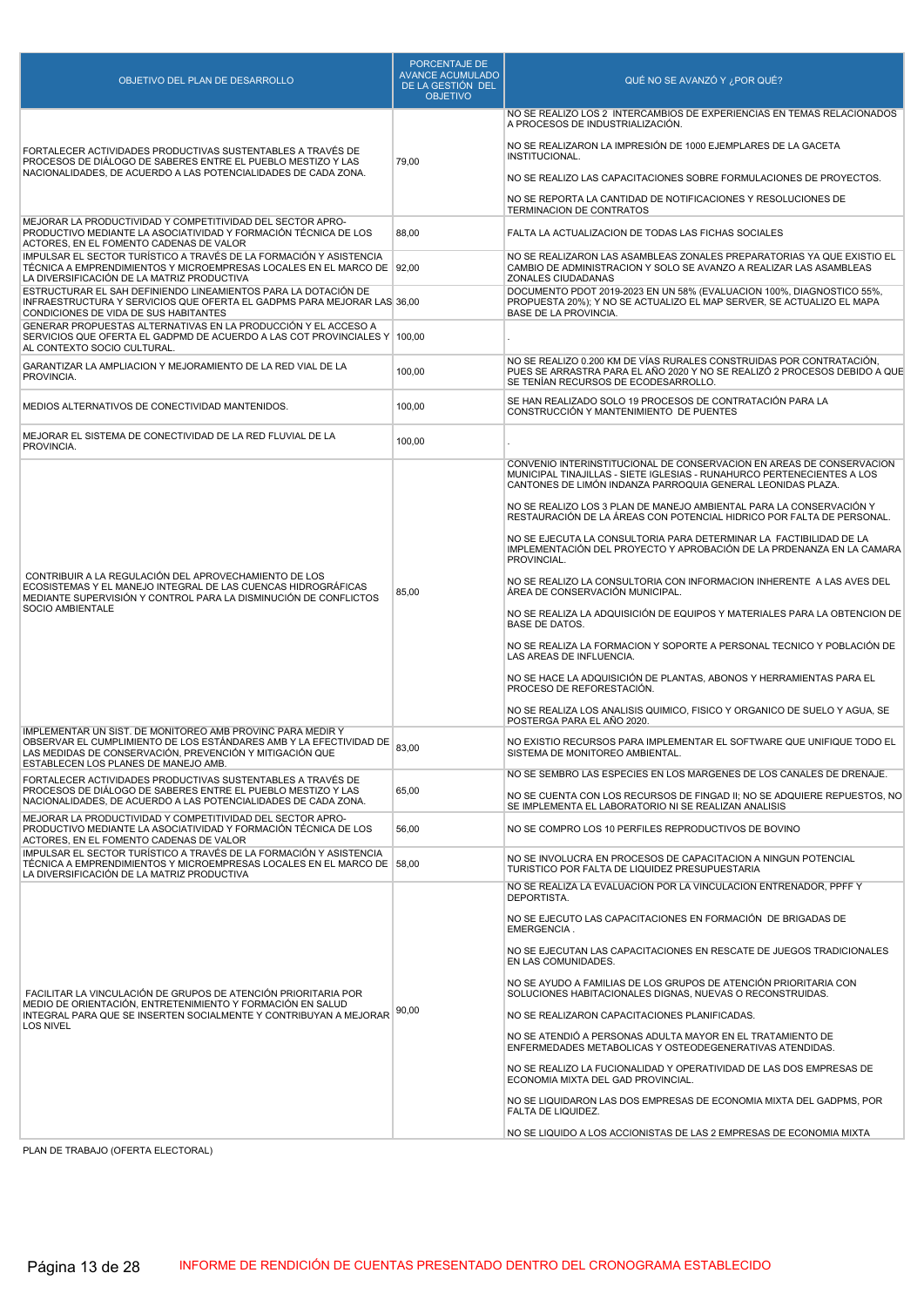| OBJETIVO DEL PLAN DE DESARROLLO | PORCENTAJE DE AVANCE ACUMULADO DE LA GESTIÓN DEL OBJETIVO | QUÉ NO SE AVANZÓ Y ¿POR QUÉ? |
|---|---|---|
| FORTALECER ACTIVIDADES PRODUCTIVAS SUSTENTABLES A TRAVÉS DE PROCESOS DE DIÁLOGO DE SABERES ENTRE EL PUEBLO MESTIZO Y LAS NACIONALIDADES, DE ACUERDO A LAS POTENCIALIDADES DE CADA ZONA. | 79,00 | NO SE REALIZO LOS 2 INTERCAMBIOS DE EXPERIENCIAS EN TEMAS RELACIONADOS A PROCESOS DE INDUSTRIALIZACIÓN.<br><br>NO SE REALIZARON LA IMPRESIÓN DE 1000 EJEMPLARES DE LA GACETA INSTITUCIONAL.<br><br>NO SE REALIZO LAS CAPACITACIONES SOBRE FORMULACIONES DE PROYECTOS.<br><br>NO SE REPORTA LA CANTIDAD DE NOTIFICACIONES Y RESOLUCIONES DE TERMINACION DE CONTRATOS |
| MEJORAR LA PRODUCTIVIDAD Y COMPETITIVIDAD DEL SECTOR APRO-PRODUCTIVO MEDIANTE LA ASOCIATIVIDAD Y FORMACIÓN TÉCNICA DE LOS ACTORES, EN EL FOMENTO CADENAS DE VALOR | 88,00 | FALTA LA ACTUALIZACION DE TODAS LAS FICHAS SOCIALES |
| IMPULSAR EL SECTOR TURÍSTICO A TRAVÉS DE LA FORMACIÓN Y ASISTENCIA TÉCNICA A EMPRENDIMIENTOS Y MICROEMPRESAS LOCALES EN EL MARCO DE LA DIVERSIFICACIÓN DE LA MATRIZ PRODUCTIVA | 92,00 | NO SE REALIZARON LAS ASAMBLEAS ZONALES PREPARATORIAS YA QUE EXISTIO EL CAMBIO DE ADMINISTRACION Y SOLO SE AVANZO A REALIZAR LAS ASAMBLEAS ZONALES CIUDADANAS |
| ESTRUCTURAR EL SAH DEFINIENDO LINEAMIENTOS PARA LA DOTACIÓN DE INFRAESTRUCTURA Y SERVICIOS QUE OFERTA EL GADPMS PARA MEJORAR LAS CONDICIONES DE VIDA DE SUS HABITANTES | 36,00 | DOCUMENTO PDOT 2019-2023 EN UN 58% (EVALUACION 100%, DIAGNOSTICO 55%, PROPUESTA 20%); Y NO SE ACTUALIZO EL MAP SERVER, SE ACTUALIZO EL MAPA BASE DE LA PROVINCIA. |
| GENERAR PROPUESTAS ALTERNATIVAS EN LA PRODUCCIÓN Y EL ACCESO A SERVICIOS QUE OFERTA EL GADPMD DE ACUERDO A LAS COT PROVINCIALES Y AL CONTEXTO SOCIO CULTURAL. | 100,00 | - |
| GARANTIZAR LA AMPLIACION Y MEJORAMIENTO DE LA RED VIAL DE LA PROVINCIA. | 100,00 | NO SE REALIZO 0.200 KM DE VÍAS RURALES CONSTRUIDAS POR CONTRATACIÓN, PUES SE ARRASTRA PARA EL AÑO 2020 Y NO SE REALIZÓ 2 PROCESOS DEBIDO A QUE SE TENÍAN RECURSOS DE ECODESARROLLO. |
| MEDIOS ALTERNATIVOS DE CONECTIVIDAD MANTENIDOS. | 100,00 | SE HAN REALIZADO SOLO 19 PROCESOS DE CONTRATACIÓN PARA LA CONSTRUCCIÓN Y MANTENIMIENTO DE PUENTES |
| MEJORAR EL SISTEMA DE CONECTIVIDAD DE LA RED FLUVIAL DE LA PROVINCIA. | 100,00 | - |
| CONTRIBUIR A LA REGULACIÓN DEL APROVECHAMIENTO DE LOS ECOSISTEMAS Y EL MANEJO INTEGRAL DE LAS CUENCAS HIDROGRÁFICAS MEDIANTE SUPERVISIÓN Y CONTROL PARA LA DISMINUCIÓN DE CONFLICTOS SOCIO AMBIENTALE | 85,00 | CONVENIO INTERINSTITUCIONAL DE CONSERVACION EN AREAS DE CONSERVACION MUNICIPAL TINAJILLAS - SIETE IGLESIAS - RUNAHURCO PERTENECIENTES A LOS CANTONES DE LIMÓN INDANZA PARROQUIA GENERAL LEONIDAS PLAZA.<br><br>NO SE REALIZO LOS 3 PLAN DE MANEJO AMBIENTAL PARA LA CONSERVACIÓN Y RESTAURACIÓN DE LA ÁREAS CON POTENCIAL HIDRICO POR FALTA DE PERSONAL.<br><br>NO SE EJECUTA LA CONSULTORIA PARA DETERMINAR LA FACTIBILIDAD DE LA IMPLEMENTACIÓN DEL PROYECTO Y APROBACIÓN DE LA PRDENANZA EN LA CAMARA PROVINCIAL.<br><br>NO SE REALIZO LA CONSULTORIA CON INFORMACION INHERENTE A LAS AVES DEL ÁREA DE CONSERVACIÓN MUNICIPAL.<br><br>NO SE REALIZA LA ADQUISICIÓN DE EQUIPOS Y MATERIALES PARA LA OBTENCION DE BASE DE DATOS.<br><br>NO SE REALIZA LA FORMACION Y SOPORTE A PERSONAL TECNICO Y POBLACIÓN DE LAS AREAS DE INFLUENCIA.<br><br>NO SE HACE LA ADQUISICIÓN DE PLANTAS, ABONOS Y HERRAMIENTAS PARA EL PROCESO DE REFORESTACIÓN.<br><br>NO SE REALIZA LOS ANALISIS QUIMICO, FISICO Y ORGANICO DE SUELO Y AGUA, SE POSTERGA PARA EL AÑO 2020. |
| IMPLEMENTAR UN SIST. DE MONITOREO AMB PROVINC PARA MEDIR Y OBSERVAR EL CUMPLIMIENTO DE LOS ESTÁNDARES AMB Y LA EFECTIVIDAD DE LAS MEDIDAS DE CONSERVACIÓN, PREVENCIÓN Y MITIGACIÓN QUE ESTABLECEN LOS PLANES DE MANEJO AMB. | 83,00 | NO EXISTIO RECURSOS PARA IMPLEMENTAR EL SOFTWARE QUE UNIFIQUE TODO EL SISTEMA DE MONITOREO AMBIENTAL. |
| FORTALECER ACTIVIDADES PRODUCTIVAS SUSTENTABLES A TRAVÉS DE PROCESOS DE DIÁLOGO DE SABERES ENTRE EL PUEBLO MESTIZO Y LAS NACIONALIDADES, DE ACUERDO A LAS POTENCIALIDADES DE CADA ZONA. | 65,00 | NO SE SEMBRO LAS ESPECIES EN LOS MARGENES DE LOS CANALES DE DRENAJE.<br><br>NO SE CUENTA CON LOS RECURSOS DE FINGAD II; NO SE ADQUIERE REPUESTOS, NO SE IMPLEMENTA EL LABORATORIO NI SE REALIZAN ANALISIS |
| MEJORAR LA PRODUCTIVIDAD Y COMPETITIVIDAD DEL SECTOR APRO-PRODUCTIVO MEDIANTE LA ASOCIATIVIDAD Y FORMACIÓN TÉCNICA DE LOS ACTORES, EN EL FOMENTO CADENAS DE VALOR | 56,00 | NO SE COMPRO LOS 10 PERFILES REPRODUCTIVOS DE BOVINO |
| IMPULSAR EL SECTOR TURÍSTICO A TRAVÉS DE LA FORMACIÓN Y ASISTENCIA TÉCNICA A EMPRENDIMIENTOS Y MICROEMPRESAS LOCALES EN EL MARCO DE LA DIVERSIFICACIÓN DE LA MATRIZ PRODUCTIVA | 58,00 | NO SE INVOLUCRA EN PROCESOS DE CAPACITACION A NINGUN POTENCIAL TURISTICO POR FALTA DE LIQUIDEZ PRESUPUESTARIA |
| FACILITAR LA VINCULACIÓN DE GRUPOS DE ATENCIÓN PRIORITARIA POR MEDIO DE ORIENTACIÓN, ENTRETENIMIENTO Y FORMACIÓN EN SALUD INTEGRAL PARA QUE SE INSERTEN SOCIALMENTE Y CONTRIBUYAN A MEJORAR LOS NIVEL | 90,00 | NO SE REALIZA LA EVALUACION POR LA VINCULACION ENTRENADOR, PPFF Y DEPORTISTA.<br><br>NO SE EJECUTO LAS CAPACITACIONES EN FORMACIÓN DE BRIGADAS DE EMERGENCIA .<br><br>NO SE EJECUTAN LAS CAPACITACIONES EN RESCATE DE JUEGOS TRADICIONALES EN LAS COMUNIDADES.<br><br>NO SE AYUDO A FAMILIAS DE LOS GRUPOS DE ATENCIÓN PRIORITARIA CON SOLUCIONES HABITACIONALES DIGNAS, NUEVAS O RECONSTRUIDAS.<br><br>NO SE REALIZARON CAPACITACIONES PLANIFICADAS.<br><br>NO SE ATENDIÓ A PERSONAS ADULTA MAYOR EN EL TRATAMIENTO DE ENFERMEDADES METABOLICAS Y OSTEODEGENERATIVAS ATENDIDAS.<br><br>NO SE REALIZO LA FUCIONALIDAD Y OPERATIVIDAD DE LAS DOS EMPRESAS DE ECONOMIA MIXTA DEL GAD PROVINCIAL.<br><br>NO SE LIQUIDARON LAS DOS EMPRESAS DE ECONOMIA MIXTA DEL GADMPS, POR FALTA DE LIQUIDEZ.<br><br>NO SE LIQUIDO A LOS ACCIONISTAS DE LAS 2 EMPRESAS DE ECONOMIA MIXTA |

PLAN DE TRABAJO (OFERTA ELECTORAL)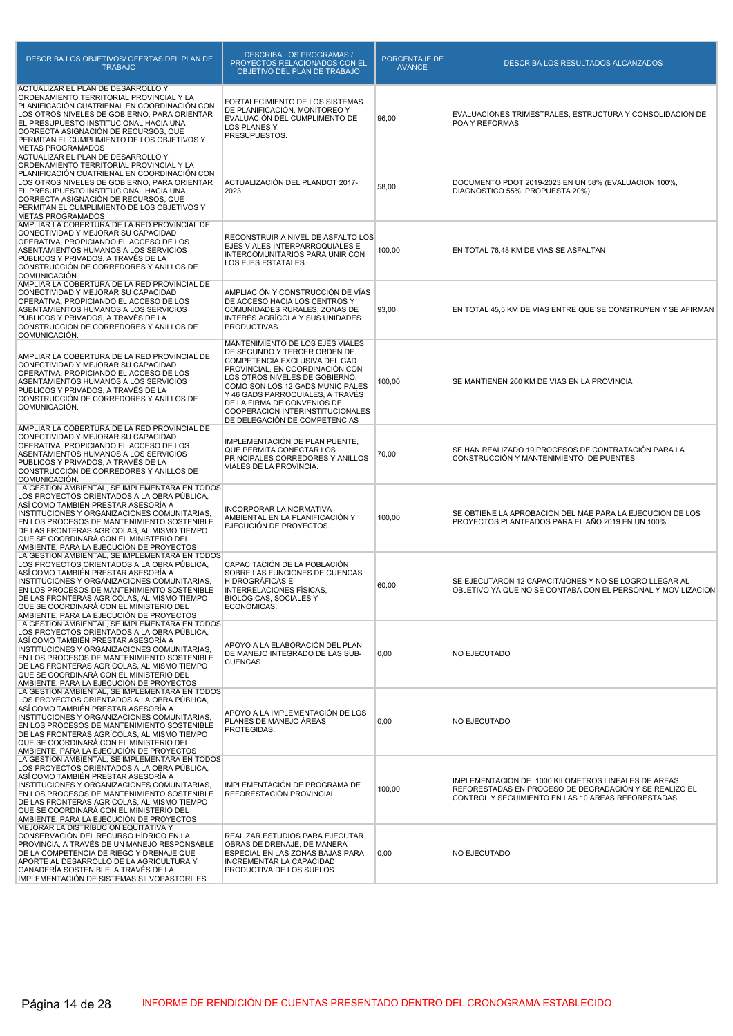| DESCRIBA LOS OBJETIVOS/ OFERTAS DEL PLAN DE TRABAJO | DESCRIBA LOS PROGRAMAS / PROYECTOS RELACIONADOS CON EL OBJETIVO DEL PLAN DE TRABAJO | PORCENTAJE DE AVANCE | DESCRIBA LOS RESULTADOS ALCANZADOS |
|---|---|---|---|
| ACTUALIZAR EL PLAN DE DESARROLLO Y ORDENAMIENTO TERRITORIAL PROVINCIAL Y LA PLANIFICACIÓN CUATRIENAL EN COORDINACIÓN CON LOS OTROS NIVELES DE GOBIERNO, PARA ORIENTAR EL PRESUPUESTO INSTITUCIONAL HACIA UNA CORRECTA ASIGNACIÓN DE RECURSOS, QUE PERMITAN EL CUMPLIMIENTO DE LOS OBJETIVOS Y METAS PROGRAMADOS | FORTALECIMIENTO DE LOS SISTEMAS DE PLANIFICACIÓN, MONITOREO Y EVALUACIÓN DEL CUMPLIMIENTO DE LOS PLANES Y PRESUPUESTOS. | 96,00 | EVALUACIONES TRIMESTRALES, ESTRUCTURA Y CONSOLIDACION DE POA Y REFORMAS. |
| ACTUALIZAR EL PLAN DE DESARROLLO Y ORDENAMIENTO TERRITORIAL PROVINCIAL Y LA PLANIFICACIÓN CUATRIENAL EN COORDINACIÓN CON LOS OTROS NIVELES DE GOBIERNO, PARA ORIENTAR EL PRESUPUESTO INSTITUCIONAL HACIA UNA CORRECTA ASIGNACIÓN DE RECURSOS, QUE PERMITAN EL CUMPLIMIENTO DE LOS OBJETIVOS Y METAS PROGRAMADOS | ACTUALIZACIÓN DEL PLANDOT 2017-2023. | 58,00 | DOCUMENTO PDOT 2019-2023 EN UN 58% (EVALUACION 100%, DIAGNOSTICO 55%, PROPUESTA 20%) |
| AMPLIAR LA COBERTURA DE LA RED PROVINCIAL DE CONECTIVIDAD Y MEJORAR SU CAPACIDAD OPERATIVA, PROPICIANDO EL ACCESO DE LOS ASENTAMIENTOS HUMANOS A LOS SERVICIOS PÚBLICOS Y PRIVADOS, A TRAVÉS DE LA CONSTRUCCIÓN DE CORREDORES Y ANILLOS DE COMUNICACIÓN. | RECONSTRUIR A NIVEL DE ASFALTO LOS EJES VIALES INTERPARROQUIALES E INTERCOMUNITARIOS PARA UNIR CON LOS EJES ESTATALES. | 100,00 | EN TOTAL 76,48 KM DE VIAS SE ASFALTAN |
| AMPLIAR LA COBERTURA DE LA RED PROVINCIAL DE CONECTIVIDAD Y MEJORAR SU CAPACIDAD OPERATIVA, PROPICIANDO EL ACCESO DE LOS ASENTAMIENTOS HUMANOS A LOS SERVICIOS PÚBLICOS Y PRIVADOS, A TRAVÉS DE LA CONSTRUCCIÓN DE CORREDORES Y ANILLOS DE COMUNICACIÓN. | AMPLIACIÓN Y CONSTRUCCIÓN DE VÍAS DE ACCESO HACIA LOS CENTROS Y COMUNIDADES RURALES, ZONAS DE INTERÉS AGRÍCOLA Y SUS UNIDADES PRODUCTIVAS | 93,00 | EN TOTAL 45,5 KM DE VIAS ENTRE QUE SE CONSTRUYEN Y SE AFIRMAN |
| AMPLIAR LA COBERTURA DE LA RED PROVINCIAL DE CONECTIVIDAD Y MEJORAR SU CAPACIDAD OPERATIVA, PROPICIANDO EL ACCESO DE LOS ASENTAMIENTOS HUMANOS A LOS SERVICIOS PÚBLICOS Y PRIVADOS, A TRAVÉS DE LA CONSTRUCCIÓN DE CORREDORES Y ANILLOS DE COMUNICACIÓN. | MANTENIMIENTO DE LOS EJES VIALES DE SEGUNDO Y TERCER ORDEN DE COMPETENCIA EXCLUSIVA DEL GAD PROVINCIAL, EN COORDINACIÓN CON LOS OTROS NIVELES DE GOBIERNO, COMO SON LOS 12 GADS MUNICIPALES Y 46 GADS PARROQUIALES, A TRAVÉS DE LA FIRMA DE CONVENIOS DE COOPERACIÓN INTERINSTITUCIONALES DE DELEGACIÓN DE COMPETENCIAS | 100,00 | SE MANTIENEN 260 KM DE VIAS EN LA PROVINCIA |
| AMPLIAR LA COBERTURA DE LA RED PROVINCIAL DE CONECTIVIDAD Y MEJORAR SU CAPACIDAD OPERATIVA, PROPICIANDO EL ACCESO DE LOS ASENTAMIENTOS HUMANOS A LOS SERVICIOS PÚBLICOS Y PRIVADOS, A TRAVÉS DE LA CONSTRUCCIÓN DE CORREDORES Y ANILLOS DE COMUNICACIÓN. | IMPLEMENTACIÓN DE PLAN PUENTE, QUE PERMITA CONECTAR LOS PRINCIPALES CORREDORES Y ANILLOS VIALES DE LA PROVINCIA. | 70,00 | SE HAN REALIZADO 19 PROCESOS DE CONTRATACIÓN PARA LA CONSTRUCCIÓN Y MANTENIMIENTO DE PUENTES |
| LA GESTION AMBIENTAL, SE IMPLEMENTARA EN TODOS LOS PROYECTOS ORIENTADOS A LA OBRA PÚBLICA, ASÍ COMO TAMBIÉN PRESTAR ASESORÍA A INSTITUCIONES Y ORGANIZACIONES COMUNITARIAS, EN LOS PROCESOS DE MANTENIMIENTO SOSTENIBLE DE LAS FRONTERAS AGRÍCOLAS, AL MISMO TIEMPO QUE SE COORDINARÁ CON EL MINISTERIO DEL AMBIENTE, PARA LA EJECUCIÓN DE PROYECTOS | INCORPORAR LA NORMATIVA AMBIENTAL EN LA PLANIFICACIÓN Y EJECUCIÓN DE PROYECTOS. | 100,00 | SE OBTIENE LA APROBACION DEL MAE PARA LA EJECUCION DE LOS PROYECTOS PLANTEADOS PARA EL AÑO 2019 EN UN 100% |
| LA GESTION AMBIENTAL, SE IMPLEMENTARA EN TODOS LOS PROYECTOS ORIENTADOS A LA OBRA PÚBLICA, ASÍ COMO TAMBIÉN PRESTAR ASESORÍA A INSTITUCIONES Y ORGANIZACIONES COMUNITARIAS, EN LOS PROCESOS DE MANTENIMIENTO SOSTENIBLE DE LAS FRONTERAS AGRÍCOLAS, AL MISMO TIEMPO QUE SE COORDINARÁ CON EL MINISTERIO DEL AMBIENTE, PARA LA EJECUCIÓN DE PROYECTOS | CAPACITACIÓN DE LA POBLACIÓN SOBRE LAS FUNCIONES DE CUENCAS HIDROGRÁFICAS E INTERRELACIONES FÍSICAS, BIOLÓGICAS, SOCIALES Y ECONÓMICAS. | 60,00 | SE EJECUTARON 12 CAPACITAIONES Y NO SE LOGRO LLEGAR AL OBJETIVO YA QUE NO SE CONTABA CON EL PERSONAL Y MOVILIZACION |
| LA GESTION AMBIENTAL, SE IMPLEMENTARA EN TODOS LOS PROYECTOS ORIENTADOS A LA OBRA PÚBLICA, ASÍ COMO TAMBIÉN PRESTAR ASESORÍA A INSTITUCIONES Y ORGANIZACIONES COMUNITARIAS, EN LOS PROCESOS DE MANTENIMIENTO SOSTENIBLE DE LAS FRONTERAS AGRÍCOLAS, AL MISMO TIEMPO QUE SE COORDINARÁ CON EL MINISTERIO DEL AMBIENTE, PARA LA EJECUCIÓN DE PROYECTOS | APOYO A LA ELABORACIÓN DEL PLAN DE MANEJO INTEGRADO DE LAS SUB-CUENCAS. | 0,00 | NO EJECUTADO |
| LA GESTION AMBIENTAL, SE IMPLEMENTARA EN TODOS LOS PROYECTOS ORIENTADOS A LA OBRA PÚBLICA, ASÍ COMO TAMBIÉN PRESTAR ASESORÍA A INSTITUCIONES Y ORGANIZACIONES COMUNITARIAS, EN LOS PROCESOS DE MANTENIMIENTO SOSTENIBLE DE LAS FRONTERAS AGRÍCOLAS, AL MISMO TIEMPO QUE SE COORDINARÁ CON EL MINISTERIO DEL AMBIENTE, PARA LA EJECUCIÓN DE PROYECTOS | APOYO A LA IMPLEMENTACIÓN DE LOS PLANES DE MANEJO ÁREAS PROTEGIDAS. | 0,00 | NO EJECUTADO |
| LA GESTION AMBIENTAL, SE IMPLEMENTARA EN TODOS LOS PROYECTOS ORIENTADOS A LA OBRA PÚBLICA, ASÍ COMO TAMBIÉN PRESTAR ASESORÍA A INSTITUCIONES Y ORGANIZACIONES COMUNITARIAS, EN LOS PROCESOS DE MANTENIMIENTO SOSTENIBLE DE LAS FRONTERAS AGRÍCOLAS, AL MISMO TIEMPO QUE SE COORDINARÁ CON EL MINISTERIO DEL AMBIENTE, PARA LA EJECUCIÓN DE PROYECTOS | IMPLEMENTACIÓN DE PROGRAMA DE REFORESTACIÓN PROVINCIAL. | 100,00 | IMPLEMENTACION DE 1000 KILOMETROS LINEALES DE AREAS REFORESTADAS EN PROCESO DE DEGRADACIÓN Y SE REALIZO EL CONTROL Y SEGUIMIENTO EN LAS 10 AREAS REFORESTADAS |
| MEJORAR LA DISTRIBUCION EQUITATIVA Y CONSERVACIÓN DEL RECURSO HÍDRICO EN LA PROVINCIA, A TRAVÉS DE UN MANEJO RESPONSABLE DE LA COMPETENCIA DE RIEGO Y DRENAJE QUE APORTE AL DESARROLLO DE LA AGRICULTURA Y GANADERÍA SOSTENIBLE, A TRAVÉS DE LA IMPLEMENTACIÓN DE SISTEMAS SILVOPASTORILES. | REALIZAR ESTUDIOS PARA EJECUTAR OBRAS DE DRENAJE, DE MANERA ESPECIAL EN LAS ZONAS BAJAS PARA INCREMENTAR LA CAPACIDAD PRODUCTIVA DE LOS SUELOS | 0,00 | NO EJECUTADO |

INFORME DE RENDICIÓN DE CUENTAS PRESENTADO DENTRO DEL CRONOGRAMA ESTABLECIDO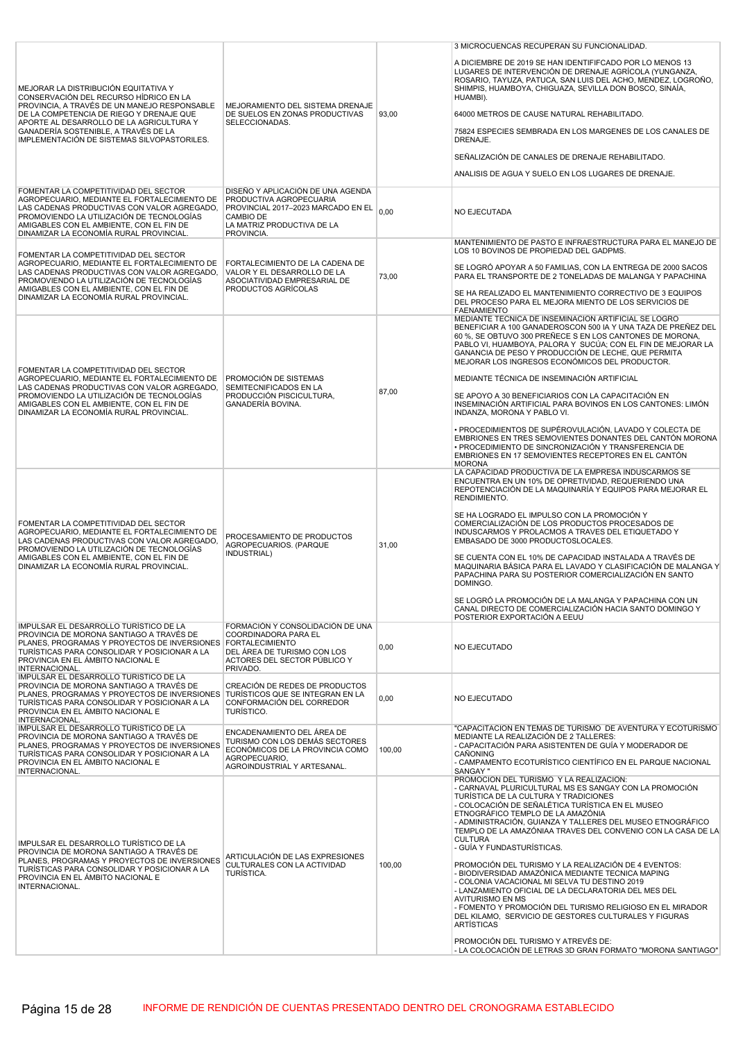| | | | |
|---|---|---|---|
| MEJORAR LA DISTRIBUCIÓN EQUITATIVA Y CONSERVACIÓN DEL RECURSO HÍDRICO EN LA PROVINCIA, A TRAVÉS DE UN MANEJO RESPONSABLE DE LA COMPETENCIA DE RIEGO Y DRENAJE QUE APORTE AL DESARROLLO DE LA AGRICULTURA Y GANADERÍA SOSTENIBLE, A TRAVÉS DE LA IMPLEMENTACIÓN DE SISTEMAS SILVOPASTORILES. | MEJORAMIENTO DEL SISTEMA DRENAJE DE SUELOS EN ZONAS PRODUCTIVAS SELECCIONADAS. | 93,00 | 3 MICROCUENCAS RECUPERAN SU FUNCIONALIDAD.<br><br>A DICIEMBRE DE 2019 SE HAN IDENTIFIFCADO POR LO MENOS 13 LUGARES DE INTERVENCIÓN DE DRENAJE AGRÍCOLA (YUNGANZA, ROSARIO, TAYUZA, PATUCA, SAN LUIS DEL ACHO, MENDEZ, LOGROÑO, SHIMPIS, HUAMBOYA, CHIGUAZA, SEVILLA DON BOSCO, SINAÍA, HUAMBI).<br><br>64000 METROS DE CAUSE NATURAL REHABILITADO.<br><br>75824 ESPECIES SEMBRADA EN LOS MARGENES DE LOS CANALES DE DRENAJE.<br><br>SEÑALIZACIÓN DE CANALES DE DRENAJE REHABILITADO.<br><br>ANALISIS DE AGUA Y SUELO EN LOS LUGARES DE DRENAJE. |
| FOMENTAR LA COMPETITIVIDAD DEL SECTOR AGROPECUARIO, MEDIANTE EL FORTALECIMIENTO DE LAS CADENAS PRODUCTIVAS CON VALOR AGREGADO, PROMOVIENDO LA UTILIZACIÓN DE TECNOLOGÍAS AMIGABLES CON EL AMBIENTE, CON EL FIN DE DINAMIZAR LA ECONOMÍA RURAL PROVINCIAL. | DISEÑO Y APLICACIÓN DE UNA AGENDA PRODUCTIVA AGROPECUARIA PROVINCIAL 2017–2023 MARCADO EN EL CAMBIO DE LA MATRIZ PRODUCTIVA DE LA PROVINCIA. | 0,00 | NO EJECUTADA |
| FOMENTAR LA COMPETITIVIDAD DEL SECTOR AGROPECUARIO, MEDIANTE EL FORTALECIMIENTO DE LAS CADENAS PRODUCTIVAS CON VALOR AGREGADO, PROMOVIENDO LA UTILIZACIÓN DE TECNOLOGÍAS AMIGABLES CON EL AMBIENTE, CON EL FIN DE DINAMIZAR LA ECONOMÍA RURAL PROVINCIAL. | FORTALECIMIENTO DE LA CADENA DE VALOR Y EL DESARROLLO DE LA ASOCIATIVIDAD EMPRESARIAL DE PRODUCTOS AGRÍCOLAS | 73,00 | MANTENIMIENTO DE PASTO E INFRAESTRUCTURA PARA EL MANEJO DE LOS 10 BOVINOS DE PROPIEDAD DEL GADPMS.<br><br>SE LOGRÓ APOYAR A 50 FAMILIAS, CON LA ENTREGA DE 2000 SACOS PARA EL TRANSPORTE DE 2 TONELADAS DE MALANGA Y PAPACHINA<br><br>SE HA REALIZADO EL MANTENIMIENTO CORRECTIVO DE 3 EQUIPOS DEL PROCESO PARA EL MEJORA MIENTO DE LOS SERVICIOS DE FAENAMIENTO |
| FOMENTAR LA COMPETITIVIDAD DEL SECTOR AGROPECUARIO, MEDIANTE EL FORTALECIMIENTO DE LAS CADENAS PRODUCTIVAS CON VALOR AGREGADO, PROMOVIENDO LA UTILIZACIÓN DE TECNOLOGÍAS AMIGABLES CON EL AMBIENTE, CON EL FIN DE DINAMIZAR LA ECONOMÍA RURAL PROVINCIAL. | PROMOCIÓN DE SISTEMAS SEMITECNIFICADOS EN LA PRODUCCIÓN PISCICULTURA, GANADERÍA BOVINA. | 87,00 | MEDIANTE TECNICA DE INSEMINACION ARTIFICIAL SE LOGRO BENEFICIAR A 100 GANADEROSCON 500 IA Y UNA TAZA DE PREÑEZ DEL 60 %, SE OBTUVO 300 PREÑECE S EN LOS CANTONES DE MORONA, PABLO VI, HUAMBOYA, PALORA Y SUCÚA; CON EL FIN DE MEJORAR LA GANANCIA DE PESO Y PRODUCCIÓN DE LECHE, QUE PERMITA MEJORAR LOS INGRESOS ECONÓMICOS DEL PRODUCTOR.<br><br>MEDIANTE TÉCNICA DE INSEMINACIÓN ARTIFICIAL<br><br>SE APOYO A 30 BENEFICIARIOS CON LA CAPACITACIÓN EN INSEMINACIÓN ARTIFICIAL PARA BOVINOS EN LOS CANTONES: LIMÓN INDANZA, MORONA Y PABLO VI.<br><br>• PROCEDIMIENTOS DE SUPÉROVULACIÓN, LAVADO Y COLECTA DE EMBRIONES EN TRES SEMOVIENTES DONANTES DEL CANTÓN MORONA<br>• PROCEDIMIENTO DE SINCRONIZACIÓN Y TRANSFERENCIA DE EMBRIONES EN 17 SEMOVIENTES RECEPTORES EN EL CANTÓN MORONA |
| FOMENTAR LA COMPETITIVIDAD DEL SECTOR AGROPECUARIO, MEDIANTE EL FORTALECIMIENTO DE LAS CADENAS PRODUCTIVAS CON VALOR AGREGADO, PROMOVIENDO LA UTILIZACIÓN DE TECNOLOGÍAS AMIGABLES CON EL AMBIENTE, CON EL FIN DE DINAMIZAR LA ECONOMÍA RURAL PROVINCIAL. | PROCESAMIENTO DE PRODUCTOS AGROPECUARIOS. (PARQUE INDUSTRIAL) | 31,00 | LA CAPACIDAD PRODUCTIVA DE LA EMPRESA INDUSCARMOS SE ENCUENTRA EN UN 10% DE OPRETIVIDAD, REQUERIENDO UNA REPOTENCIACIÓN DE LA MAQUINARÍA Y EQUIPOS PARA MEJORAR EL RENDIMIENTO.<br><br>SE HA LOGRADO EL IMPULSO CON LA PROMOCIÓN Y COMERCIALIZACIÓN DE LOS PRODUCTOS PROCESADOS DE INDUSCARMOS Y PROLACMOS A TRAVES DEL ETIQUETADO Y EMBASADO DE 3000 PRODUCTOSLOCALES.<br><br>SE CUENTA CON EL 10% DE CAPACIDAD INSTALADA A TRAVÉS DE MAQUINARIA BÁSICA PARA EL LAVADO Y CLASIFICACIÓN DE MALANGA Y PAPACHINA PARA SU POSTERIOR COMERCIALIZACIÓN EN SANTO DOMINGO.<br><br>SE LOGRÓ LA PROMOCIÓN DE LA MALANGA Y PAPACHINA CON UN CANAL DIRECTO DE COMERCIALIZACIÓN HACIA SANTO DOMINGO Y POSTERIOR EXPORTACIÓN A EEUU |
| IMPULSAR EL DESARROLLO TURÍSTICO DE LA PROVINCIA DE MORONA SANTIAGO A TRAVÉS DE PLANES, PROGRAMAS Y PROYECTOS DE INVERSIONES TURÍSTICAS PARA CONSOLIDAR Y POSICIONAR A LA PROVINCIA EN EL ÁMBITO NACIONAL E INTERNACIONAL. | FORMACIÓN Y CONSOLIDACIÓN DE UNA COORDINADORA PARA EL FORTALECIMIENTO DEL ÁREA DE TURISMO CON LOS ACTORES DEL SECTOR PÚBLICO Y PRIVADO. | 0,00 | NO EJECUTADO |
| IMPULSAR EL DESARROLLO TURÍSTICO DE LA PROVINCIA DE MORONA SANTIAGO A TRAVÉS DE PLANES, PROGRAMAS Y PROYECTOS DE INVERSIONES TURÍSTICAS PARA CONSOLIDAR Y POSICIONAR A LA PROVINCIA EN EL ÁMBITO NACIONAL E INTERNACIONAL. | CREACIÓN DE REDES DE PRODUCTOS TURÍSTICOS QUE SE INTEGRAN EN LA CONFORMACIÓN DEL CORREDOR TURÍSTICO. | 0,00 | NO EJECUTADO |
| IMPULSAR EL DESARROLLO TURÍSTICO DE LA PROVINCIA DE MORONA SANTIAGO A TRAVÉS DE PLANES, PROGRAMAS Y PROYECTOS DE INVERSIONES TURÍSTICAS PARA CONSOLIDAR Y POSICIONAR A LA PROVINCIA EN EL ÁMBITO NACIONAL E INTERNACIONAL. | ENCADENAMIENTO DEL ÁREA DE TURISMO CON LOS DEMÁS SECTORES ECONÓMICOS DE LA PROVINCIA COMO AGROPECUARIO, AGROINDUSTRIAL Y ARTESANAL. | 100,00 | "CAPACITACION EN TEMAS DE TURISMO DE AVENTURA Y ECOTURISMO MEDIANTE LA REALIZACIÓN DE 2 TALLERES:<br>- CAPACITACIÓN PARA ASISTENTEN DE GUÍA Y MODERADOR DE CAÑONING<br>- CAMPAMENTO ECOTURÍSTICO CIENTÍFICO EN EL PARQUE NACIONAL SANGAY " |
| IMPULSAR EL DESARROLLO TURÍSTICO DE LA PROVINCIA DE MORONA SANTIAGO A TRAVÉS DE PLANES, PROGRAMAS Y PROYECTOS DE INVERSIONES TURÍSTICAS PARA CONSOLIDAR Y POSICIONAR A LA PROVINCIA EN EL ÁMBITO NACIONAL E INTERNACIONAL. | ARTICULACIÓN DE LAS EXPRESIONES CULTURALES CON LA ACTIVIDAD TURÍSTICA. | 100,00 | PROMOCION DEL TURISMO Y LA REALIZACION:<br>- CARNAVAL PLURICULTURAL MS ES SANGAY CON LA PROMOCIÓN TURÍSTICA DE LA CULTURA Y TRADICIONES<br>- COLOCACIÓN DE SEÑALÉTICA TURÍSTICA EN EL MUSEO ETNOGRÁFICO TEMPLO DE LA AMAZÓNIA<br>- ADMINISTRACIÓN, GUIANZA Y TALLERES DEL MUSEO ETNOGRÁFICO TEMPLO DE LA AMAZÓNIAA TRAVES DEL CONVENIO CON LA CASA DE LA CULTURA<br>- GUÍA Y FUNDASTURÍSTICAS.<br><br>PROMOCIÓN DEL TURISMO Y LA REALIZACIÓN DE 4 EVENTOS:<br>- BIODIVERSIDAD AMAZÓNICA MEDIANTE TECNICA MAPING<br>- COLONIA VACACIONAL MI SELVA TU DESTINO 2019<br>- LANZAMIENTO OFICIAL DE LA DECLARATORIA DEL MES DEL AVITURISMO EN MS<br>- FOMENTO Y PROMOCIÓN DEL TURISMO RELIGIOSO EN EL MIRADOR DEL KILAMO, SERVICIO DE GESTORES CULTURALES Y FIGURAS ARTÍSTICAS<br><br>PROMOCIÓN DEL TURISMO Y ATREVÉS DE:<br>- LA COLOCACIÓN DE LETRAS 3D GRAN FORMATO "MORONA SANTIAGO" |

INFORME DE RENDICIÓN DE CUENTAS PRESENTADO DENTRO DEL CRONOGRAMA ESTABLECIDO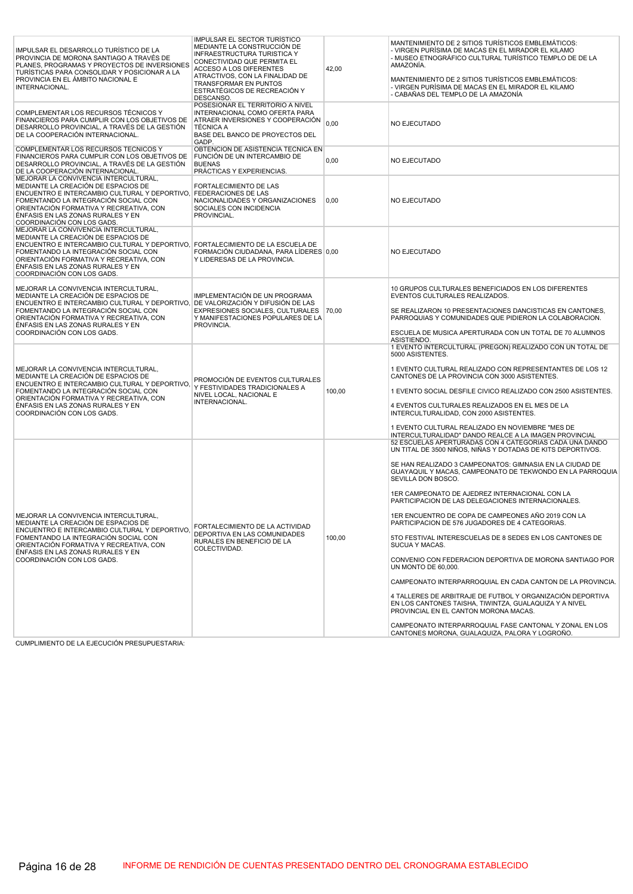| | | | |
|---|---|---|---|
| IMPULSAR EL DESARROLLO TURÍSTICO DE LA PROVINCIA DE MORONA SANTIAGO A TRAVÉS DE PLANES, PROGRAMAS Y PROYECTOS DE INVERSIONES TURÍSTICAS PARA CONSOLIDAR Y POSICIONAR A LA PROVINCIA EN EL ÁMBITO NACIONAL E INTERNACIONAL. | IMPULSAR EL SECTOR TURÍSTICO MEDIANTE LA CONSTRUCCIÓN DE INFRAESTRUCTURA TURISTICA Y CONECTIVIDAD QUE PERMITA EL ACCESO A LOS DIFERENTES ATRACTIVOS, CON LA FINALIDAD DE TRANSFORMAR EN PUNTOS ESTRATÉGICOS DE RECREACIÓN Y DESCANSO. | 42,00 | MANTENIMIENTO DE 2 SITIOS TURÍSTICOS EMBLEMÁTICOS:<br>- VIRGEN PURÍSIMA DE MACAS EN EL MIRADOR EL KILAMO<br>- MUSEO ETNOGRÁFICO CULTURAL TURÍSTICO TEMPLO DE DE LA AMAZONÍA.<br><br>MANTENIMIENTO DE 2 SITIOS TURÍSTICOS EMBLEMÁTICOS:<br>- VIRGEN PURÍSIMA DE MACAS EN EL MIRADOR EL KILAMO<br>- CABAÑAS DEL TEMPLO DE LA AMAZONÍA |
| COMPLEMENTAR LOS RECURSOS TÉCNICOS Y FINANCIEROS PARA CUMPLIR CON LOS OBJETIVOS DE DESARROLLO PROVINCIAL, A TRAVÉS DE LA GESTIÓN DE LA COOPERACIÓN INTERNACIONAL. | POSESIONAR EL TERRITORIO A NIVEL INTERNACIONAL COMO OFERTA PARA ATRAER INVERSIONES Y COOPERACIÓN TÉCNICA A BASE DEL BANCO DE PROYECTOS DEL GADP. | 0,00 | NO EJECUTADO |
| COMPLEMENTAR LOS RECURSOS TÉCNICOS Y FINANCIEROS PARA CUMPLIR CON LOS OBJETIVOS DE DESARROLLO PROVINCIAL, A TRAVÉS DE LA GESTIÓN DE LA COOPERACIÓN INTERNACIONAL. | OBTENCIÓN DE ASISTENCIA TÉCNICA EN FUNCIÓN DE UN INTERCAMBIO DE BUENAS PRÁCTICAS Y EXPERIENCIAS. | 0,00 | NO EJECUTADO |
| MEJORAR LA CONVIVENCIA INTERCULTURAL, MEDIANTE LA CREACIÓN DE ESPACIOS DE ENCUENTRO E INTERCAMBIO CULTURAL Y DEPORTIVO, FOMENTANDO LA INTEGRACIÓN SOCIAL CON ORIENTACIÓN FORMATIVA Y RECREATIVA, CON ÉNFASIS EN LAS ZONAS RURALES Y EN COORDINACIÓN CON LOS GADS. | FORTALECIMIENTO DE LAS FEDERACIONES DE LAS NACIONALIDADES Y ORGANIZACIONES SOCIALES CON INCIDENCIA PROVINCIAL. | 0,00 | NO EJECUTADO |
| MEJORAR LA CONVIVENCIA INTERCULTURAL, MEDIANTE LA CREACIÓN DE ESPACIOS DE ENCUENTRO E INTERCAMBIO CULTURAL Y DEPORTIVO, FOMENTANDO LA INTEGRACIÓN SOCIAL CON ORIENTACIÓN FORMATIVA Y RECREATIVA, CON ÉNFASIS EN LAS ZONAS RURALES Y EN COORDINACIÓN CON LOS GADS. | FORTALECIMIENTO DE LA ESCUELA DE FORMACIÓN CIUDADANA, PARA LÍDERES Y LIDERESAS DE LA PROVINCIA. | 0,00 | NO EJECUTADO |
| MEJORAR LA CONVIVENCIA INTERCULTURAL, MEDIANTE LA CREACIÓN DE ESPACIOS DE ENCUENTRO E INTERCAMBIO CULTURAL Y DEPORTIVO, FOMENTANDO LA INTEGRACIÓN SOCIAL CON ORIENTACIÓN FORMATIVA Y RECREATIVA, CON ÉNFASIS EN LAS ZONAS RURALES Y EN COORDINACIÓN CON LOS GADS. | IMPLEMENTACIÓN DE UN PROGRAMA DE VALORIZACIÓN Y DIFUSIÓN DE LAS EXPRESIONES SOCIALES, CULTURALES Y MANIFESTACIONES POPULARES DE LA PROVINCIA. | 70,00 | 10 GRUPOS CULTURALES BENEFICIADOS EN LOS DIFERENTES EVENTOS CULTURALES REALIZADOS.<br><br>SE REALIZARON 10 PRESENTACIONES DANCISTICAS EN CANTONES, PARROQUIAS Y COMUNIDADES QUE PIDIERON LA COLABORACION.<br><br>ESCUELA DE MUSICA APERTURADA CON UN TOTAL DE 70 ALUMNOS ASISTIENDO. |
| MEJORAR LA CONVIVENCIA INTERCULTURAL, MEDIANTE LA CREACIÓN DE ESPACIOS DE ENCUENTRO E INTERCAMBIO CULTURAL Y DEPORTIVO, FOMENTANDO LA INTEGRACIÓN SOCIAL CON ORIENTACIÓN FORMATIVA Y RECREATIVA, CON ÉNFASIS EN LAS ZONAS RURALES Y EN COORDINACIÓN CON LOS GADS. | PROMOCIÓN DE EVENTOS CULTURALES Y FESTIVIDADES TRADICIONALES A NIVEL LOCAL, NACIONAL E INTERNACIONAL. | 100,00 | 1 EVENTO INTERCULTURAL (PREGON) REALIZADO CON UN TOTAL DE 5000 ASISTENTES.<br><br>1 EVENTO CULTURAL REALIZADO CON REPRESENTANTES DE LOS 12 CANTONES DE LA PROVINCIA CON 3000 ASISTENTES.<br><br>1 EVENTO SOCIAL DESFILE CIVICO REALIZADO CON 2500 ASISTENTES.<br><br>4 EVENTOS CULTURALES REALIZADOS EN EL MES DE LA INTERCULTURALIDAD, CON 2000 ASISTENTES.<br><br>1 EVENTO CULTURAL REALIZADO EN NOVIEMBRE "MES DE INTERCULTURALIDAD" DANDO REALCE A LA IMAGEN PROVINCIAL |
| MEJORAR LA CONVIVENCIA INTERCULTURAL, MEDIANTE LA CREACIÓN DE ESPACIOS DE ENCUENTRO E INTERCAMBIO CULTURAL Y DEPORTIVO, FOMENTANDO LA INTEGRACIÓN SOCIAL CON ORIENTACIÓN FORMATIVA Y RECREATIVA, CON ÉNFASIS EN LAS ZONAS RURALES Y EN COORDINACIÓN CON LOS GADS. | FORTALECIMIENTO DE LA ACTIVIDAD DEPORTIVA EN LAS COMUNIDADES RURALES EN BENEFICIO DE LA COLECTIVIDAD. | 100,00 | 52 ESCUELAS APERTURADAS CON 4 CATEGORIAS CADA UNA DANDO UN TITAL DE 3500 NIÑOS, NIÑAS Y DOTADAS DE KITS DEPORTIVOS.<br><br>SE HAN REALIZADO 3 CAMPEONATOS: GIMNASIA EN LA CIUDAD DE GUAYAQUIL Y MACAS, CAMPEONATO DE TEKWONDO EN LA PARROQUIA SEVILLA DON BOSCO.<br><br>1ER CAMPEONATO DE AJEDREZ INTERNACIONAL CON LA PARTICIPACION DE LAS DELEGACIONES INTERNACIONALES.<br><br>1ER ENCUENTRO DE COPA DE CAMPEONES AÑO 2019 CON LA PARTICIPACION DE 576 JUGADORES DE 4 CATEGORIAS.<br><br>5TO FESTIVAL INTERESCUELAS DE 8 SEDES EN LOS CANTONES DE SUCUA Y MACAS.<br><br>CONVENIO CON FEDERACION DEPORTIVA DE MORONA SANTIAGO POR UN MONTO DE 60,000.<br><br>CAMPEONATO INTERPARROQUIAL EN CADA CANTON DE LA PROVINCIA.<br><br>4 TALLERES DE ARBITRAJE DE FUTBOL Y ORGANIZACIÓN DEPORTIVA EN LOS CANTONES TAISHA, TIWINTZA, GUALAQUIZA Y A NIVEL PROVINCIAL EN EL CANTON MORONA MACAS.<br><br>CAMPEONATO INTERPARROQUIAL FASE CANTONAL Y ZONAL EN LOS CANTONES MORONA, GUALAQUIZA, PALORA Y LOGROÑO. |

CUMPLIMIENTO DE LA EJECUCIÓN PRESUPUESTARIA: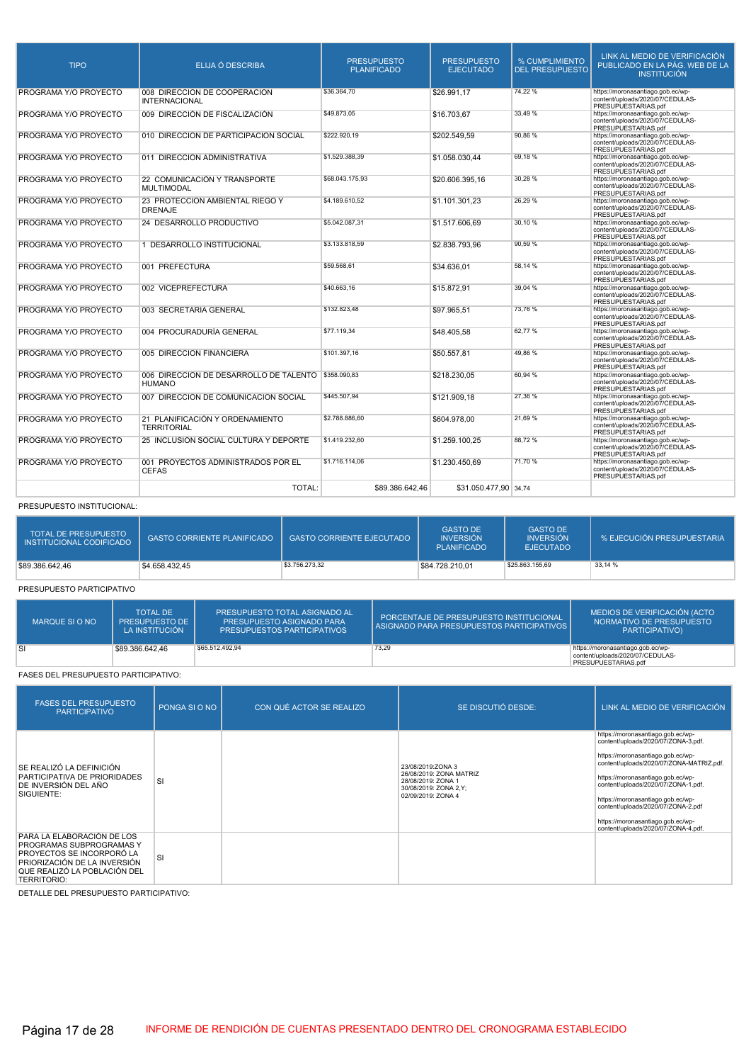| TIPO | ELIJA Ó DESCRIBA | PRESUPUESTO PLANIFICADO | PRESUPUESTO EJECUTADO | % CUMPLIMIENTO DEL PRESUPUESTO | LINK AL MEDIO DE VERIFICACIÓN PUBLICADO EN LA PÁG. WEB DE LA INSTITUCIÓN |
|---|---|---|---|---|---|
| PROGRAMA Y/O PROYECTO | 008 DIRECCION DE COOPERACION INTERNACIONAL | $36.364,70 | $26.991,17 | 74,22 % | https://moronasantiago.gob.ec/wp-content/uploads/2020/07/CEDULAS-PRESUPUESTARIAS.pdf |
| PROGRAMA Y/O PROYECTO | 009 DIRECCIÓN DE FISCALIZACIÓN | $49.873,05 | $16.703,67 | 33,49 % | https://moronasantiago.gob.ec/wp-content/uploads/2020/07/CEDULAS-PRESUPUESTARIAS.pdf |
| PROGRAMA Y/O PROYECTO | 010 DIRECCION DE PARTICIPACION SOCIAL | $222.920,19 | $202.549,59 | 90,86 % | https://moronasantiago.gob.ec/wp-content/uploads/2020/07/CEDULAS-PRESUPUESTARIAS.pdf |
| PROGRAMA Y/O PROYECTO | 011 DIRECCION ADMINISTRATIVA | $1.529.388,39 | $1.058.030,44 | 69,18 % | https://moronasantiago.gob.ec/wp-content/uploads/2020/07/CEDULAS-PRESUPUESTARIAS.pdf |
| PROGRAMA Y/O PROYECTO | 22 COMUNICACIÓN Y TRANSPORTE MULTIMODAL | $68.043.175,93 | $20.606.395,16 | 30,28 % | https://moronasantiago.gob.ec/wp-content/uploads/2020/07/CEDULAS-PRESUPUESTARIAS.pdf |
| PROGRAMA Y/O PROYECTO | 23 PROTECCION AMBIENTAL RIEGO Y DRENAJE | $4.189.610,52 | $1.101.301,23 | 26,29 % | https://moronasantiago.gob.ec/wp-content/uploads/2020/07/CEDULAS-PRESUPUESTARIAS.pdf |
| PROGRAMA Y/O PROYECTO | 24 DESARROLLO PRODUCTIVO | $5.042.087,31 | $1.517.606,69 | 30,10 % | https://moronasantiago.gob.ec/wp-content/uploads/2020/07/CEDULAS-PRESUPUESTARIAS.pdf |
| PROGRAMA Y/O PROYECTO | 1 DESARROLLO INSTITUCIONAL | $3.133.818,59 | $2.838.793,96 | 90,59 % | https://moronasantiago.gob.ec/wp-content/uploads/2020/07/CEDULAS-PRESUPUESTARIAS.pdf |
| PROGRAMA Y/O PROYECTO | 001 PREFECTURA | $59.568,61 | $34.636,01 | 58,14 % | https://moronasantiago.gob.ec/wp-content/uploads/2020/07/CEDULAS-PRESUPUESTARIAS.pdf |
| PROGRAMA Y/O PROYECTO | 002 VICEPREFECTURA | $40.663,16 | $15.872,91 | 39,04 % | https://moronasantiago.gob.ec/wp-content/uploads/2020/07/CEDULAS-PRESUPUESTARIAS.pdf |
| PROGRAMA Y/O PROYECTO | 003 SECRETARIA GENERAL | $132.823,48 | $97.965,51 | 73,76 % | https://moronasantiago.gob.ec/wp-content/uploads/2020/07/CEDULAS-PRESUPUESTARIAS.pdf |
| PROGRAMA Y/O PROYECTO | 004 PROCURADURÍA GENERAL | $77.119,34 | $48.405,58 | 62,77 % | https://moronasantiago.gob.ec/wp-content/uploads/2020/07/CEDULAS-PRESUPUESTARIAS.pdf |
| PROGRAMA Y/O PROYECTO | 005 DIRECCION FINANCIERA | $101.397,16 | $50.557,81 | 49,86 % | https://moronasantiago.gob.ec/wp-content/uploads/2020/07/CEDULAS-PRESUPUESTARIAS.pdf |
| PROGRAMA Y/O PROYECTO | 006 DIRECCION DE DESARROLLO DE TALENTO HUMANO | $358.090,83 | $218.230,05 | 60,94 % | https://moronasantiago.gob.ec/wp-content/uploads/2020/07/CEDULAS-PRESUPUESTARIAS.pdf |
| PROGRAMA Y/O PROYECTO | 007 DIRECCION DE COMUNICACION SOCIAL | $445.507,94 | $121.909,18 | 27,36 % | https://moronasantiago.gob.ec/wp-content/uploads/2020/07/CEDULAS-PRESUPUESTARIAS.pdf |
| PROGRAMA Y/O PROYECTO | 21 PLANIFICACIÓN Y ORDENAMIENTO TERRITORIAL | $2.788.886,60 | $604.978,00 | 21,69 % | https://moronasantiago.gob.ec/wp-content/uploads/2020/07/CEDULAS-PRESUPUESTARIAS.pdf |
| PROGRAMA Y/O PROYECTO | 25 INCLUSION SOCIAL CULTURA Y DEPORTE | $1.419.232,60 | $1.259.100,25 | 88,72 % | https://moronasantiago.gob.ec/wp-content/uploads/2020/07/CEDULAS-PRESUPUESTARIAS.pdf |
| PROGRAMA Y/O PROYECTO | 001 PROYECTOS ADMINISTRADOS POR EL CEFAS | $1.716.114,06 | $1.230.450,69 | 71,70 % | https://moronasantiago.gob.ec/wp-content/uploads/2020/07/CEDULAS-PRESUPUESTARIAS.pdf |
| | TOTAL: | $89.386.642,46 | $31.050.477,90 | 34,74 | |

PRESUPUESTO INSTITUCIONAL:

| TOTAL DE PRESUPUESTO INSTITUCIONAL CODIFICADO | GASTO CORRIENTE PLANIFICADO | GASTO CORRIENTE EJECUTADO | GASTO DE INVERSIÓN PLANIFICADO | GASTO DE INVERSIÓN EJECUTADO | % EJECUCIÓN PRESUPUESTARIA |
|---|---|---|---|---|---|
| $89.386.642,46 | $4.658.432,45 | $3.756.273,32 | $84.728.210,01 | $25.863.155,69 | 33,14 % |

PRESUPUESTO PARTICIPATIVO

| MARQUE SI O NO | TOTAL DE PRESUPUESTO DE LA INSTITUCIÓN | PRESUPUESTO TOTAL ASIGNADO AL PRESUPUESTO ASIGNADO PARA PRESUPUESTOS PARTICIPATIVOS | PORCENTAJE DE PRESUPUESTO INSTITUCIONAL ASIGNADO PARA PRESUPUESTOS PARTICIPATIVOS | MEDIOS DE VERIFICACIÓN (ACTO NORMATIVO DE PRESUPUESTO PARTICIPATIVO) |
|---|---|---|---|---|
| SI | $89.386.642,46 | $65.512.492,94 | 73,29 | https://moronasantiago.gob.ec/wp-content/uploads/2020/07/CEDULAS-PRESUPUESTARIAS.pdf |

FASES DEL PRESUPUESTO PARTICIPATIVO:

| FASES DEL PRESUPUESTO PARTICIPATIVO | PONGA SI O NO | CON QUÉ ACTOR SE REALIZO | SE DISCUTIÓ DESDE: | LINK AL MEDIO DE VERIFICACIÓN |
|---|---|---|---|---|
| SE REALIZÓ LA DEFINICIÓN PARTICIPATIVA DE PRIORIDADES DE INVERSIÓN DEL AÑO SIGUIENTE: | SI | | 23/08/2019:ZONA 3<br>26/08/2019: ZONA MATRIZ<br>28/08/2019: ZONA 1<br>30/08/2019: ZONA 2,Y;<br>02/09/2019: ZONA 4 | https://moronasantiago.gob.ec/wp-content/uploads/2020/07/ZONA-3.pdf.<br>https://moronasantiago.gob.ec/wp-content/uploads/2020/07/ZONA-MATRIZ.pdf.<br>https://moronasantiago.gob.ec/wp-content/uploads/2020/07/ZONA-1.pdf.<br>https://moronasantiago.gob.ec/wp-content/uploads/2020/07/ZONA-2.pdf<br>https://moronasantiago.gob.ec/wp-content/uploads/2020/07/ZONA-4.pdf. |
| PARA LA ELABORACIÓN DE LOS PROGRAMAS SUBPROGRAMAS Y PROYECTOS SE INCORPORÓ LA PRIORIZACIÓN DE LA INVERSIÓN QUE REALIZÓ LA POBLACIÓN DEL TERRITORIO: | SI | | | |

DETALLE DEL PRESUPUESTO PARTICIPATIVO:

INFORME DE RENDICIÓN DE CUENTAS PRESENTADO DENTRO DEL CRONOGRAMA ESTABLECIDO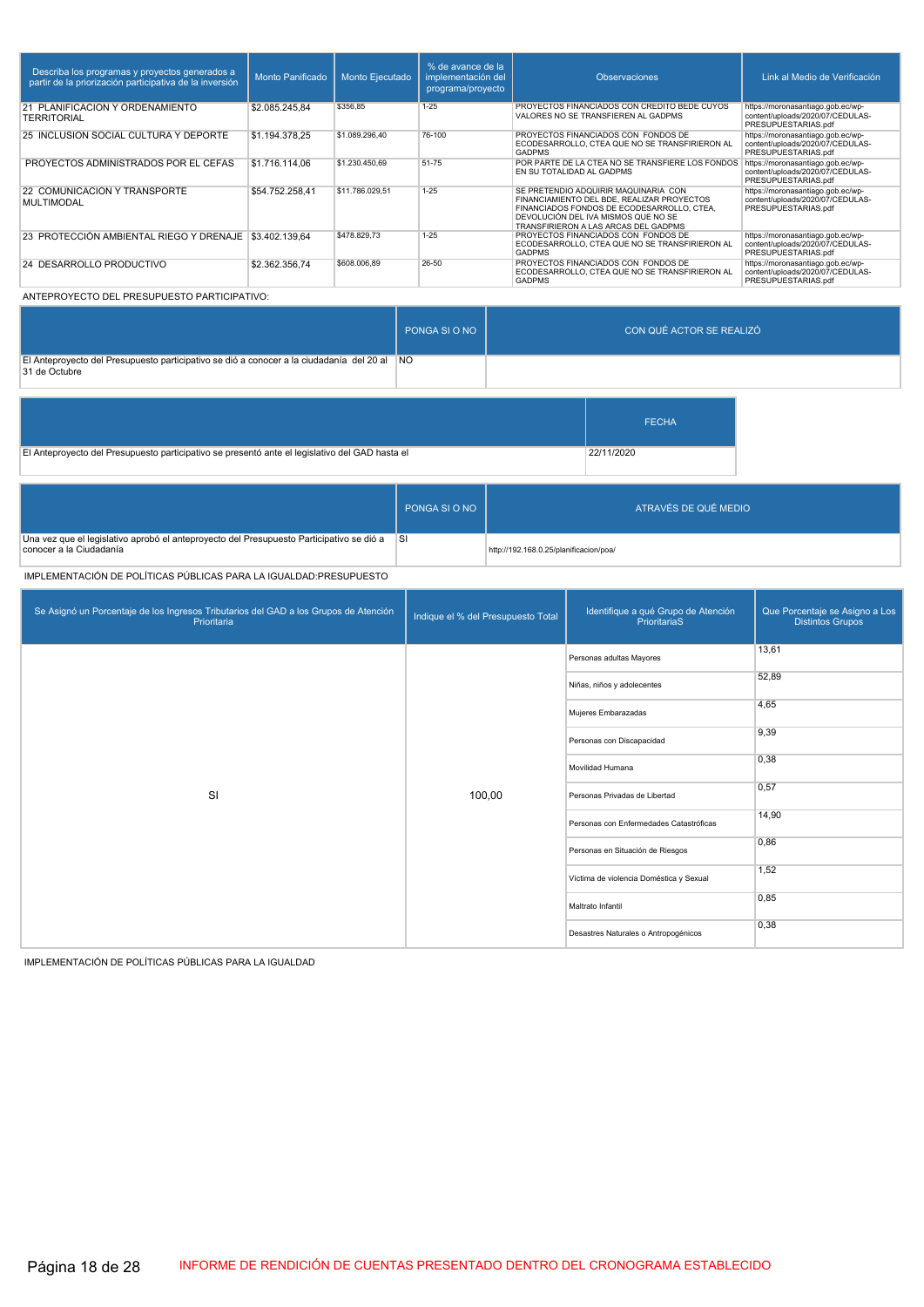| Describa los programas y proyectos generados a partir de la priorización participativa de la inversión | Monto Panificado | Monto Ejecutado | % de avance de la implementación del programa/proyecto | Observaciones | Link al Medio de Verificación |
|---|---|---|---|---|---|
| 21 PLANIFICACION Y ORDENAMIENTO TERRITORIAL | $2.085.245,84 | $356,85 | 1-25 | PROYECTOS FINANCIADOS CON CREDITO BEDE CUYOS VALORES NO SE TRANSFIEREN AL GADPMS | https://moronasantiago.gob.ec/wp-content/uploads/2020/07/CEDULAS-PRESUPUESTARIAS.pdf |
| 25 INCLUSION SOCIAL CULTURA Y DEPORTE | $1.194.378,25 | $1.089.296,40 | 76-100 | PROYECTOS FINANCIADOS CON FONDOS DE ECODESARROLLO, CTEA QUE NO SE TRANSFIRIERON AL GADPMS | https://moronasantiago.gob.ec/wp-content/uploads/2020/07/CEDULAS-PRESUPUESTARIAS.pdf |
| PROYECTOS ADMINISTRADOS POR EL CEFAS | $1.716.114,06 | $1.230.450,69 | 51-75 | POR PARTE DE LA CTEA NO SE TRANSFIERE LOS FONDOS EN SU TOTALIDAD AL GADPMS | https://moronasantiago.gob.ec/wp-content/uploads/2020/07/CEDULAS-PRESUPUESTARIAS.pdf |
| 22 COMUNICACION Y TRANSPORTE MULTIMODAL | $54.752.258,41 | $11.786.029,51 | 1-25 | SE PRETENDIO ADQUIRIR MAQUINARIA CON FINANCIAMIENTO DEL BDE, REALIZAR PROYECTOS FINANCIADOS FONDOS DE ECODESARROLLO, CTEA, DEVOLUCIÓN DEL IVA MISMOS QUE NO SE TRANSFIRIERON A LAS ARCAS DEL GADPMS | https://moronasantiago.gob.ec/wp-content/uploads/2020/07/CEDULAS-PRESUPUESTARIAS.pdf |
| 23 PROTECCIÓN AMBIENTAL RIEGO Y DRENAJE | $3.402.139,64 | $478.829,73 | 1-25 | PROYECTOS FINANCIADOS CON FONDOS DE ECODESARROLLO, CTEA QUE NO SE TRANSFIRIERON AL GADPMS | https://moronasantiago.gob.ec/wp-content/uploads/2020/07/CEDULAS-PRESUPUESTARIAS.pdf |
| 24 DESARROLLO PRODUCTIVO | $2.362.356,74 | $608.006,89 | 26-50 | PROYECTOS FINANCIADOS CON FONDOS DE ECODESARROLLO, CTEA QUE NO SE TRANSFIRIERON AL GADPMS | https://moronasantiago.gob.ec/wp-content/uploads/2020/07/CEDULAS-PRESUPUESTARIAS.pdf |

ANTEPROYECTO DEL PRESUPUESTO PARTICIPATIVO:

| | PONGA SI O NO | CON QUÉ ACTOR SE REALIZÓ |
|---|---|---|
| El Anteproyecto del Presupuesto participativo se dió a conocer a la ciudadanía del 20 al 31 de Octubre | NO | |

| | FECHA |
|---|---|
| El Anteproyecto del Presupuesto participativo se presentó ante el legislativo del GAD hasta el | 22/11/2020 |

| | PONGA SI O NO | ATRAVÉS DE QUÉ MEDIO |
|---|---|---|
| Una vez que el legislativo aprobó el anteproyecto del Presupuesto Participativo se dió a conocer a la Ciudadanía | SI | http://192.168.0.25/planificacion/poa/ |

IMPLEMENTACIÓN DE POLÍTICAS PÚBLICAS PARA LA IGUALDAD:PRESUPUESTO

| Se Asignó un Porcentaje de los Ingresos Tributarios del GAD a los Grupos de Atención Prioritaria | Indique el % del Presupuesto Total | Identifique a qué Grupo de Atención PrioritariaS | Que Porcentaje se Asigno a Los Distintos Grupos |
|---|---|---|---|
| SI | 100,00 | Personas adultas Mayores | 13,61 |
| | | Niñas, niños y adolecentes | 52,89 |
| | | Mujeres Embarazadas | 4,65 |
| | | Personas con Discapacidad | 9,39 |
| | | Movilidad Humana | 0,38 |
| | | Personas Privadas de Libertad | 0,57 |
| | | Personas con Enfermedades Catastróficas | 14,90 |
| | | Personas en Situación de Riesgos | 0,86 |
| | | Víctima de violencia Doméstica y Sexual | 1,52 |
| | | Maltrato Infantil | 0,85 |
| | | Desastres Naturales o Antropogénicos | 0,38 |

IMPLEMENTACIÓN DE POLÍTICAS PÚBLICAS PARA LA IGUALDAD

INFORME DE RENDICIÓN DE CUENTAS PRESENTADO DENTRO DEL CRONOGRAMA ESTABLECIDO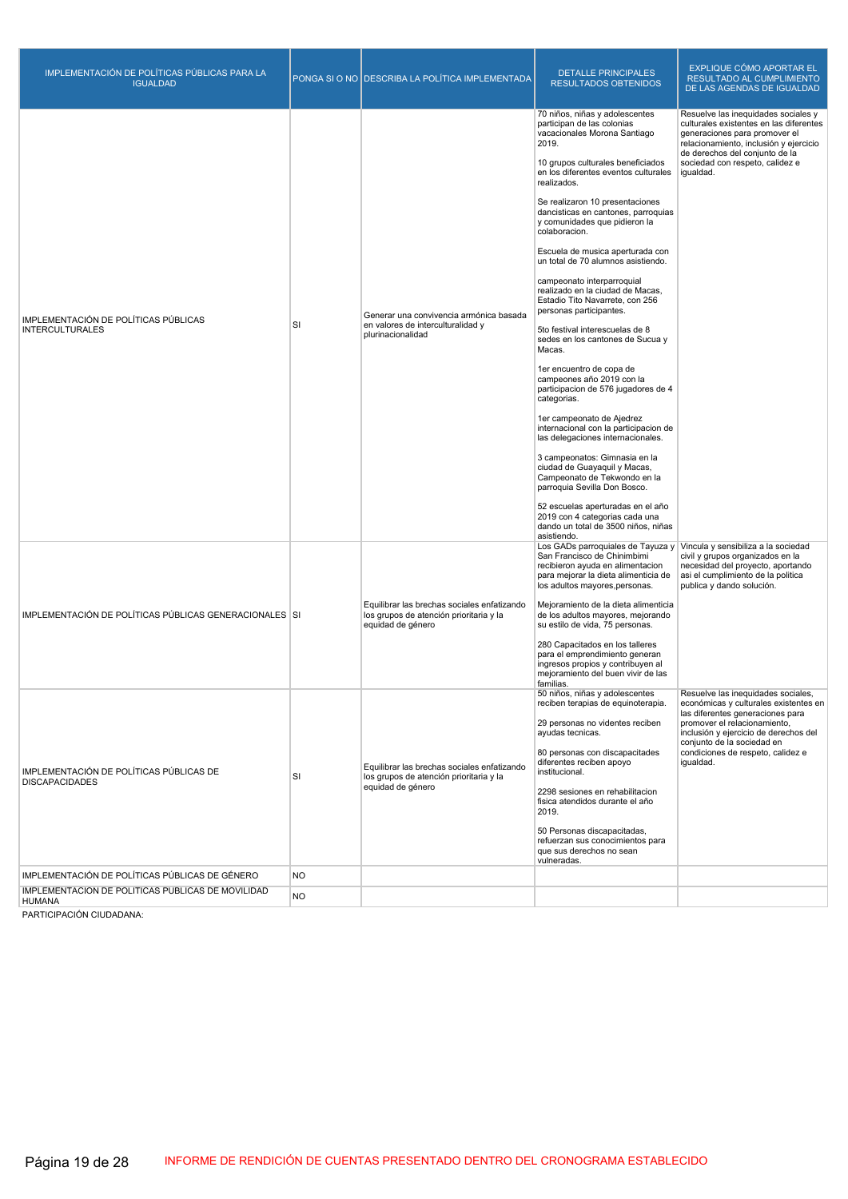| IMPLEMENTACIÓN DE POLÍTICAS PÚBLICAS PARA LA IGUALDAD | PONGA SI O NO | DESCRIBA LA POLÍTICA IMPLEMENTADA | DETALLE PRINCIPALES RESULTADOS OBTENIDOS | EXPLIQUE CÓMO APORTAR EL RESULTADO AL CUMPLIMIENTO DE LAS AGENDAS DE IGUALDAD |
|---|---|---|---|---|
| IMPLEMENTACIÓN DE POLÍTICAS PÚBLICAS INTERCULTURALES | SI | Generar una convivencia armónica basada en valores de interculturalidad y plurinacionalidad | 70 niños, niñas y adolescentes participan de las colonias vacacionales Morona Santiago 2019.<br><br>10 grupos culturales beneficiados en los diferentes eventos culturales realizados.<br><br>Se realizaron 10 presentaciones dancisticas en cantones, parroquias y comunidades que pidieron la colaboracion.<br><br>Escuela de musica aperturada con un total de 70 alumnos asistiendo.<br><br>campeonato interparroquial realizado en la ciudad de Macas, Estadio Tito Navarrete, con 256 personas participantes.<br><br>5to festival interescuelas de 8 sedes en los cantones de Sucua y Macas.<br><br>1er encuentro de copa de campeones año 2019 con la participacion de 576 jugadores de 4 categorias.<br><br>1er campeonato de Ajedrez internacional con la participacion de las delegaciones internacionales.<br><br>3 campeonatos: Gimnasia en la ciudad de Guayaquil y Macas, Campeonato de Tekwondo en la parroquia Sevilla Don Bosco.<br><br>52 escuelas aperturadas en el año 2019 con 4 categorias cada una dando un total de 3500 niños, niñas asistiendo. | Resuelve las inequidades sociales y culturales existentes en las diferentes generaciones para promover el relacionamiento, inclusión y ejercicio de derechos del conjunto de la sociedad con respeto, calidez e igualdad. |
| IMPLEMENTACIÓN DE POLÍTICAS PÚBLICAS GENERACIONALES | SI | Equilibrar las brechas sociales enfatizando los grupos de atención prioritaria y la equidad de género | Los GADs parroquiales de Tayuza y San Francisco de Chinimbimi recibieron ayuda en alimentacion para mejorar la dieta alimenticia de los adultos mayores,personas.<br><br>Mejoramiento de la dieta alimenticia de los adultos mayores, mejorando su estilo de vida, 75 personas.<br><br>280 Capacitados en los talleres para el emprendimiento generan ingresos propios y contribuyen al mejoramiento del buen vivir de las familias. | Vincula y sensibiliza a la sociedad civil y grupos organizados en la necesidad del proyecto, aportando asi el cumplimiento de la politica publica y dando solución. |
| IMPLEMENTACIÓN DE POLÍTICAS PÚBLICAS DE DISCAPACIDADES | SI | Equilibrar las brechas sociales enfatizando los grupos de atención prioritaria y la equidad de género | 50 niños, niñas y adolescentes reciben terapias de equinoterapia.<br><br>29 personas no videntes reciben ayudas tecnicas.<br><br>80 personas con discapacitades diferentes reciben apoyo institucional.<br><br>2298 sesiones en rehabilitacion fisica atendidos durante el año 2019.<br><br>50 Personas discapacitadas, refuerzan sus conocimientos para que sus derechos no sean vulneradas. | Resuelve las inequidades sociales, económicas y culturales existentes en las diferentes generaciones para promover el relacionamiento, inclusión y ejercicio de derechos del conjunto de la sociedad en condiciones de respeto, calidez e igualdad. |
| IMPLEMENTACIÓN DE POLÍTICAS PÚBLICAS DE GÉNERO | NO | | | |
| IMPLEMENTACION DE POLITICAS PUBLICAS DE MOVILIDAD HUMANA | NO | | | |

PARTICIPACIÓN CIUDADANA:

INFORME DE RENDICIÓN DE CUENTAS PRESENTADO DENTRO DEL CRONOGRAMA ESTABLECIDO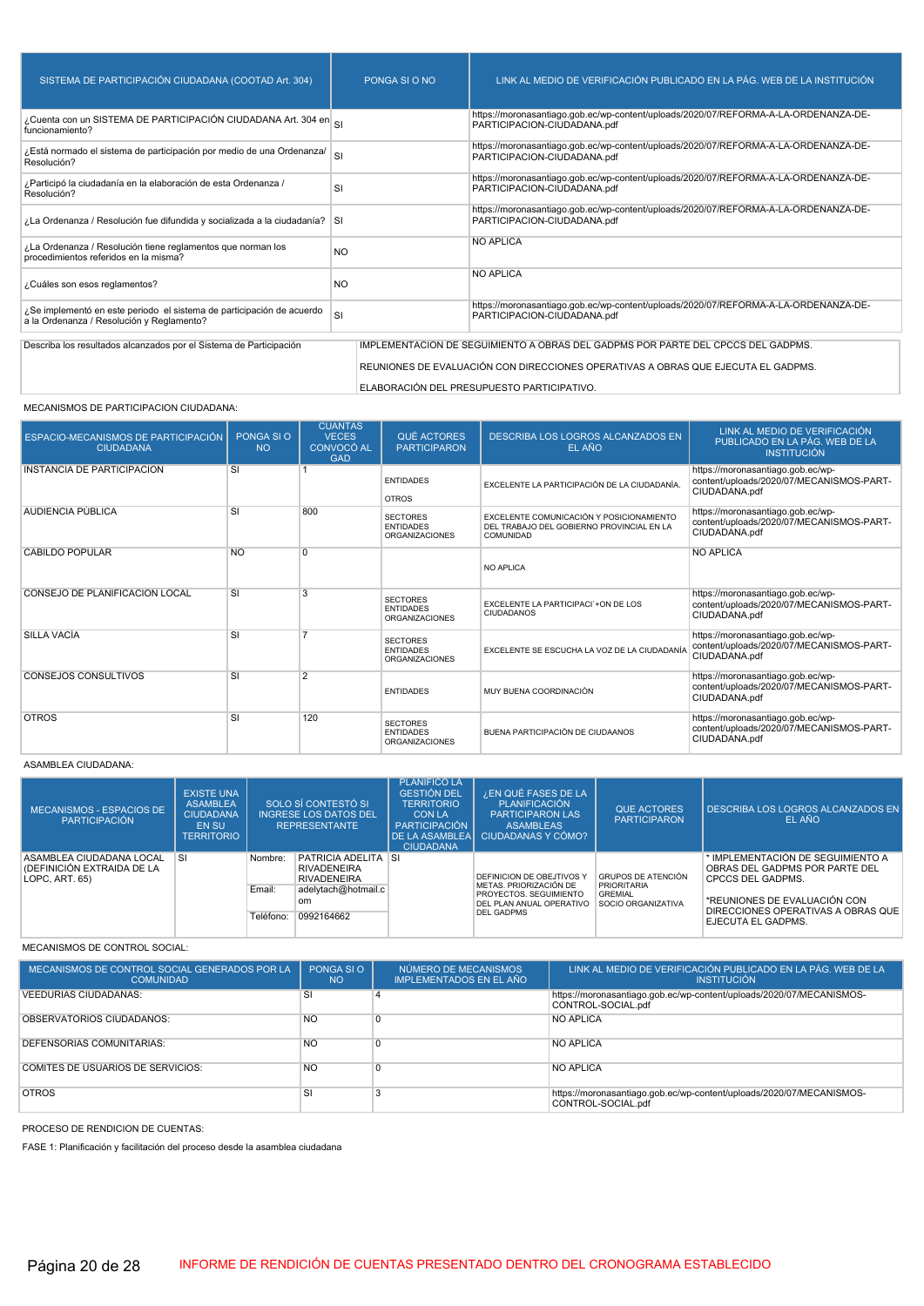| SISTEMA DE PARTICIPACIÓN CIUDADANA (COOTAD Art. 304) | PONGA SI O NO | LINK AL MEDIO DE VERIFICACIÓN PUBLICADO EN LA PÁG. WEB DE LA INSTITUCIÓN |
|---|---|---|
| ¿Cuenta con un SISTEMA DE PARTICIPACIÓN CIUDADANA Art. 304 en funcionamiento? | SI | https://moronasantiago.gob.ec/wp-content/uploads/2020/07/REFORMA-A-LA-ORDENANZA-DE-PARTICIPACION-CIUDADANA.pdf |
| ¿Está normado el sistema de participación por medio de una Ordenanza/ Resolución? | SI | https://moronasantiago.gob.ec/wp-content/uploads/2020/07/REFORMA-A-LA-ORDENANZA-DE-PARTICIPACION-CIUDADANA.pdf |
| ¿Participó la ciudadanía en la elaboración de esta Ordenanza / Resolución? | SI | https://moronasantiago.gob.ec/wp-content/uploads/2020/07/REFORMA-A-LA-ORDENANZA-DE-PARTICIPACION-CIUDADANA.pdf |
| ¿La Ordenanza / Resolución fue difundida y socializada a la ciudadanía? | SI | https://moronasantiago.gob.ec/wp-content/uploads/2020/07/REFORMA-A-LA-ORDENANZA-DE-PARTICIPACION-CIUDADANA.pdf |
| ¿La Ordenanza / Resolución tiene reglamentos que norman los procedimientos referidos en la misma? | NO | NO APLICA |
| ¿Cuáles son esos reglamentos? | NO | NO APLICA |
| ¿Se implementó en este periodo el sistema de participación de acuerdo a la Ordenanza / Resolución y Reglamento? | SI | https://moronasantiago.gob.ec/wp-content/uploads/2020/07/REFORMA-A-LA-ORDENANZA-DE-PARTICIPACION-CIUDADANA.pdf |

| Describa los resultados alcanzados por el Sistema de Participación | |
|---|---|
| | IMPLEMENTACION DE SEGUIMIENTO A OBRAS DEL GADPMS POR PARTE DEL CPCCS DEL GADPMS.<br>REUNIONES DE EVALUACIÓN CON DIRECCIONES OPERATIVAS A OBRAS QUE EJECUTA EL GADPMS.<br>ELABORACIÓN DEL PRESUPUESTO PARTICIPATIVO. |

MECANISMOS DE PARTICIPACION CIUDADANA:

| ESPACIO-MECANISMOS DE PARTICIPACIÓN CIUDADANA | PONGA SI O NO | CUANTAS VECES CONVOCÓ AL GAD | QUÉ ACTORES PARTICIPARON | DESCRIBA LOS LOGROS ALCANZADOS EN EL AÑO | LINK AL MEDIO DE VERIFICACIÓN PUBLICADO EN LA PÁG. WEB DE LA INSTITUCIÓN |
|---|---|---|---|---|---|
| INSTANCIA DE PARTICIPACION | SI | 1 | ENTIDADES<br>OTROS | EXCELENTE LA PARTICIPACIÒN DE LA CIUDADANÍA. | https://moronasantiago.gob.ec/wp-content/uploads/2020/07/MECANISMOS-PART-CIUDADANA.pdf |
| AUDIENCIA PÚBLICA | SI | 800 | SECTORES<br>ENTIDADES<br>ORGANIZACIONES | EXCELENTE COMUNICACIÓN Y POSICIONAMIENTO DEL TRABAJO DEL GOBIERNO PROVINCIAL EN LA COMUNIDAD | https://moronasantiago.gob.ec/wp-content/uploads/2020/07/MECANISMOS-PART-CIUDADANA.pdf |
| CABILDO POPULAR | NO | 0 | | NO APLICA | NO APLICA |
| CONSEJO DE PLANIFICACION LOCAL | SI | 3 | SECTORES<br>ENTIDADES<br>ORGANIZACIONES | EXCELENTE LA PARTICIPACI`+ON DE LOS CIUDADANOS | https://moronasantiago.gob.ec/wp-content/uploads/2020/07/MECANISMOS-PART-CIUDADANA.pdf |
| SILLA VACÍA | SI | 7 | SECTORES<br>ENTIDADES<br>ORGANIZACIONES | EXCELENTE SE ESCUCHA LA VOZ DE LA CIUDADANÍA | https://moronasantiago.gob.ec/wp-content/uploads/2020/07/MECANISMOS-PART-CIUDADANA.pdf |
| CONSEJOS CONSULTIVOS | SI | 2 | ENTIDADES | MUY BUENA COORDINACIÓN | https://moronasantiago.gob.ec/wp-content/uploads/2020/07/MECANISMOS-PART-CIUDADANA.pdf |
| OTROS | SI | 120 | SECTORES<br>ENTIDADES<br>ORGANIZACIONES | BUENA PARTICIPACIÒN DE CIUDAANOS | https://moronasantiago.gob.ec/wp-content/uploads/2020/07/MECANISMOS-PART-CIUDADANA.pdf |

ASAMBLEA CIUDADANA:

| MECANISMOS - ESPACIOS DE PARTICIPACIÓN | EXISTE UNA ASAMBLEA CIUDADANA EN SU TERRITORIO | SOLO SÍ CONTESTÓ SI INGRESE LOS DATOS DEL REPRESENTANTE | | PLANIFICÓ LA GESTIÓN DEL TERRITORIO CON LA PARTICIPACIÓN DE LA ASAMBLEA CIUDADANA | ¿EN QUÉ FASES DE LA PLANIFICACIÓN PARTICIPARON LAS ASAMBLEAS CIUDADANAS Y CÓMO? | QUE ACTORES PARTICIPARON | DESCRIBA LOS LOGROS ALCANZADOS EN EL AÑO |
|---|---|---|---|---|---|---|---|
| ASAMBLEA CIUDADANA LOCAL (DEFINICIÓN EXTRAIDA DE LA LOPC, ART. 65) | SI | Nombre: | PATRICIA ADELITA RIVADENEIRA RIVADENEIRA | SI | DEFINICION DE OBEJTIVOS Y METAS. PRIORIZACIÓN DE PROYECTOS. SEGUIMIENTO DEL PLAN ANUAL OPERATIVO DEL GADPMS | GRUPOS DE ATENCIÓN PRIORITARIA<br>GREMIAL<br>SOCIO ORGANIZATIVA | * IMPLEMENTACIÓN DE SEGUIMIENTO A OBRAS DEL GADPMS POR PARTE DEL CPCCS DEL GADPMS.<br>*REUNIONES DE EVALUACIÓN CON DIRECCIONES OPERATIVAS A OBRAS QUE EJECUTA EL GADPMS. |
| | | Email: | adelytach@hotmail.com | | | | |
| | | Teléfono: | 0992164662 | | | | |

MECANISMOS DE CONTROL SOCIAL:

| MECANISMOS DE CONTROL SOCIAL GENERADOS POR LA COMUNIDAD | PONGA SI O NO | NÚMERO DE MECANISMOS IMPLEMENTADOS EN EL AÑO | LINK AL MEDIO DE VERIFICACIÓN PUBLICADO EN LA PÁG. WEB DE LA INSTITUCIÓN |
|---|---|---|---|
| VEEDURIAS CIUDADANAS: | SI | 4 | https://moronasantiago.gob.ec/wp-content/uploads/2020/07/MECANISMOS-CONTROL-SOCIAL.pdf |
| OBSERVATORIOS CIUDADANOS: | NO | 0 | NO APLICA |
| DEFENSORIAS COMUNITARIAS: | NO | 0 | NO APLICA |
| COMITES DE USUARIOS DE SERVICIOS: | NO | 0 | NO APLICA |
| OTROS | SI | 3 | https://moronasantiago.gob.ec/wp-content/uploads/2020/07/MECANISMOS-CONTROL-SOCIAL.pdf |

PROCESO DE RENDICION DE CUENTAS:

FASE 1: Planificación y facilitación del proceso desde la asamblea ciudadana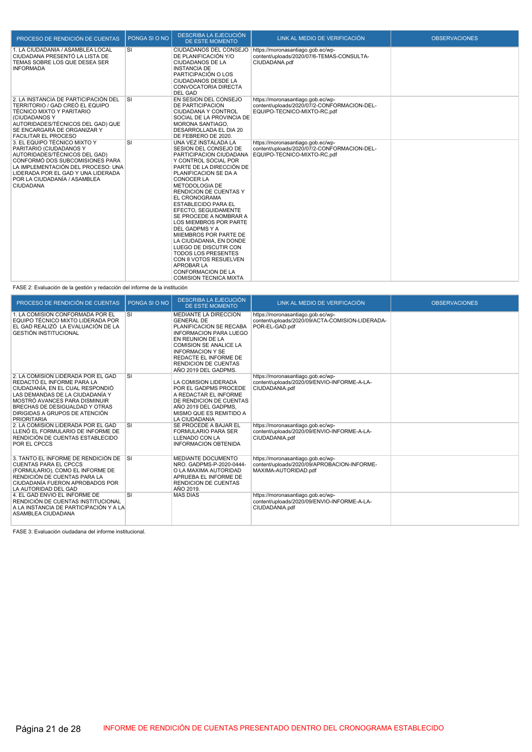| PROCESO DE RENDICIÓN DE CUENTAS | PONGA SI O NO | DESCRIBA LA EJECUCIÓN DE ESTE MOMENTO | LINK AL MEDIO DE VERIFICACIÓN | OBSERVACIONES |
|---|---|---|---|---|
| 1. LA CIUDADANIA / ASAMBLEA LOCAL CIUDADANA PRESENTÓ LA LISTA DE TEMAS SOBRE LOS QUE DESEA SER INFORMADA | SI | CIUDADANOS DEL CONSEJO DE PLANIFICACIÓN Y/O CIUDADANOS DE LA INSTANCIA DE PARTICIPACIÓN O LOS CIUDADANOS DESDE LA CONVOCATORIA DIRECTA DEL GAD | https://moronasantiago.gob.ec/wp-content/uploads/2020/07/6-TEMAS-CONSULTA-CIUDADANA.pdf | |
| 2. LA INSTANCIA DE PARTICIPACIÓN DEL TERRITORIO / GAD CREÓ EL EQUIPO TÉCNICO MIXTO Y PARITARIO (CIUDADANOS Y AUTORIDADES/TÉCNICOS DEL GAD) QUE SE ENCARGARÁ DE ORGANIZAR Y FACILITAR EL PROCESO | SI | EN SESION DEL CONSEJO DE PARTICIPACION CIUDADANA Y CONTROL SOCIAL DE LA PROVINCIA DE MORONA SANTIAGO, DESARROLLADA EL DIA 20 DE FEBRERO DE 2020. | https://moronasantiago.gob.ec/wp-content/uploads/2020/07/2-CONFORMACION-DEL-EQUIPO-TECNICO-MIXTO-RC.pdf | |
| 3. EL EQUIPO TÉCNICO MIXTO Y PARITARIO (CIUDADANOS Y AUTORIDADES/TÉCNICOS DEL GAD) CONFORMÓ DOS SUBCOMISIONES PARA LA IMPLEMENTACIÓN DEL PROCESO: UNA LIDERADA POR EL GAD Y UNA LIDERADA POR LA CIUDADANÍA / ASAMBLEA CIUDADANA | SI | UNA VEZ INSTALADA LA SESION DEL CONSEJO DE PARTICIPACION CIUDADANA Y CONTROL SOCIAL POR PARTE DE LA DIRECCIÓN DE PLANIFICACION SE DA A CONOCER LA METODOLOGIA DE RENDICION DE CUENTAS Y EL CRONOGRAMA ESTABLECIDO PARA EL EFECTO, SEGUIDAMENTE SE PROCEDE A NOMBRAR A LOS MIEMBROS POR PARTE DEL GADPMS Y A MIIEMBROS POR PARTE DE LA CIUDADANIA, EN DONDE LUEGO DE DISCUTIR CON TODOS LOS PRESENTES CON 8 VOTOS RESUELVEN APROBAR LA CONFORMACION DE LA COMISION TECNICA MIXTA | https://moronasantiago.gob.ec/wp-content/uploads/2020/07/2-CONFORMACION-DEL-EQUIPO-TECNICO-MIXTO-RC.pdf | |

FASE 2: Evaluación de la gestión y redacción del informe de la institución

| PROCESO DE RENDICIÓN DE CUENTAS | PONGA SI O NO | DESCRIBA LA EJECUCIÓN DE ESTE MOMENTO | LINK AL MEDIO DE VERIFICACIÓN | OBSERVACIONES |
|---|---|---|---|---|
| 1. LA COMISIÓN CONFORMADA POR EL EQUIPO TÉCNICO MIXTO LIDERADA POR EL GAD REALIZÓ LA EVALUACIÓN DE LA GESTIÓN INSTITUCIONAL | SI | MEDIANTE LA DIRECCION GENERAL DE PLANIFICACION SE RECABA INFORMACION PARA LUEGO EN REUNION DE LA COMISION SE ANALICE LA INFORMACION Y SE REDACTE EL INFORME DE RENDICION DE CUENTAS AÑO 2019 DEL GADPMS. | https://moronasantiago.gob.ec/wp-content/uploads/2020/09/ACTA-COMISION-LIDERADA-POR-EL-GAD.pdf | |
| 2. LA COMISIÓN LIDERADA POR EL GAD REDACTÓ EL INFORME PARA LA CIUDADANÍA, EN EL CUAL RESPONDIÓ LAS DEMANDAS DE LA CIUDADANÍA Y MOSTRÓ AVANCES PARA DISMINUIR BRECHAS DE DESIGUALDAD Y OTRAS DIRIGIDAS A GRUPOS DE ATENCIÓN PRIORITARIA | SI | LA COMISION LIDERADA POR EL GADPMS PROCEDE A REDACTAR EL INFORME DE RENDICION DE CUENTAS AÑO 2019 DEL GADPMS, MISMO QUE ES REMITIDO A LA CIUDADANIA | https://moronasantiago.gob.ec/wp-content/uploads/2020/09/ENVIO-INFORME-A-LA-CIUDADANIA.pdf | |
| 2. LA COMISIÓN LIDERADA POR EL GAD LLENÓ EL FORMULARIO DE INFORME DE RENDICIÓN DE CUENTAS ESTABLECIDO POR EL CPCCS | SI | SE PROCEDE A BAJAR EL FORMULARIO PARA SER LLENADO CON LA INFORMACION OBTENIDA | https://moronasantiago.gob.ec/wp-content/uploads/2020/09/ENVIO-INFORME-A-LA-CIUDADANIA.pdf | |
| 3. TANTO EL INFORME DE RENDICIÓN DE CUENTAS PARA EL CPCCS (FORMULARIO), COMO EL INFORME DE RENDICIÓN DE CUENTAS PARA LA CIUDADANÍA FUERON APROBADOS POR LA AUTORIDAD DEL GAD | SI | MEDIANTE DOCUMENTO NRO. GADPMS-P-2020-0444-O LA MAXIMA AUTORIDAD APRUEBA EL INFORME DE RENDICION DE CUENTAS AÑO 2019. | https://moronasantiago.gob.ec/wp-content/uploads/2020/09/APROBACION-INFORME-MAXIMA-AUTORIDAD.pdf | |
| 4. EL GAD ENVIÓ EL INFORME DE RENDICIÓN DE CUENTAS INSTITUCIONAL A LA INSTANCIA DE PARTICIPACIÓN Y A LA ASAMBLEA CIUDADANA | SI | MAS DIAS | https://moronasantiago.gob.ec/wp-content/uploads/2020/09/ENVIO-INFORME-A-LA-CIUDADANIA.pdf | |

FASE 3: Evaluación ciudadana del informe institucional.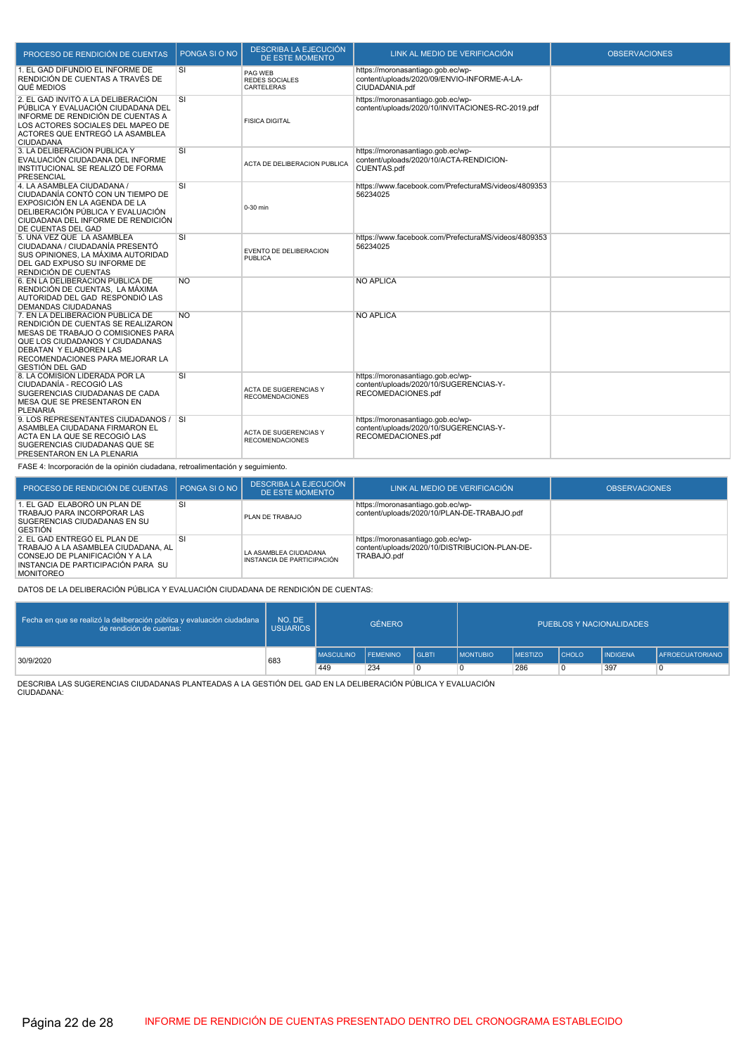| PROCESO DE RENDICIÓN DE CUENTAS | PONGA SI O NO | DESCRIBA LA EJECUCIÓN DE ESTE MOMENTO | LINK AL MEDIO DE VERIFICACIÓN | OBSERVACIONES |
|---|---|---|---|---|
| 1. EL GAD DIFUNDIO EL INFORME DE RENDICIÓN DE CUENTAS A TRAVÉS DE QUÉ MEDIOS | SI | PAG WEB REDES SOCIALES CARTELERAS | https://moronasantiago.gob.ec/wp-content/uploads/2020/09/ENVIO-INFORME-A-LA-CIUDADANIA.pdf | |
| 2. EL GAD INVITÓ A LA DELIBERACIÓN PÚBLICA Y EVALUACIÓN CIUDADANA DEL INFORME DE RENDICIÓN DE CUENTAS A LOS ACTORES SOCIALES DEL MAPEO DE ACTORES QUE ENTREGÓ LA ASAMBLEA CIUDADANA | SI | FISICA DIGITAL | https://moronasantiago.gob.ec/wp-content/uploads/2020/10/INVITACIONES-RC-2019.pdf | |
| 3. LA DELIBERACION PUBLICA Y EVALUACIÓN CIUDADANA DEL INFORME INSTITUCIONAL SE REALIZÓ DE FORMA PRESENCIAL | SI | ACTA DE DELIBERACION PUBLICA | https://moronasantiago.gob.ec/wp-content/uploads/2020/10/ACTA-RENDICION-CUENTAS.pdf | |
| 4. LA ASAMBLEA CIUDADANA / CIUDADANÍA CONTÓ CON UN TIEMPO DE EXPOSICIÓN EN LA AGENDA DE LA DELIBERACIÓN PÚBLICA Y EVALUACIÓN CIUDADANA DEL INFORME DE RENDICIÓN DE CUENTAS DEL GAD | SI | 0-30 min | https://www.facebook.com/PrefecturaMS/videos/480935356234025 | |
| 5. UNA VEZ QUE LA ASAMBLEA CIUDADANA / CIUDADANÍA PRESENTÓ SUS OPINIONES, LA MÁXIMA AUTORIDAD DEL GAD EXPUSO SU INFORME DE RENDICIÓN DE CUENTAS | SI | EVENTO DE DELIBERACION PUBLICA | https://www.facebook.com/PrefecturaMS/videos/480935356234025 | |
| 6. EN LA DELIBERACIÓN PÚBLICA DE RENDICIÓN DE CUENTAS, LA MÁXIMA AUTORIDAD DEL GAD RESPONDIÓ LAS DEMANDAS CIUDADANAS | NO | | NO APLICA | |
| 7. EN LA DELIBERACIÓN PÚBLICA DE RENDICIÓN DE CUENTAS SE REALIZARON MESAS DE TRABAJO O COMISIONES PARA QUE LOS CIUDADANOS Y CIUDADANAS DEBATAN Y ELABOREN LAS RECOMENDACIONES PARA MEJORAR LA GESTIÓN DEL GAD | NO | | NO APLICA | |
| 8. LA COMISIÓN LIDERADA POR LA CIUDADANÍA - RECOGIÓ LAS SUGERENCIAS CIUDADANAS DE CADA MESA QUE SE PRESENTARON EN PLENARIA | SI | ACTA DE SUGERENCIAS Y RECOMENDACIONES | https://moronasantiago.gob.ec/wp-content/uploads/2020/10/SUGERENCIAS-Y-RECOMEDACIONES.pdf | |
| 9. LOS REPRESENTANTES CIUDADANOS / ASAMBLEA CIUDADANA FIRMARON EL ACTA EN LA QUE SE RECOGIÓ LAS SUGERENCIAS CIUDADANAS QUE SE PRESENTARON EN LA PLENARIA | SI | ACTA DE SUGERENCIAS Y RECOMENDACIONES | https://moronasantiago.gob.ec/wp-content/uploads/2020/10/SUGERENCIAS-Y-RECOMEDACIONES.pdf | |

FASE 4: Incorporación de la opinión ciudadana, retroalimentación y seguimiento.

| PROCESO DE RENDICIÓN DE CUENTAS | PONGA SI O NO | DESCRIBA LA EJECUCIÓN DE ESTE MOMENTO | LINK AL MEDIO DE VERIFICACIÓN | OBSERVACIONES |
|---|---|---|---|---|
| 1. EL GAD ELABORÓ UN PLAN DE TRABAJO PARA INCORPORAR LAS SUGERENCIAS CIUDADANAS EN SU GESTIÓN | SI | PLAN DE TRABAJO | https://moronasantiago.gob.ec/wp-content/uploads/2020/10/PLAN-DE-TRABAJO.pdf | |
| 2. EL GAD ENTREGÓ EL PLAN DE TRABAJO A LA ASAMBLEA CIUDADANA, AL CONSEJO DE PLANIFICACIÓN Y A LA INSTANCIA DE PARTICIPACIÓN PARA SU MONITOREO | SI | LA ASAMBLEA CIUDADANA INSTANCIA DE PARTICIPACIÓN | https://moronasantiago.gob.ec/wp-content/uploads/2020/10/DISTRIBUCION-PLAN-DE-TRABAJO.pdf | |

DATOS DE LA DELIBERACIÓN PÚBLICA Y EVALUACIÓN CIUDADANA DE RENDICIÓN DE CUENTAS:

| Fecha en que se realizó la deliberación pública y evaluación ciudadana de rendición de cuentas: | NO. DE USUARIOS | GÉNERO | | | PUEBLOS Y NACIONALIDADES | | | | |
|---|---|---|---|---|---|---|---|---|---|
| | | MASCULINO | FEMENINO | GLBTI | MONTUBIO | MESTIZO | CHOLO | INDIGENA | AFROECUATORIANO |
| 30/9/2020 | 683 | 449 | 234 | 0 | 0 | 286 | 0 | 397 | 0 |

DESCRIBA LAS SUGERENCIAS CIUDADANAS PLANTEADAS A LA GESTIÓN DEL GAD EN LA DELIBERACIÓN PÚBLICA Y EVALUACIÓN CIUDADANA: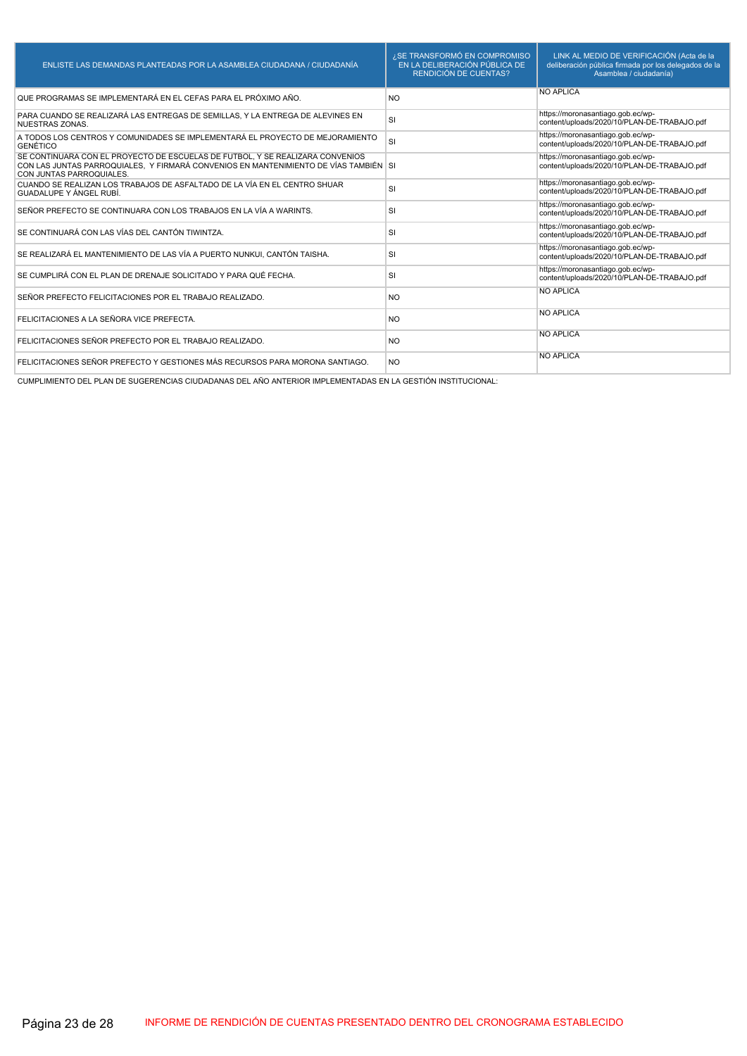| ENLISTE LAS DEMANDAS PLANTEADAS POR LA ASAMBLEA CIUDADANA / CIUDADANÍA | ¿SE TRANSFORMÓ EN COMPROMISO EN LA DELIBERACIÓN PÚBLICA DE RENDICIÓN DE CUENTAS? | LINK AL MEDIO DE VERIFICACIÓN (Acta de la deliberación pública firmada por los delegados de la Asamblea / ciudadanía) |
|---|---|---|
| QUE PROGRAMAS SE IMPLEMENTARÁ EN EL CEFAS PARA EL PRÓXIMO AÑO. | NO | NO APLICA |
| PARA CUANDO SE REALIZARÁ LAS ENTREGAS DE SEMILLAS, Y LA ENTREGA DE ALEVINES EN NUESTRAS ZONAS. | SI | https://moronasantiago.gob.ec/wp-content/uploads/2020/10/PLAN-DE-TRABAJO.pdf |
| A TODOS LOS CENTROS Y COMUNIDADES SE IMPLEMENTARÁ EL PROYECTO DE MEJORAMIENTO GENÉTICO | SI | https://moronasantiago.gob.ec/wp-content/uploads/2020/10/PLAN-DE-TRABAJO.pdf |
| SE CONTINUARA CON EL PROYECTO DE ESCUELAS DE FUTBOL, Y SE REALIZARA CONVENIOS CON LAS JUNTAS PARROQUIALES, Y FIRMARÁ CONVENIOS EN MANTENIMIENTO DE VÍAS TAMBIÉN CON JUNTAS PARROQUIALES. | SI | https://moronasantiago.gob.ec/wp-content/uploads/2020/10/PLAN-DE-TRABAJO.pdf |
| CUANDO SE REALIZAN LOS TRABAJOS DE ASFALTADO DE LA VÍA EN EL CENTRO SHUAR GUADALUPE Y ÁNGEL RUBÍ. | SI | https://moronasantiago.gob.ec/wp-content/uploads/2020/10/PLAN-DE-TRABAJO.pdf |
| SEÑOR PREFECTO SE CONTINUARA CON LOS TRABAJOS EN LA VÍA A WARINTS. | SI | https://moronasantiago.gob.ec/wp-content/uploads/2020/10/PLAN-DE-TRABAJO.pdf |
| SE CONTINUARÁ CON LAS VÍAS DEL CANTÓN TIWINTZA. | SI | https://moronasantiago.gob.ec/wp-content/uploads/2020/10/PLAN-DE-TRABAJO.pdf |
| SE REALIZARÁ EL MANTENIMIENTO DE LAS VÍA A PUERTO NUNKUI, CANTÓN TAISHA. | SI | https://moronasantiago.gob.ec/wp-content/uploads/2020/10/PLAN-DE-TRABAJO.pdf |
| SE CUMPLIRÁ CON EL PLAN DE DRENAJE SOLICITADO Y PARA QUÉ FECHA. | SI | https://moronasantiago.gob.ec/wp-content/uploads/2020/10/PLAN-DE-TRABAJO.pdf |
| SEÑOR PREFECTO FELICITACIONES POR EL TRABAJO REALIZADO. | NO | NO APLICA |
| FELICITACIONES A LA SEÑORA VICE PREFECTA. | NO | NO APLICA |
| FELICITACIONES SEÑOR PREFECTO POR EL TRABAJO REALIZADO. | NO | NO APLICA |
| FELICITACIONES SEÑOR PREFECTO Y GESTIONES MÁS RECURSOS PARA MORONA SANTIAGO. | NO | NO APLICA |

CUMPLIMIENTO DEL PLAN DE SUGERENCIAS CIUDADANAS DEL AÑO ANTERIOR IMPLEMENTADAS EN LA GESTIÓN INSTITUCIONAL:

INFORME DE RENDICIÓN DE CUENTAS PRESENTADO DENTRO DEL CRONOGRAMA ESTABLECIDO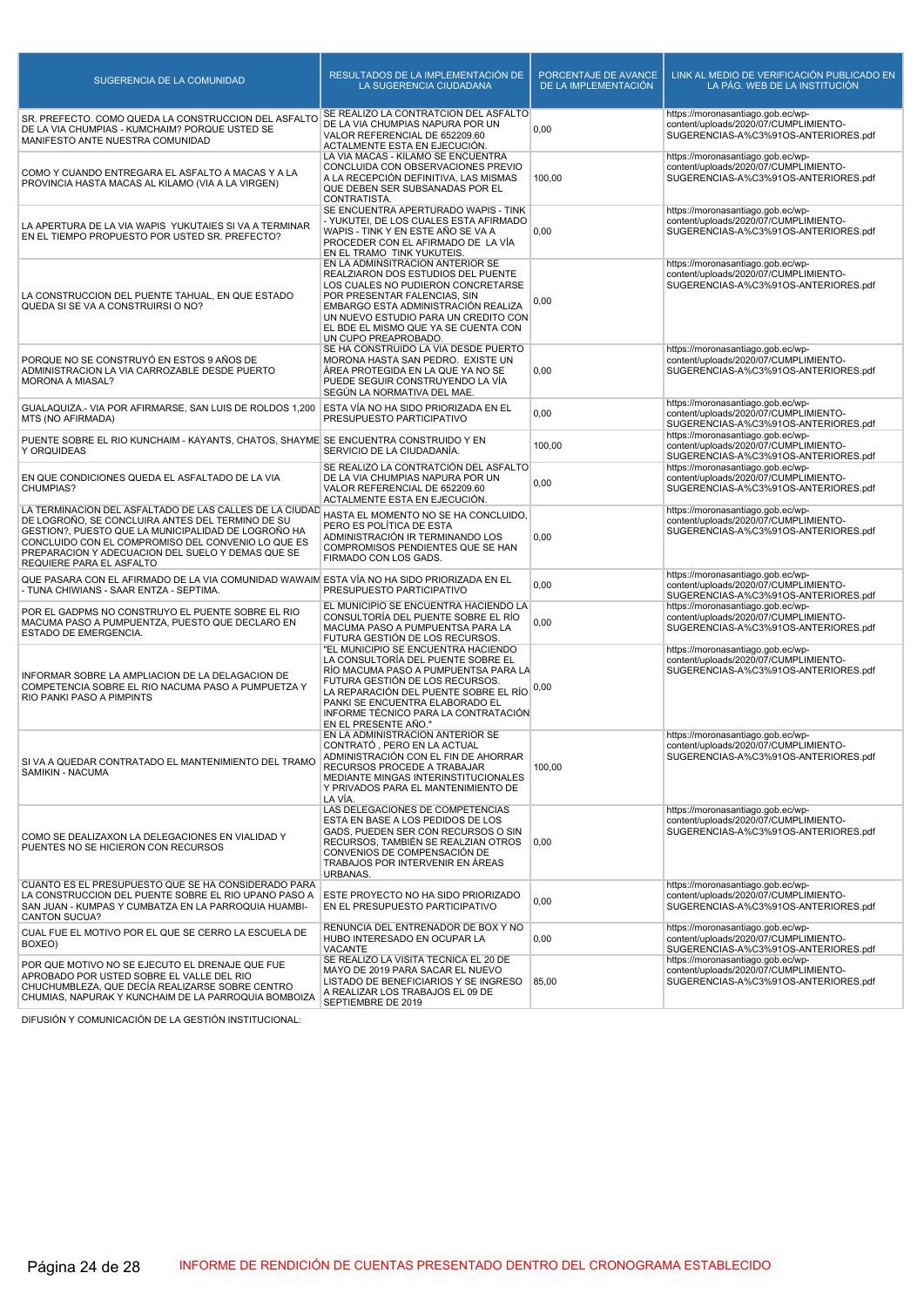| SUGERENCIA DE LA COMUNIDAD | RESULTADOS DE LA IMPLEMENTACIÓN DE LA SUGERENCIA CIUDADANA | PORCENTAJE DE AVANCE DE LA IMPLEMENTACIÓN | LINK AL MEDIO DE VERIFICACIÓN PUBLICADO EN LA PÁG. WEB DE LA INSTITUCIÓN |
|---|---|---|---|
| SR. PREFECTO. COMO QUEDA LA CONSTRUCCION DEL ASFALTO DE LA VIA CHUMPIAS - KUMCHAIM? PORQUE USTED SE MANIFESTO ANTE NUESTRA COMUNIDAD | SE REALIZO LA CONTRATCION DEL ASFALTO DE LA VIA CHUMPIAS NAPURA POR UN VALOR REFERENCIAL DE 652209.60 ACTALMENTE ESTA EN EJECUCIÓN. | 0,00 | https://moronasantiago.gob.ec/wp-content/uploads/2020/07/CUMPLIMIENTO-SUGERENCIAS-A%C3%91OS-ANTERIORES.pdf |
| COMO Y CUANDO ENTREGARA EL ASFALTO A MACAS Y A LA PROVINCIA HASTA MACAS AL KILAMO (VIA A LA VIRGEN) | LA VIA MACAS - KILAMO SE ENCUENTRA CONCLUIDA CON OBSERVACIONES PREVIO A LA RECEPCIÓN DEFINITIVA, LAS MISMAS QUE DEBEN SER SUBSANADAS POR EL CONTRATISTA. | 100,00 | https://moronasantiago.gob.ec/wp-content/uploads/2020/07/CUMPLIMIENTO-SUGERENCIAS-A%C3%91OS-ANTERIORES.pdf |
| LA APERTURA DE LA VIA WAPIS YUKUTAIES SI VA A TERMINAR EN EL TIEMPO PROPUESTO POR USTED SR. PREFECTO? | SE ENCUENTRA APERTURADO WAPIS - TINK - YUKUTEI, DE LOS CUALES ESTA AFIRMADO WAPIS - TINK Y EN ESTE AÑO SE VA A PROCEDER CON EL AFIRMADO DE LA VÍA EN EL TRAMO TINK YUKUTEIS. | 0,00 | https://moronasantiago.gob.ec/wp-content/uploads/2020/07/CUMPLIMIENTO-SUGERENCIAS-A%C3%91OS-ANTERIORES.pdf |
| LA CONSTRUCCION DEL PUENTE TAHUAL, EN QUE ESTADO QUEDA SI SE VA A CONSTRUIRSI O NO? | EN LA ADMINSITRACION ANTERIOR SE REALZIARON DOS ESTUDIOS DEL PUENTE LOS CUALES NO PUDIERON CONCRETARSE POR PRESENTAR FALENCIAS, SIN EMBARGO ESTA ADMINISTRACIÓN REALIZA UN NUEVO ESTUDIO PARA UN CREDITO CON EL BDE EL MISMO QUE YA SE CUENTA CON UN CUPO PREAPROBADO. | 0,00 | https://moronasantiago.gob.ec/wp-content/uploads/2020/07/CUMPLIMIENTO-SUGERENCIAS-A%C3%91OS-ANTERIORES.pdf |
| PORQUE NO SE CONSTRUYÓ EN ESTOS 9 AÑOS DE ADMINISTRACION LA VIA CARROZABLE DESDE PUERTO MORONA A MIASAL? | SE HA CONSTRUIDO LA VÍA DESDE PUERTO MORONA HASTA SAN PEDRO. EXISTE UN ÁREA PROTEGIDA EN LA QUE YA NO SE PUEDE SEGUIR CONSTRUYENDO LA VÍA SEGÚN LA NORMATIVA DEL MAE. | 0,00 | https://moronasantiago.gob.ec/wp-content/uploads/2020/07/CUMPLIMIENTO-SUGERENCIAS-A%C3%91OS-ANTERIORES.pdf |
| GUALAQUIZA.- VIA POR AFIRMARSE, SAN LUIS DE ROLDOS 1,200 MTS (NO AFIRMADA) | ESTA VÍA NO HA SIDO PRIORIZADA EN EL PRESUPUESTO PARTICIPATIVO | 0,00 | https://moronasantiago.gob.ec/wp-content/uploads/2020/07/CUMPLIMIENTO-SUGERENCIAS-A%C3%91OS-ANTERIORES.pdf |
| PUENTE SOBRE EL RIO KUNCHAIM - KAYANTS, CHATOS, SHAYME Y ORQUIDEAS | SE ENCUENTRA CONSTRUIDO Y EN SERVICIO DE LA CIUDADANÍA. | 100,00 | https://moronasantiago.gob.ec/wp-content/uploads/2020/07/CUMPLIMIENTO-SUGERENCIAS-A%C3%91OS-ANTERIORES.pdf |
| EN QUE CONDICIONES QUEDA EL ASFALTADO DE LA VIA CHUMPIAS? | SE REALIZÓ LA CONTRATCIÓN DEL ASFALTO DE LA VIA CHUMPIAS NAPURA POR UN VALOR REFERENCIAL DE 652209.60 ACTALMENTE ESTA EN EJECUCIÓN. | 0,00 | https://moronasantiago.gob.ec/wp-content/uploads/2020/07/CUMPLIMIENTO-SUGERENCIAS-A%C3%91OS-ANTERIORES.pdf |
| LA TERMINACION DEL ASFALTADO DE LAS CALLES DE LA CIUDAD DE LOGROÑO, SE CONCLUIRA ANTES DEL TERMINO DE SU GESTION?, PUESTO QUE LA MUNICIPALIDAD DE LOGROÑO HA CONCLUIDO CON EL COMPROMISO DEL CONVENIO LO QUE ES PREPARACION Y ADECUACION DEL SUELO Y DEMAS QUE SE REQUIERE PARA EL ASFALTO | HASTA EL MOMENTO NO SE HA CONCLUIDO, PERO ES POLÍTICA DE ESTA ADMINISTRACIÓN IR TERMINANDO LOS COMPROMISOS PENDIENTES QUE SE HAN FIRMADO CON LOS GADS. | 0,00 | https://moronasantiago.gob.ec/wp-content/uploads/2020/07/CUMPLIMIENTO-SUGERENCIAS-A%C3%91OS-ANTERIORES.pdf |
| QUE PASARA CON EL AFIRMADO DE LA VIA COMUNIDAD WAWAIM - TUNA CHIWIANS - SAAR ENTZA - SEPTIMA. | ESTA VÍA NO HA SIDO PRIORIZADA EN EL PRESUPUESTO PARTICIPATIVO | 0,00 | https://moronasantiago.gob.ec/wp-content/uploads/2020/07/CUMPLIMIENTO-SUGERENCIAS-A%C3%91OS-ANTERIORES.pdf |
| POR EL GADPMS NO CONSTRUYO EL PUENTE SOBRE EL RIO MACUMA PASO A PUMPUENTZA, PUESTO QUE DECLARO EN ESTADO DE EMERGENCIA. | EL MUNICIPIO SE ENCUENTRA HACIENDO LA CONSULTORÍA DEL PUENTE SOBRE EL RÍO MACUMA PASO A PUMPUENTSA PARA LA FUTURA GESTIÓN DE LOS RECURSOS. | 0,00 | https://moronasantiago.gob.ec/wp-content/uploads/2020/07/CUMPLIMIENTO-SUGERENCIAS-A%C3%91OS-ANTERIORES.pdf |
| INFORMAR SOBRE LA AMPLIACION DE LA DELAGACION DE COMPETENCIA SOBRE EL RIO NACUMA PASO A PUMPUETZA Y RIO PANKI PASO A PIMPINTS | "EL MUNICIPIO SE ENCUENTRA HACIENDO LA CONSULTORÍA DEL PUENTE SOBRE EL RÍO MACUMA PASO A PUMPUENTSA PARA LA FUTURA GESTIÓN DE LOS RECURSOS. LA REPARACIÓN DEL PUENTE SOBRE EL RÍO PANKI SE ENCUENTRA ELABORADO EL INFORME TÉCNICO PARA LA CONTRATACIÓN EN EL PRESENTE AÑO." | 0,00 | https://moronasantiago.gob.ec/wp-content/uploads/2020/07/CUMPLIMIENTO-SUGERENCIAS-A%C3%91OS-ANTERIORES.pdf |
| SI VA A QUEDAR CONTRATADO EL MANTENIMIENTO DEL TRAMO SAMIKIN - NACUMA | EN LA ADMINISTRACION ANTERIOR SE CONTRATÓ , PERO EN LA ACTUAL ADMINISTRACIÓN CON EL FIN DE AHORRAR RECURSOS PROCEDE A TRABAJAR MEDIANTE MINGAS INTERINSTITUCIONALES Y PRIVADOS PARA EL MANTENIMIENTO DE LA VÍA. | 100,00 | https://moronasantiago.gob.ec/wp-content/uploads/2020/07/CUMPLIMIENTO-SUGERENCIAS-A%C3%91OS-ANTERIORES.pdf |
| COMO SE DEALIZAXON LA DELEGACIONES EN VIALIDAD Y PUENTES NO SE HICIERON CON RECURSOS | LAS DELEGACIONES DE COMPETENCIAS ESTA EN BASE A LOS PEDIDOS DE LOS GADS, PUEDEN SER CON RECURSOS O SIN RECURSOS, TAMBIÉN SE REALZIAN OTROS CONVENIOS DE COMPENSACIÓN DE TRABAJOS POR INTERVENIR EN ÁREAS URBANAS. | 0,00 | https://moronasantiago.gob.ec/wp-content/uploads/2020/07/CUMPLIMIENTO-SUGERENCIAS-A%C3%91OS-ANTERIORES.pdf |
| CUANTO ES EL PRESUPUESTO QUE SE HA CONSIDERADO PARA LA CONSTRUCCION DEL PUENTE SOBRE EL RIO UPANO PASO A SAN JUAN - KUMPAS Y CUMBATZA EN LA PARROQUIA HUAMBI-CANTON SUCUA? | ESTE PROYECTO NO HA SIDO PRIORIZADO EN EL PRESUPUESTO PARTICIPATIVO | 0,00 | https://moronasantiago.gob.ec/wp-content/uploads/2020/07/CUMPLIMIENTO-SUGERENCIAS-A%C3%91OS-ANTERIORES.pdf |
| CUAL FUE EL MOTIVO POR EL QUE SE CERRO LA ESCUELA DE BOXEO) | RENUNCIA DEL ENTRENADOR DE BOX Y NO HUBO INTERESADO EN OCUPAR LA VACANTE | 0,00 | https://moronasantiago.gob.ec/wp-content/uploads/2020/07/CUMPLIMIENTO-SUGERENCIAS-A%C3%91OS-ANTERIORES.pdf |
| POR QUE MOTIVO NO SE EJECUTO EL DRENAJE QUE FUE APROBADO POR USTED SOBRE EL VALLE DEL RIO CHUCHUMBLEZA, QUE DECÍA REALIZARSE SOBRE CENTRO CHUMIAS, NAPURAK Y KUNCHAIM DE LA PARROQUIA BOMBOIZA | SE REALIZO LA VISITA TECNICA EL 20 DE MAYO DE 2019 PARA SACAR EL NUEVO LISTADO DE BENEFICIARIOS Y SE INGRESO A REALIZAR LOS TRABAJOS EL 09 DE SEPTIEMBRE DE 2019 | 85,00 | https://moronasantiago.gob.ec/wp-content/uploads/2020/07/CUMPLIMIENTO-SUGERENCIAS-A%C3%91OS-ANTERIORES.pdf |

DIFUSIÓN Y COMUNICACIÓN DE LA GESTIÓN INSTITUCIONAL:

INFORME DE RENDICIÓN DE CUENTAS PRESENTADO DENTRO DEL CRONOGRAMA ESTABLECIDO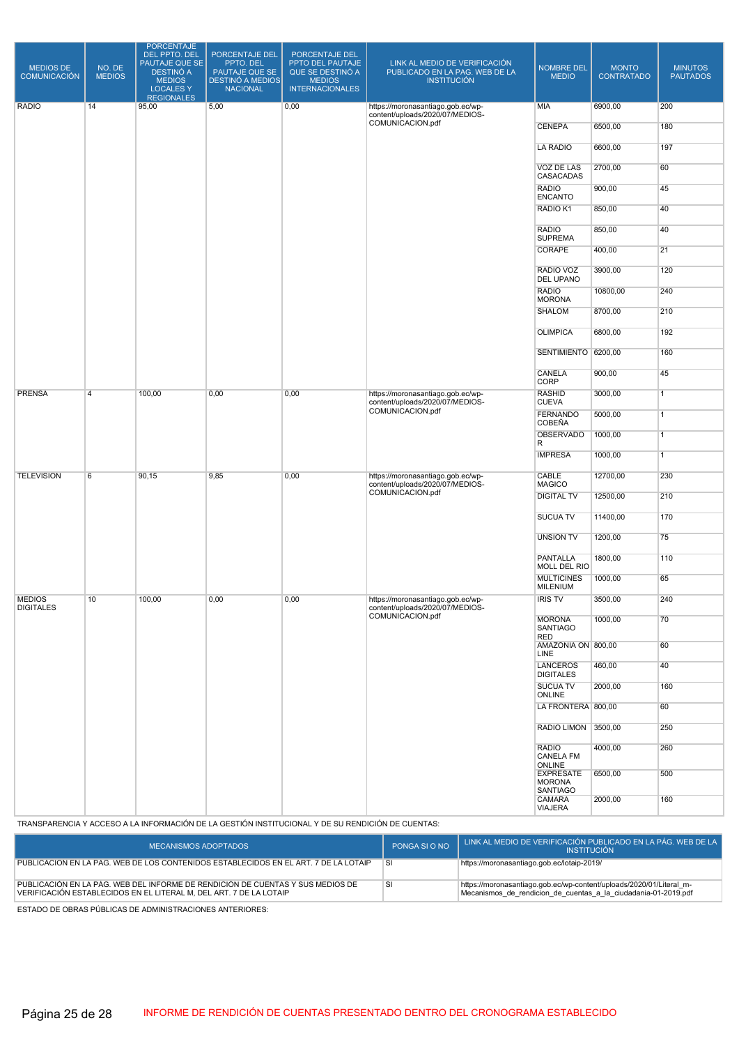| MEDIOS DE COMUNICACIÓN | NO. DE MEDIOS | PORCENTAJE DEL PPTO. DEL PAUTAJE QUE SE DESTINÓ A MEDIOS LOCALES Y REGIONALES | PORCENTAJE DEL PPTO. DEL PAUTAJE QUE SE DESTINÓ A MEDIOS NACIONAL | PORCENTAJE DEL PPTO DEL PAUTAJE QUE SE DESTINÓ A MEDIOS INTERNACIONALES | LINK AL MEDIO DE VERIFICACIÓN PUBLICADO EN LA PAG. WEB DE LA INSTITUCIÓN | NOMBRE DEL MEDIO | MONTO CONTRATADO | MINUTOS PAUTADOS |
|---|---|---|---|---|---|---|---|---|
| RADIO | 14 | 95,00 | 5,00 | 0,00 | https://moronasantiago.gob.ec/wp-content/uploads/2020/07/MEDIOS-COMUNICACION.pdf | MIA | 6900,00 | 200 |
| | | | | | | CENEPA | 6500,00 | 180 |
| | | | | | | LA RADIO | 6600,00 | 197 |
| | | | | | | VOZ DE LAS CASACADAS | 2700,00 | 60 |
| | | | | | | RADIO ENCANTO | 900,00 | 45 |
| | | | | | | RADIO K1 | 850,00 | 40 |
| | | | | | | RADIO SUPREMA | 850,00 | 40 |
| | | | | | | CORAPE | 400,00 | 21 |
| | | | | | | RADIO VOZ DEL UPANO | 3900,00 | 120 |
| | | | | | | RADIO MORONA | 10800,00 | 240 |
| | | | | | | SHALOM | 8700,00 | 210 |
| | | | | | | OLIMPICA | 6800,00 | 192 |
| | | | | | | SENTIMIENTO | 6200,00 | 160 |
| | | | | | | CANELA CORP | 900,00 | 45 |
| PRENSA | 4 | 100,00 | 0,00 | 0,00 | https://moronasantiago.gob.ec/wp-content/uploads/2020/07/MEDIOS-COMUNICACION.pdf | RASHID CUEVA | 3000,00 | 1 |
| | | | | | | FERNANDO COBEÑA | 5000,00 | 1 |
| | | | | | | OBSERVADOR | 1000,00 | 1 |
| | | | | | | IMPRESA | 1000,00 | 1 |
| TELEVISION | 6 | 90,15 | 9,85 | 0,00 | https://moronasantiago.gob.ec/wp-content/uploads/2020/07/MEDIOS-COMUNICACION.pdf | CABLE MAGICO | 12700,00 | 230 |
| | | | | | | DIGITAL TV | 12500,00 | 210 |
| | | | | | | SUCUA TV | 11400,00 | 170 |
| | | | | | | UNSION TV | 1200,00 | 75 |
| | | | | | | PANTALLA MOLL DEL RIO | 1800,00 | 110 |
| | | | | | | MULTICINES MILENIUM | 1000,00 | 65 |
| MEDIOS DIGITALES | 10 | 100,00 | 0,00 | 0,00 | https://moronasantiago.gob.ec/wp-content/uploads/2020/07/MEDIOS-COMUNICACION.pdf | IRIS TV | 3500,00 | 240 |
| | | | | | | MORONA SANTIAGO RED | 1000,00 | 70 |
| | | | | | | AMAZONIA ON LINE | 800,00 | 60 |
| | | | | | | LANCEROS DIGITALES | 460,00 | 40 |
| | | | | | | SUCUA TV ONLINE | 2000,00 | 160 |
| | | | | | | LA FRONTERA | 800,00 | 60 |
| | | | | | | RADIO LIMON | 3500,00 | 250 |
| | | | | | | RADIO CANELA FM ONLINE | 4000,00 | 260 |
| | | | | | | EXPRESATE MORONA SANTIAGO | 6500,00 | 500 |
| | | | | | | CAMARA VIAJERA | 2000,00 | 160 |

TRANSPARENCIA Y ACCESO A LA INFORMACIÓN DE LA GESTIÓN INSTITUCIONAL Y DE SU RENDICIÓN DE CUENTAS:

| MECANISMOS ADOPTADOS | PONGA SI O NO | LINK AL MEDIO DE VERIFICACIÓN PUBLICADO EN LA PÁG. WEB DE LA INSTITUCIÓN |
|---|---|---|
| PUBLICACION EN LA PAG. WEB DE LOS CONTENIDOS ESTABLECIDOS EN EL ART. 7 DE LA LOTAIP | SI | https://moronasantiago.gob.ec/lotaip-2019/ |
| PUBLICACIÓN EN LA PÁG. WEB DEL INFORME DE RENDICIÓN DE CUENTAS Y SUS MEDIOS DE VERIFICACIÓN ESTABLECIDOS EN EL LITERAL M, DEL ART. 7 DE LA LOTAIP | SI | https://moronasantiago.gob.ec/wp-content/uploads/2020/01/Literal_m-Mecanismos_de_rendicion_de_cuentas_a_la_ciudadania-01-2019.pdf |

ESTADO DE OBRAS PÚBLICAS DE ADMINISTRACIONES ANTERIORES:

INFORME DE RENDICIÓN DE CUENTAS PRESENTADO DENTRO DEL CRONOGRAMA ESTABLECIDO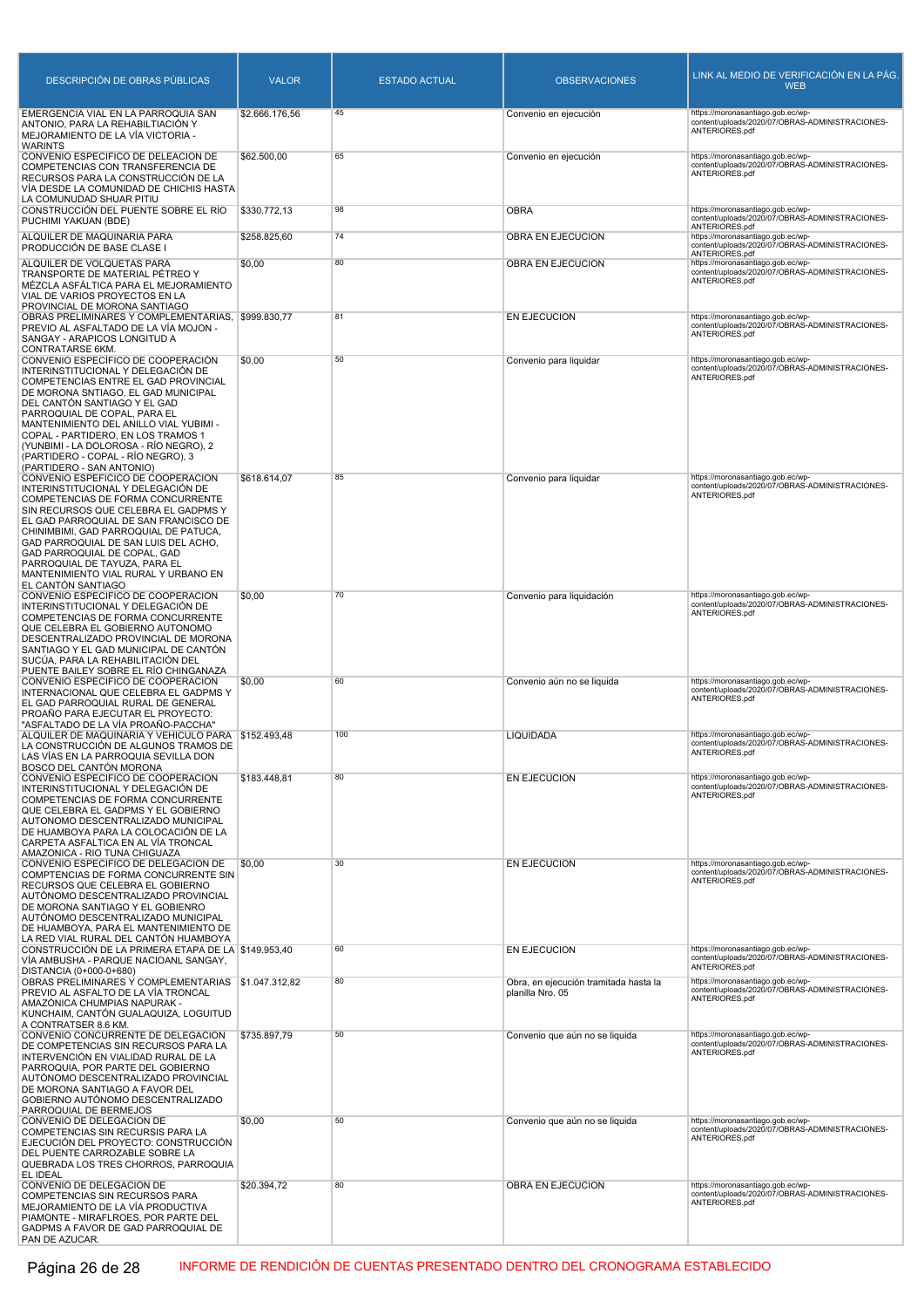| DESCRIPCIÓN DE OBRAS PÚBLICAS | VALOR | ESTADO ACTUAL | OBSERVACIONES | LINK AL MEDIO DE VERIFICACIÓN EN LA PÁG. WEB |
|---|---|---|---|---|
| EMERGENCIA VIAL EN LA PARROQUIA SAN ANTONIO, PARA LA REHABILTIACIÓN Y MEJORAMIENTO DE LA VÍA VICTORIA - WARINTS | $2.666.176,56 | 45 | Convenio en ejecución | https://moronasantiago.gob.ec/wp-content/uploads/2020/07/OBRAS-ADMINISTRACIONES-ANTERIORES.pdf |
| CONVENIO ESPECIFICO DE DELEACION DE COMPETENCIAS CON TRANSFERENCIA DE RECURSOS PARA LA CONSTRUCCIÓN DE LA VÍA DESDE LA COMUNIDAD DE CHICHIS HASTA LA COMUNUDAD SHUAR PITIU | $62.500,00 | 65 | Convenio en ejecución | https://moronasantiago.gob.ec/wp-content/uploads/2020/07/OBRAS-ADMINISTRACIONES-ANTERIORES.pdf |
| CONSTRUCCIÓN DEL PUENTE SOBRE EL RÍO PUCHIMI YAKUAN (BDE) | $330.772,13 | 98 | OBRA | https://moronasantiago.gob.ec/wp-content/uploads/2020/07/OBRAS-ADMINISTRACIONES-ANTERIORES.pdf |
| ALQUILER DE MAQUINARIA PARA PRODUCCIÓN DE BASE CLASE I | $258.825,60 | 74 | OBRA EN EJECUCION | https://moronasantiago.gob.ec/wp-content/uploads/2020/07/OBRAS-ADMINISTRACIONES-ANTERIORES.pdf |
| ALQUILER DE VOLQUETAS PARA TRANSPORTE DE MATERIAL PÉTREO Y MÉZCLA ASFÁLTICA PARA EL MEJORAMIENTO VIAL DE VARIOS PROYECTOS EN LA PROVINCIAL DE MORONA SANTIAGO | $0,00 | 80 | OBRA EN EJECUCION | https://moronasantiago.gob.ec/wp-content/uploads/2020/07/OBRAS-ADMINISTRACIONES-ANTERIORES.pdf |
| OBRAS PRELIMINARES Y COMPLEMENTARIAS, PREVIO AL ASFALTADO DE LA VÍA MOJON - SANGAY - ARAPICOS LONGITUD A CONTRATARSE 6KM. | $999.830,77 | 81 | EN EJECUCION | https://moronasantiago.gob.ec/wp-content/uploads/2020/07/OBRAS-ADMINISTRACIONES-ANTERIORES.pdf |
| CONVENIO ESPECÍFICO DE COOPERACIÓN INTERINSTITUCIONAL Y DELEGACIÓN DE COMPETENCIAS ENTRE EL GAD PROVINCIAL DE MORONA SNTIAGO, EL GAD MUNICIPAL DEL CANTÓN SANTIAGO Y EL GAD PARROQUIAL DE COPAL, PARA EL MANTENIMIENTO DEL ANILLO VIAL YUBIMI - COPAL - PARTIDERO, EN LOS TRAMOS 1 (YUNBIMI - LA DOLOROSA - RÍO NEGRO), 2 (PARTIDERO - COPAL - RÍO NEGRO), 3 (PARTIDERO - SAN ANTONIO) | $0,00 | 50 | Convenio para liquidar | https://moronasantiago.gob.ec/wp-content/uploads/2020/07/OBRAS-ADMINISTRACIONES-ANTERIORES.pdf |
| CONVENIO ESPECIFICO DE COOPERACION INTERINSTITUCIONAL Y DELEGACIÓN DE COMPETENCIAS DE FORMA CONCURRENTE SIN RECURSOS QUE CELEBRA EL GADPMS Y EL GAD PARROQUIAL DE SAN FRANCISCO DE CHINIMBIMI, GAD PARROQUIAL DE PATUCA, GAD PARROQUIAL DE SAN LUIS DEL ACHO, GAD PARROQUIAL DE COPAL, GAD PARROQUIAL DE TAYUZA, PARA EL MANTENIMIENTO VIAL RURAL Y URBANO EN EL CANTÓN SANTIAGO | $618.614,07 | 85 | Convenio para liquidar | https://moronasantiago.gob.ec/wp-content/uploads/2020/07/OBRAS-ADMINISTRACIONES-ANTERIORES.pdf |
| CONVENIO ESPECIFICO DE COOPERACION INTERINSTITUCIONAL Y DELEGACIÓN DE COMPETENCIAS DE FORMA CONCURRENTE QUE CELEBRA EL GOBIERNO AUTONOMO DESCENTRALIZADO PROVINCIAL DE MORONA SANTIAGO Y EL GAD MUNICIPAL DE CANTÓN SUCÚA, PARA LA REHABILITACIÓN DEL PUENTE BAILEY SOBRE EL RÍO CHINGANAZA | $0,00 | 70 | Convenio para liquidación | https://moronasantiago.gob.ec/wp-content/uploads/2020/07/OBRAS-ADMINISTRACIONES-ANTERIORES.pdf |
| CONVENIO ESPECIFICO DE COOPERACION INTERNACIONAL QUE CELEBRA EL GADPMS Y EL GAD PARROQUIAL RURAL DE GENERAL PROAÑO PARA EJECUTAR EL PROYECTO: "ASFALTADO DE LA VÍA PROAÑO-PACCHA" | $0,00 | 60 | Convenio aún no se liquida | https://moronasantiago.gob.ec/wp-content/uploads/2020/07/OBRAS-ADMINISTRACIONES-ANTERIORES.pdf |
| ALQUILER DE MAQUINARIA Y VEHICULO PARA LA CONSTRUCCIÓN DE ALGUNOS TRAMOS DE LAS VÍAS EN LA PARROQUIA SEVILLA DON BOSCO DEL CANTÓN MORONA | $152.493,48 | 100 | LIQUIDADA | https://moronasantiago.gob.ec/wp-content/uploads/2020/07/OBRAS-ADMINISTRACIONES-ANTERIORES.pdf |
| CONVENIO ESPECIFICO DE COOPERACION INTERINSTITUCIONAL Y DELEGACIÓN DE COMPETENCIAS DE FORMA CONCURRENTE QUE CELEBRA EL GADPMS Y EL GOBIERNO AUTONOMO DESCENTRALIZADO MUNICIPAL DE HUAMBOYA PARA LA COLOCACIÓN DE LA CARPETA ASFALTICA EN AL VÍA TRONCAL AMAZONICA - RIO TUNA CHIGUAZA | $183.448,81 | 80 | EN EJECUCION | https://moronasantiago.gob.ec/wp-content/uploads/2020/07/OBRAS-ADMINISTRACIONES-ANTERIORES.pdf |
| CONVENIO ESPECIFICO DE DELEGACION DE COMPTENCIAS DE FORMA CONCURRENTE SIN RECURSOS QUE CELEBRA EL GOBIERNO AUTÓNOMO DESCENTRALIZADO PROVINCIAL DE MORONA SANTIAGO Y EL GOBIENRO AUTÓNOMO DESCENTRALIZADO MUNICIPAL DE HUAMBOYA, PARA EL MANTENIMIENTO DE LA RED VIAL RURAL DEL CANTÓN HUAMBOYA | $0,00 | 30 | EN EJECUCION | https://moronasantiago.gob.ec/wp-content/uploads/2020/07/OBRAS-ADMINISTRACIONES-ANTERIORES.pdf |
| CONSTRUCCIÓN DE LA PRIMERA ETAPA DE LA VÍA AMBUSHA - PARQUE NACIOANL SANGAY, DISTANCIA (0+000-0+680) | $149.953,40 | 60 | EN EJECUCION | https://moronasantiago.gob.ec/wp-content/uploads/2020/07/OBRAS-ADMINISTRACIONES-ANTERIORES.pdf |
| OBRAS PRELIMINARES Y COMPLEMENTARIAS PREVIO AL ASFALTO DE LA VÍA TRONCAL AMAZÓNICA CHUMPIAS NAPURAK - KUNCHAIM, CANTÓN GUALAQUIZA, LOGUITUD A CONTRATSER 8.6 KM. | $1.047.312,82 | 80 | Obra, en ejecución tramitada hasta la planilla Nro. 05 | https://moronasantiago.gob.ec/wp-content/uploads/2020/07/OBRAS-ADMINISTRACIONES-ANTERIORES.pdf |
| CONVENIO CONCURRENTE DE DELEGACION DE COMPETENCIAS SIN RECURSOS PARA LA INTERVENCIÓN EN VIALIDAD RURAL DE LA PARROQUIA, POR PARTE DEL GOBIERNO AUTÓNOMO DESCENTRALIZADO PROVINCIAL DE MORONA SANTIAGO A FAVOR DEL GOBIERNO AUTÓNOMO DESCENTRALIZADO PARROQUIAL DE BERMEJOS | $735.897,79 | 50 | Convenio que aún no se liquida | https://moronasantiago.gob.ec/wp-content/uploads/2020/07/OBRAS-ADMINISTRACIONES-ANTERIORES.pdf |
| CONVENIO DE DELEGACION DE COMPETENCIAS SIN RECURSIS PARA LA EJECUCIÓN DEL PROYECTO: CONSTRUCCIÓN DEL PUENTE CARROZABLE SOBRE LA QUEBRADA LOS TRES CHORROS, PARROQUIA EL IDEAL | $0,00 | 50 | Convenio que aún no se liquida | https://moronasantiago.gob.ec/wp-content/uploads/2020/07/OBRAS-ADMINISTRACIONES-ANTERIORES.pdf |
| CONVENIO DE DELEGACION DE COMPETENCIAS SIN RECURSOS PARA MEJORAMIENTO DE LA VÍA PRODUCTIVA PIAMONTE - MIRAFLROES, POR PARTE DEL GADPMS A FAVOR DE GAD PARROQUIAL DE PAN DE AZUCAR. | $20.394,72 | 80 | OBRA EN EJECUCION | https://moronasantiago.gob.ec/wp-content/uploads/2020/07/OBRAS-ADMINISTRACIONES-ANTERIORES.pdf |

INFORME DE RENDICIÓN DE CUENTAS PRESENTADO DENTRO DEL CRONOGRAMA ESTABLECIDO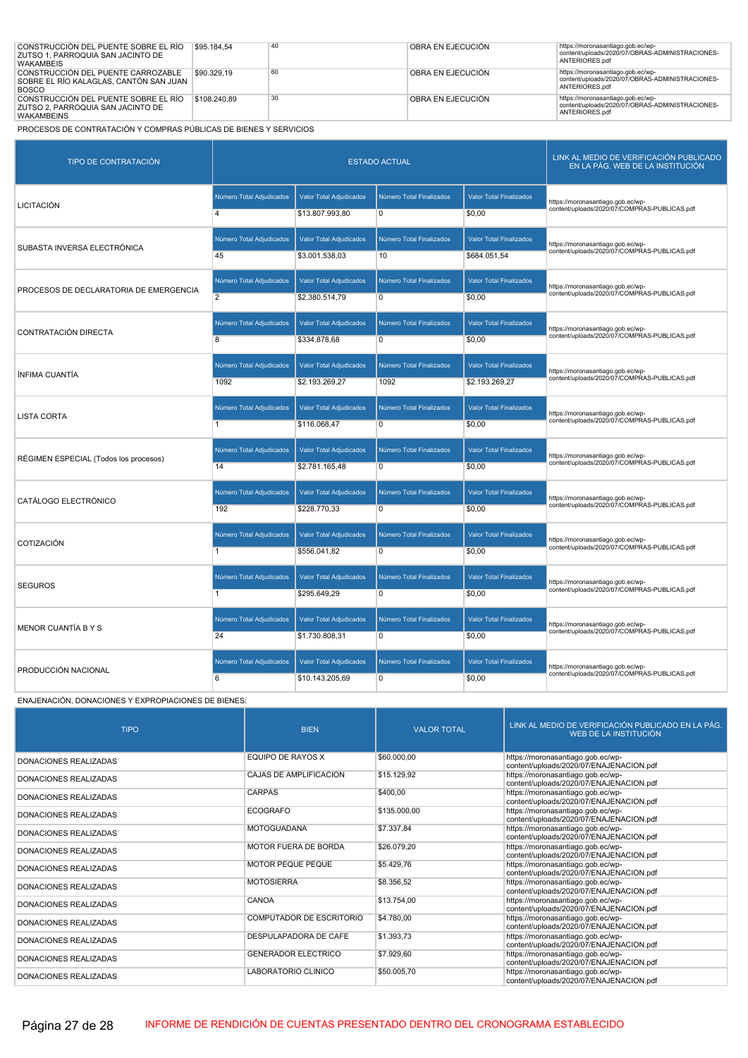| | | | | |
|---|---|---|---|---|
| CONSTRUCCIÓN DEL PUENTE SOBRE EL RÍO ZUTSO 1, PARROQUIA SAN JACINTO DE WAKAMBEIS | $95.184,54 | 40 | OBRA EN EJECUCIÓN | https://moronasantiago.gob.ec/wp-content/uploads/2020/07/OBRAS-ADMINISTRACIONES-ANTERIORES.pdf |
| CONSTRUCCIÓN DEL PUENTE CARROZABLE SOBRE EL RÍO KALAGLAS, CANTÓN SAN JUAN BOSCO | $90.329,19 | 60 | OBRA EN EJECUCIÓN | https://moronasantiago.gob.ec/wp-content/uploads/2020/07/OBRAS-ADMINISTRACIONES-ANTERIORES.pdf |
| CONSTRUCCIÓN DEL PUENTE SOBRE EL RÍO ZUTSO 2, PARROQUIA SAN JACINTO DE WAKAMBEINS | $108.240,89 | 30 | OBRA EN EJECUCIÓN | https://moronasantiago.gob.ec/wp-content/uploads/2020/07/OBRAS-ADMINISTRACIONES-ANTERIORES.pdf |

PROCESOS DE CONTRATACIÓN Y COMPRAS PÚBLICAS DE BIENES Y SERVICIOS

| TIPO DE CONTRATACIÓN | ESTADO ACTUAL | | | | LINK AL MEDIO DE VERIFICACIÓN PUBLICADO EN LA PÁG. WEB DE LA INSTITUCIÓN |
|---|---|---|---|---|---|
| | Número Total Adjudicados | Valor Total Adjudicados | Número Total Finalizados | Valor Total Finalizados | |
| LICITACIÓN | 4 | $13.807.993,80 | 0 | $0,00 | https://moronasantiago.gob.ec/wp-content/uploads/2020/07/COMPRAS-PUBLICAS.pdf |
| SUBASTA INVERSA ELECTRÓNICA | 45 | $3.001.538,03 | 10 | $684.051,54 | https://moronasantiago.gob.ec/wp-content/uploads/2020/07/COMPRAS-PUBLICAS.pdf |
| PROCESOS DE DECLARATORIA DE EMERGENCIA | 2 | $2.380.514,79 | 0 | $0,00 | https://moronasantiago.gob.ec/wp-content/uploads/2020/07/COMPRAS-PUBLICAS.pdf |
| CONTRATACIÓN DIRECTA | 8 | $334.878,68 | 0 | $0,00 | https://moronasantiago.gob.ec/wp-content/uploads/2020/07/COMPRAS-PUBLICAS.pdf |
| ÍNFIMA CUANTÍA | 1092 | $2.193.269,27 | 1092 | $2.193.269,27 | https://moronasantiago.gob.ec/wp-content/uploads/2020/07/COMPRAS-PUBLICAS.pdf |
| LISTA CORTA | 1 | $116.068,47 | 0 | $0,00 | https://moronasantiago.gob.ec/wp-content/uploads/2020/07/COMPRAS-PUBLICAS.pdf |
| RÉGIMEN ESPECIAL (Todos los procesos) | 14 | $2.781.165,48 | 0 | $0,00 | https://moronasantiago.gob.ec/wp-content/uploads/2020/07/COMPRAS-PUBLICAS.pdf |
| CATÁLOGO ELECTRÓNICO | 192 | $228.770,33 | 0 | $0,00 | https://moronasantiago.gob.ec/wp-content/uploads/2020/07/COMPRAS-PUBLICAS.pdf |
| COTIZACIÓN | 1 | $556.041,82 | 0 | $0,00 | https://moronasantiago.gob.ec/wp-content/uploads/2020/07/COMPRAS-PUBLICAS.pdf |
| SEGUROS | 1 | $295.649,29 | 0 | $0,00 | https://moronasantiago.gob.ec/wp-content/uploads/2020/07/COMPRAS-PUBLICAS.pdf |
| MENOR CUANTÍA B Y S | 24 | $1.730.808,31 | 0 | $0,00 | https://moronasantiago.gob.ec/wp-content/uploads/2020/07/COMPRAS-PUBLICAS.pdf |
| PRODUCCIÓN NACIONAL | 6 | $10.143.205,69 | 0 | $0,00 | https://moronasantiago.gob.ec/wp-content/uploads/2020/07/COMPRAS-PUBLICAS.pdf |

ENAJENACIÓN, DONACIONES Y EXPROPIACIONES DE BIENES:

| TIPO | BIEN | VALOR TOTAL | LINK AL MEDIO DE VERIFICACIÓN PUBLICADO EN LA PÁG. WEB DE LA INSTITUCIÓN |
|---|---|---|---|
| DONACIONES REALIZADAS | EQUIPO DE RAYOS X | $60.000,00 | https://moronasantiago.gob.ec/wp-content/uploads/2020/07/ENAJENACION.pdf |
| DONACIONES REALIZADAS | CAJAS DE AMPLIFICACION | $15.129,92 | https://moronasantiago.gob.ec/wp-content/uploads/2020/07/ENAJENACION.pdf |
| DONACIONES REALIZADAS | CARPAS | $400,00 | https://moronasantiago.gob.ec/wp-content/uploads/2020/07/ENAJENACION.pdf |
| DONACIONES REALIZADAS | ECOGRAFO | $135.000,00 | https://moronasantiago.gob.ec/wp-content/uploads/2020/07/ENAJENACION.pdf |
| DONACIONES REALIZADAS | MOTOGUADANA | $7.337,84 | https://moronasantiago.gob.ec/wp-content/uploads/2020/07/ENAJENACION.pdf |
| DONACIONES REALIZADAS | MOTOR FUERA DE BORDA | $26.079,20 | https://moronasantiago.gob.ec/wp-content/uploads/2020/07/ENAJENACION.pdf |
| DONACIONES REALIZADAS | MOTOR PEQUE PEQUE | $5.429,76 | https://moronasantiago.gob.ec/wp-content/uploads/2020/07/ENAJENACION.pdf |
| DONACIONES REALIZADAS | MOTOSIERRA | $8.356,52 | https://moronasantiago.gob.ec/wp-content/uploads/2020/07/ENAJENACION.pdf |
| DONACIONES REALIZADAS | CANOA | $13.754,00 | https://moronasantiago.gob.ec/wp-content/uploads/2020/07/ENAJENACION.pdf |
| DONACIONES REALIZADAS | COMPUTADOR DE ESCRITORIO | $4.780,00 | https://moronasantiago.gob.ec/wp-content/uploads/2020/07/ENAJENACION.pdf |
| DONACIONES REALIZADAS | DESPULAPADORA DE CAFE | $1.393,73 | https://moronasantiago.gob.ec/wp-content/uploads/2020/07/ENAJENACION.pdf |
| DONACIONES REALIZADAS | GENERADOR ELECTRICO | $7.929,60 | https://moronasantiago.gob.ec/wp-content/uploads/2020/07/ENAJENACION.pdf |
| DONACIONES REALIZADAS | LABORATORIO CLINICO | $50.005,70 | https://moronasantiago.gob.ec/wp-content/uploads/2020/07/ENAJENACION.pdf |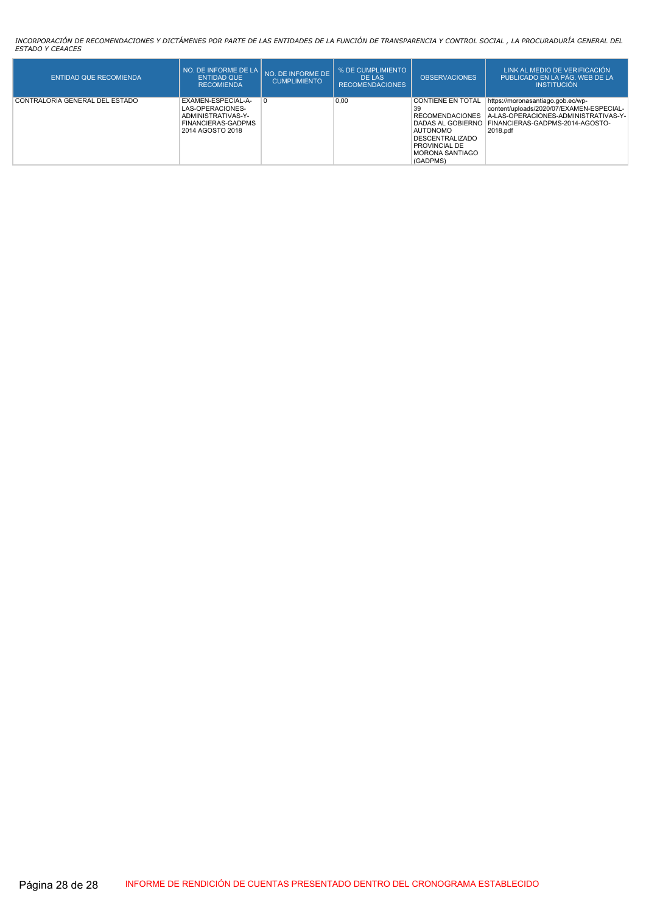*INCORPORACIÓN DE RECOMENDACIONES Y DICTÁMENES POR PARTE DE LAS ENTIDADES DE LA FUNCIÓN DE TRANSPARENCIA Y CONTROL SOCIAL , LA PROCURADURÍA GENERAL DEL ESTADO Y CEAACES*

| ENTIDAD QUE RECOMIENDA | NO. DE INFORME DE LA ENTIDAD QUE RECOMIENDA | NO. DE INFORME DE CUMPLIMIENTO | % DE CUMPLIMIENTO DE LAS RECOMENDACIONES | OBSERVACIONES | LINK AL MEDIO DE VERIFICACIÓN PUBLICADO EN LA PÁG. WEB DE LA INSTITUCIÓN |
|---|---|---|---|---|---|
| CONTRALORIA GENERAL DEL ESTADO | EXAMEN-ESPECIAL-A-LAS-OPERACIONES-ADMINISTRATIVAS-Y-FINANCIERAS-GADPMS 2014 AGOSTO 2018 | 0 | 0,00 | CONTIENE EN TOTAL 39 RECOMENDACIONES DADAS AL GOBIERNO AUTONOMO DESCENTRALIZADO PROVINCIAL DE MORONA SANTIAGO (GADPMS) | https://moronasantiago.gob.ec/wp-content/uploads/2020/07/EXAMEN-ESPECIAL-A-LAS-OPERACIONES-ADMINISTRATIVAS-Y-FINANCIERAS-GADPMS-2014-AGOSTO-2018.pdf |

INFORME DE RENDICIÓN DE CUENTAS PRESENTADO DENTRO DEL CRONOGRAMA ESTABLECIDO